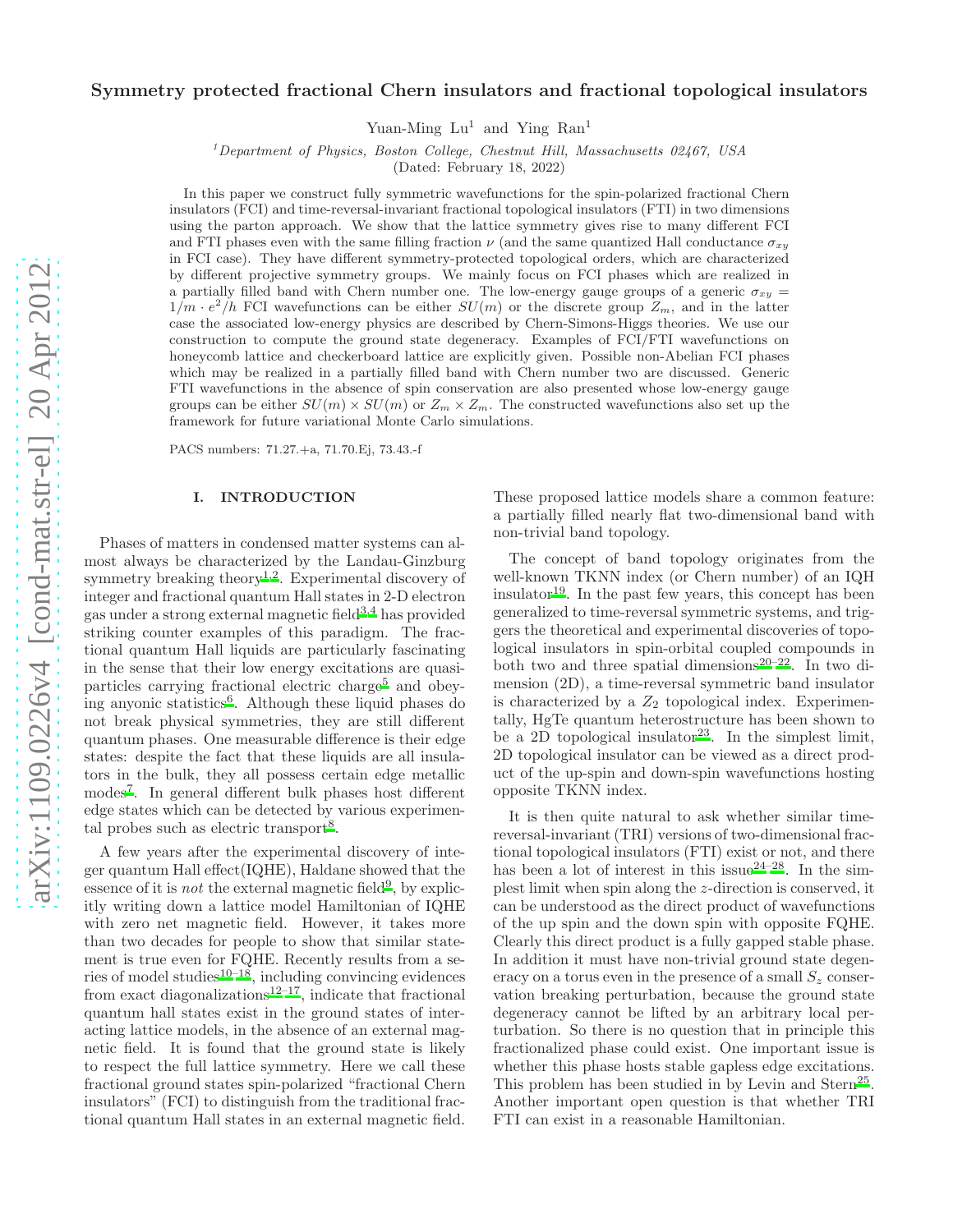# Symmetry protected fractional Chern insulators and fractional topological insulators

Yuan-Ming Lu[1] and Ying Ran[1]

[1]*Department of Physics, Boston College, Chestnut Hill, Massachusetts 02467, USA*

(Dated: February 18, 2022)

In this paper we construct fully symmetric wavefunctions for the spin-polarized fractional Chern insulators (FCI) and time-reversal-invariant fractional topological insulators (FTI) in two dimensions using the parton approach. We show that the lattice symmetry gives rise to many different FCI and FTI phases even with the same filling fraction $\nu$ (and the same quantized Hall conductance $\sigma_{xy}$ in FCI case). They have different symmetry-protected topological orders, which are characterized by different projective symmetry groups. We mainly focus on FCI phases which are realized in a partially filled band with Chern number one. The low-energy gauge groups of a generic $\sigma_{xy} = 1/m \cdot e^2/h$ FCI wavefunctions can be either $SU(m)$ or the discrete group $Z_m$, and in the latter case the associated low-energy physics are described by Chern-Simons-Higgs theories. We use our construction to compute the ground state degeneracy. Examples of FCI/FTI wavefunctions on honeycomb lattice and checkerboard lattice are explicitly given. Possible non-Abelian FCI phases which may be realized in a partially filled band with Chern number two are discussed. Generic FTI wavefunctions in the absence of spin conservation are also presented whose low-energy gauge groups can be either $SU(m) \times SU(m)$ or $Z_m \times Z_m$. The constructed wavefunctions also set up the framework for future variational Monte Carlo simulations.

PACS numbers: 71.27.+a, 71.70.Ej, 73.43.-f

## I. INTRODUCTION

Phases of matters in condensed matter systems can almost always be characterized by the Landau-Ginzburg symmetry breaking theory[1,2]. Experimental discovery of integer and fractional quantum Hall states in 2-D electron gas under a strong external magnetic field[3,4] has provided striking counter examples of this paradigm. The fractional quantum Hall liquids are particularly fascinating in the sense that their low energy excitations are quasiparticles carrying fractional electric charge[5] and obeying anyonic statistics[6]. Although these liquid phases do not break physical symmetries, they are still different quantum phases. One measurable difference is their edge states: despite the fact that these liquids are all insulators in the bulk, they all possess certain edge metallic modes[7]. In general different bulk phases host different edge states which can be detected by various experimental probes such as electric transport[8].

A few years after the experimental discovery of integer quantum Hall effect(IQHE), Haldane showed that the essence of it is *not* the external magnetic field[9], by explicitly writing down a lattice model Hamiltonian of IQHE with zero net magnetic field. However, it takes more than two decades for people to show that similar statement is true even for FQHE. Recently results from a series of model studies[10–18], including convincing evidences from exact diagonalizations[12–17], indicate that fractional quantum hall states exist in the ground states of interacting lattice models, in the absence of an external magnetic field. It is found that the ground state is likely to respect the full lattice symmetry. Here we call these fractional ground states spin-polarized "fractional Chern insulators" (FCI) to distinguish from the traditional fractional quantum Hall states in an external magnetic field. These proposed lattice models share a common feature: a partially filled nearly flat two-dimensional band with non-trivial band topology.

The concept of band topology originates from the well-known TKNN index (or Chern number) of an IQH insulator[19]. In the past few years, this concept has been generalized to time-reversal symmetric systems, and triggers the theoretical and experimental discoveries of topological insulators in spin-orbital coupled compounds in both two and three spatial dimensions[20–22]. In two dimension (2D), a time-reversal symmetric band insulator is characterized by a $Z_2$ topological index. Experimentally, HgTe quantum heterostructure has been shown to be a 2D topological insulator[23]. In the simplest limit, 2D topological insulator can be viewed as a direct product of the up-spin and down-spin wavefunctions hosting opposite TKNN index.

It is then quite natural to ask whether similar time-reversal-invariant (TRI) versions of two-dimensional fractional topological insulators (FTI) exist or not, and there has been a lot of interest in this issue[24–28]. In the simplest limit when spin along the $z$-direction is conserved, it can be understood as the direct product of wavefunctions of the up spin and the down spin with opposite FQHE. Clearly this direct product is a fully gapped stable phase. In addition it must have non-trivial ground state degeneracy on a torus even in the presence of a small $S_z$ conservation breaking perturbation, because the ground state degeneracy cannot be lifted by an arbitrary local perturbation. So there is no question that in principle this fractionalized phase could exist. One important issue is whether this phase hosts stable gapless edge excitations. This problem has been studied in by Levin and Stern[25]. Another important open question is that whether TRI FTI can exist in a reasonable Hamiltonian.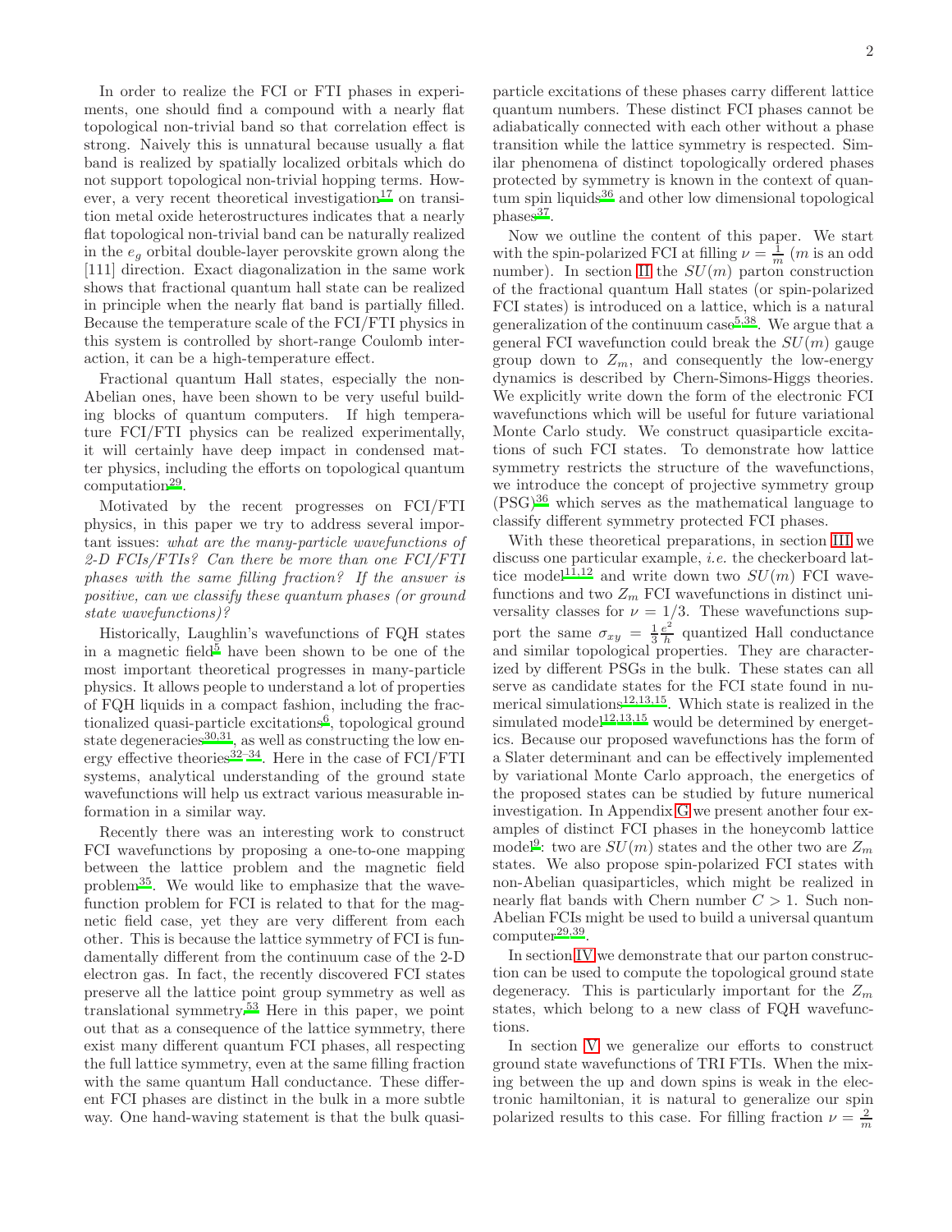In order to realize the FCI or FTI phases in experiments, one should find a compound with a nearly flat topological non-trivial band so that correlation effect is strong. Naively this is unnatural because usually a flat band is realized by spatially localized orbitals which do not support topological non-trivial hopping terms. However, a very recent theoretical investigation[17] on transition metal oxide heterostructures indicates that a nearly flat topological non-trivial band can be naturally realized in the $e_g$ orbital double-layer perovskite grown along the [111] direction. Exact diagonalization in the same work shows that fractional quantum hall state can be realized in principle when the nearly flat band is partially filled. Because the temperature scale of the FCI/FTI physics in this system is controlled by short-range Coulomb interaction, it can be a high-temperature effect.

Fractional quantum Hall states, especially the non-Abelian ones, have been shown to be very useful building blocks of quantum computers. If high temperature FCI/FTI physics can be realized experimentally, it will certainly have deep impact in condensed matter physics, including the efforts on topological quantum computation[29].

Motivated by the recent progresses on FCI/FTI physics, in this paper we try to address several important issues: *what are the many-particle wavefunctions of 2-D FCIs/FTIs? Can there be more than one FCI/FTI phases with the same filling fraction? If the answer is positive, can we classify these quantum phases (or ground state wavefunctions)?*

Historically, Laughlin's wavefunctions of FQH states in a magnetic field[5] have been shown to be one of the most important theoretical progresses in many-particle physics. It allows people to understand a lot of properties of FQH liquids in a compact fashion, including the fractionalized quasi-particle excitations[6], topological ground state degeneracies[30,31], as well as constructing the low energy effective theories[32–34]. Here in the case of FCI/FTI systems, analytical understanding of the ground state wavefunctions will help us extract various measurable information in a similar way.

Recently there was an interesting work to construct FCI wavefunctions by proposing a one-to-one mapping between the lattice problem and the magnetic field problem[35]. We would like to emphasize that the wavefunction problem for FCI is related to that for the magnetic field case, yet they are very different from each other. This is because the lattice symmetry of FCI is fundamentally different from the continuum case of the 2-D electron gas. In fact, the recently discovered FCI states preserve all the lattice point group symmetry as well as translational symmetry.[53] Here in this paper, we point out that as a consequence of the lattice symmetry, there exist many different quantum FCI phases, all respecting the full lattice symmetry, even at the same filling fraction with the same quantum Hall conductance. These different FCI phases are distinct in the bulk in a more subtle way. One hand-waving statement is that the bulk quasiparticle excitations of these phases carry different lattice quantum numbers. These distinct FCI phases cannot be adiabatically connected with each other without a phase transition while the lattice symmetry is respected. Similar phenomena of distinct topologically ordered phases protected by symmetry is known in the context of quantum spin liquids[36] and other low dimensional topological phases[37].

Now we outline the content of this paper. We start with the spin-polarized FCI at filling $\nu = \frac{1}{m}$ ($m$ is an odd number). In section II the $SU(m)$ parton construction of the fractional quantum Hall states (or spin-polarized FCI states) is introduced on a lattice, which is a natural generalization of the continuum case[5,38]. We argue that a general FCI wavefunction could break the $SU(m)$ gauge group down to $Z_m$, and consequently the low-energy dynamics is described by Chern-Simons-Higgs theories. We explicitly write down the form of the electronic FCI wavefunctions which will be useful for future variational Monte Carlo study. We construct quasiparticle excitations of such FCI states. To demonstrate how lattice symmetry restricts the structure of the wavefunctions, we introduce the concept of projective symmetry group (PSG)[36] which serves as the mathematical language to classify different symmetry protected FCI phases.

With these theoretical preparations, in section III we discuss one particular example, *i.e.* the checkerboard lattice model[11,12] and write down two $SU(m)$ FCI wavefunctions and two $Z_m$ FCI wavefunctions in distinct universality classes for $\nu = 1/3$. These wavefunctions support the same $\sigma_{xy} = \frac{1}{3}\frac{e^2}{h}$ quantized Hall conductance and similar topological properties. They are characterized by different PSGs in the bulk. These states can all serve as candidate states for the FCI state found in numerical simulations[12,13,15]. Which state is realized in the simulated model[12,13,15] would be determined by energetics. Because our proposed wavefunctions has the form of a Slater determinant and can be effectively implemented by variational Monte Carlo approach, the energetics of the proposed states can be studied by future numerical investigation. In Appendix G we present another four examples of distinct FCI phases in the honeycomb lattice model[9]: two are $SU(m)$ states and the other two are $Z_m$ states. We also propose spin-polarized FCI states with non-Abelian quasiparticles, which might be realized in nearly flat bands with Chern number $C > 1$. Such non-Abelian FCIs might be used to build a universal quantum computer[29,39].

In section IV we demonstrate that our parton construction can be used to compute the topological ground state degeneracy. This is particularly important for the $Z_m$ states, which belong to a new class of FQH wavefunctions.

In section V we generalize our efforts to construct ground state wavefunctions of TRI FTIs. When the mixing between the up and down spins is weak in the electronic hamiltonian, it is natural to generalize our spin polarized results to this case. For filling fraction $\nu = \frac{2}{m}$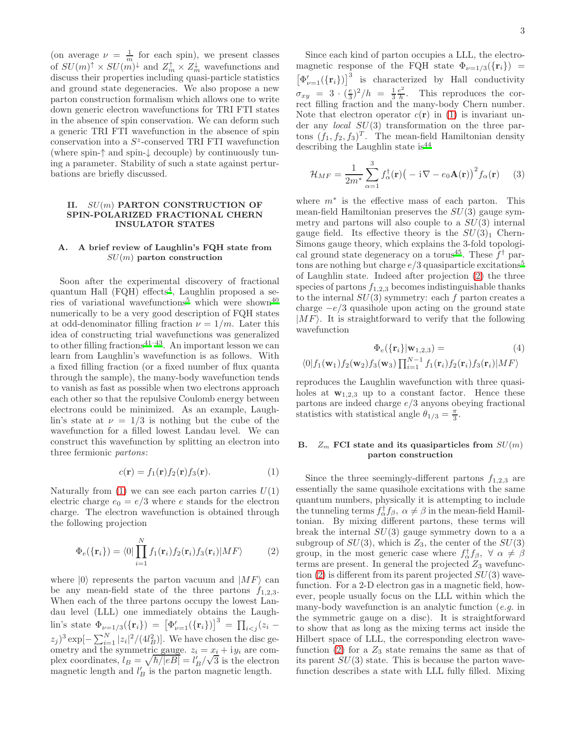(on average $\nu = \frac{1}{m}$ for each spin), we present classes of $SU(m)^{\uparrow} \times SU(m)^{\downarrow}$ and $Z_m^{\uparrow} \times Z_m^{\downarrow}$ wavefunctions and discuss their properties including quasi-particle statistics and ground state degeneracies. We also propose a new parton construction formalism which allows one to write down generic electron wavefunctions for TRI FTI states in the absence of spin conservation. We can deform such a generic TRI FTI wavefunction in the absence of spin conservation into a $S^z$-conserved TRI FTI wavefunction (where spin-↑ and spin-↓ decouple) by continuously tuning a parameter. Stability of such a state against perturbations are briefly discussed.

## II. $SU(m)$ PARTON CONSTRUCTION OF SPIN-POLARIZED FRACTIONAL CHERN INSULATOR STATES

### A. A brief review of Laughlin's FQH state from $SU(m)$ parton construction

Soon after the experimental discovery of fractional quantum Hall (FQH) effects[4], Laughlin proposed a series of variational wavefunctions[5] which were shown[40] numerically to be a very good description of FQH states at odd-denominator filling fraction $\nu = 1/m$. Later this idea of constructing trial wavefunctions was generalized to other filling fractions[41–43]. An important lesson we can learn from Laughlin's wavefunction is as follows. With a fixed filling fraction (or a fixed number of flux quanta through the sample), the many-body wavefunction tends to vanish as fast as possible when two electrons approach each other so that the repulsive Coulomb energy between electrons could be minimized. As an example, Laughlin's state at $\nu = 1/3$ is nothing but the cube of the wavefunction for a filled lowest Landau level. We can construct this wavefunction by splitting an electron into three fermionic *partons*:

$$c(\mathbf{r}) = f_1(\mathbf{r})f_2(\mathbf{r})f_3(\mathbf{r}). \tag{1}$$

Naturally from (1) we can see each parton carries $U(1)$ electric charge $e_0 = e/3$ where $e$ stands for the electron charge. The electron wavefunction is obtained through the following projection

$$\Phi_e(\{\mathbf{r}_i\}) = \langle 0|\prod_{i=1}^{N} f_1(\mathbf{r}_i)f_2(\mathbf{r}_i)f_3(\mathbf{r}_i)|MF\rangle \tag{2}$$

where $|0\rangle$ represents the parton vacuum and $|MF\rangle$ can be any mean-field state of the three partons $f_{1,2,3}$. When each of the three partons occupy the lowest Landau level (LLL) one immediately obtains the Laughlin's state $\Phi_{\nu=1/3}(\{\mathbf{r}_i\}) = \big[\Phi'_{\nu=1}(\{\mathbf{r}_i\})\big]^3 = \prod_{i<j}(z_i - z_j)^3 \exp[-\sum_{i=1}^{N}|z_i|^2/(4l_B^2)]$. We have chosen the disc geometry and the symmetric gauge. $z_i = x_i + \mathrm{i}y_i$ are complex coordinates, $l_B = \sqrt{\hbar/|eB|} = l'_B/\sqrt{3}$ is the electron magnetic length and $l'_B$ is the parton magnetic length.

Since each kind of parton occupies a LLL, the electromagnetic response of the FQH state $\Phi_{\nu=1/3}(\{\mathbf{r}_i\}) = \big[\Phi'_{\nu=1}(\{\mathbf{r}_i\})\big]^3$ is characterized by Hall conductivity $\sigma_{xy} = 3 \cdot (\frac{e}{3})^2/h = \frac{1}{3}\frac{e^2}{h}$. This reproduces the correct filling fraction and the many-body Chern number. Note that electron operator $c(\mathbf{r})$ in (1) is invariant under any *local* $SU(3)$ transformation on the three partons $(f_1, f_2, f_3)^T$. The mean-field Hamiltonian density describing the Laughlin state is[44]

$$\mathcal{H}_{MF} = \frac{1}{2m^*}\sum_{\alpha=1}^{3} f_\alpha^\dagger(\mathbf{r})\big(-\mathrm{i}\nabla - e_0\mathbf{A}(\mathbf{r})\big)^2 f_\alpha(\mathbf{r}) \tag{3}$$

where $m^*$ is the effective mass of each parton. This mean-field Hamiltonian preserves the $SU(3)$ gauge symmetry and partons will also couple to a $SU(3)$ internal gauge field. Its effective theory is the $SU(3)_1$ Chern-Simons gauge theory, which explains the 3-fold topological ground state degeneracy on a torus[45]. These $f^\dagger$ partons are nothing but charge $e/3$ quasiparticle excitations[5] of Laughlin state. Indeed after projection (2) the three species of partons $f_{1,2,3}$ becomes indistinguishable thanks to the internal $SU(3)$ symmetry: each $f$ parton creates a charge $-e/3$ quasihole upon acting on the ground state $|MF\rangle$. It is straightforward to verify that the following wavefunction

$$\Phi_e(\{\mathbf{r}_i\}|\mathbf{w}_{1,2,3}) = \tag{4}$$
$$\langle 0|f_1(\mathbf{w}_1)f_2(\mathbf{w}_2)f_3(\mathbf{w}_3)\prod_{i=1}^{N-1} f_1(\mathbf{r}_i)f_2(\mathbf{r}_i)f_3(\mathbf{r}_i)|MF\rangle$$

reproduces the Laughlin wavefunction with three quasiholes at $\mathbf{w}_{1,2,3}$ up to a constant factor. Hence these partons are indeed charge $e/3$ anyons obeying fractional statistics with statistical angle $\theta_{1/3} = \frac{\pi}{3}$.

### B. $Z_m$ FCI state and its quasiparticles from $SU(m)$ parton construction

Since the three seemingly-different partons $f_{1,2,3}$ are essentially the same quasihole excitations with the same quantum numbers, physically it is attempting to include the tunneling terms $f_\alpha^\dagger f_\beta$, $\alpha \neq \beta$ in the mean-field Hamiltonian. By mixing different partons, these terms will break the internal $SU(3)$ gauge symmetry down to a a subgroup of $SU(3)$, which is $Z_3$, the center of the $SU(3)$ group, in the most generic case where $f_\alpha^\dagger f_\beta$, $\forall\ \alpha \neq \beta$ terms are present. In general the projected $Z_3$ wavefunction (2) is different from its parent projected $SU(3)$ wavefunction. For a 2-D electron gas in a magnetic field, however, people usually focus on the LLL within which the many-body wavefunction is an analytic function (*e.g.* in the symmetric gauge on a disc). It is straightforward to show that as long as the mixing terms act inside the Hilbert space of LLL, the corresponding electron wavefunction (2) for a $Z_3$ state remains the same as that of its parent $SU(3)$ state. This is because the parton wavefunction describes a state with LLL fully filled. Mixing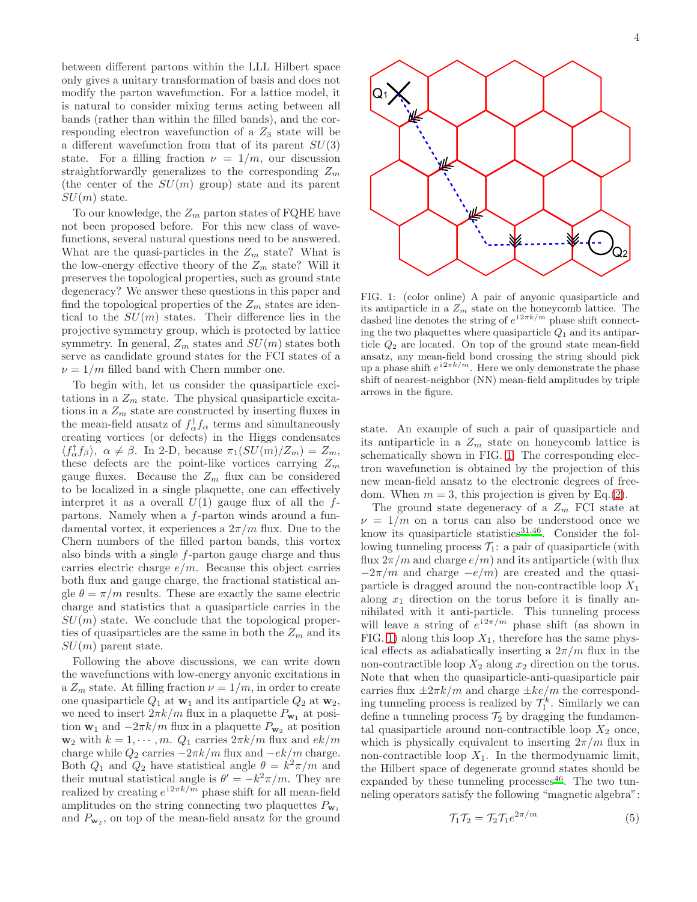between different partons within the LLL Hilbert space only gives a unitary transformation of basis and does not modify the parton wavefunction. For a lattice model, it is natural to consider mixing terms acting between all bands (rather than within the filled bands), and the corresponding electron wavefunction of a $Z_3$ state will be a different wavefunction from that of its parent $SU(3)$ state. For a filling fraction $\nu = 1/m$, our discussion straightforwardly generalizes to the corresponding $Z_m$ (the center of the $SU(m)$ group) state and its parent $SU(m)$ state.

To our knowledge, the $Z_m$ parton states of FQHE have not been proposed before. For this new class of wavefunctions, several natural questions need to be answered. What are the quasi-particles in the $Z_m$ state? What is the low-energy effective theory of the $Z_m$ state? Will it preserves the topological properties, such as ground state degeneracy? We answer these questions in this paper and find the topological properties of the $Z_m$ states are identical to the $SU(m)$ states. Their difference lies in the projective symmetry group, which is protected by lattice symmetry. In general, $Z_m$ states and $SU(m)$ states both serve as candidate ground states for the FCI states of a $\nu = 1/m$ filled band with Chern number one.

To begin with, let us consider the quasiparticle excitations in a $Z_m$ state. The physical quasiparticle excitations in a $Z_m$ state are constructed by inserting fluxes in the mean-field ansatz of $f_\alpha^\dagger f_\alpha$ terms and simultaneously creating vortices (or defects) in the Higgs condensates $\langle f_\alpha^\dagger f_\beta \rangle$, $\alpha \neq \beta$. In 2-D, because $\pi_1(SU(m)/Z_m) = Z_m$, these defects are the point-like vortices carrying $Z_m$ gauge fluxes. Because the $Z_m$ flux can be considered to be localized in a single plaquette, one can effectively interpret it as a overall $U(1)$ gauge flux of all the $f$-partons. Namely when a $f$-parton winds around a fundamental vortex, it experiences a $2\pi/m$ flux. Due to the Chern numbers of the filled parton bands, this vortex also binds with a single $f$-parton gauge charge and thus carries electric charge $e/m$. Because this object carries both flux and gauge charge, the fractional statistical angle $\theta = \pi/m$ results. These are exactly the same electric charge and statistics that a quasiparticle carries in the $SU(m)$ state. We conclude that the topological properties of quasiparticles are the same in both the $Z_m$ and its $SU(m)$ parent state.

Following the above discussions, we can write down the wavefunctions with low-energy anyonic excitations in a $Z_m$ state. At filling fraction $\nu = 1/m$, in order to create one quasiparticle $Q_1$ at $\mathbf{w}_1$ and its antiparticle $Q_2$ at $\mathbf{w}_2$, we need to insert $2\pi k/m$ flux in a plaquette $P_{\mathbf{w}_1}$ at position $\mathbf{w}_1$ and $-2\pi k/m$ flux in a plaquette $P_{\mathbf{w}_2}$ at position $\mathbf{w}_2$ with $k = 1, \cdots, m$. $Q_1$ carries $2\pi k/m$ flux and $ek/m$ charge while $Q_2$ carries $-2\pi k/m$ flux and $-ek/m$ charge. Both $Q_1$ and $Q_2$ have statistical angle $\theta = k^2\pi/m$ and their mutual statistical angle is $\theta' = -k^2\pi/m$. They are realized by creating $e^{\mathrm{i}2\pi k/m}$ phase shift for all mean-field amplitudes on the string connecting two plaquettes $P_{\mathbf{w}_1}$ and $P_{\mathbf{w}_2}$, on top of the mean-field ansatz for the ground state. An example of such a pair of quasiparticle and its antiparticle in a $Z_m$ state on honeycomb lattice is schematically shown in FIG. 1. The corresponding electron wavefunction is obtained by the projection of this new mean-field ansatz to the electronic degrees of freedom. When $m = 3$, this projection is given by Eq.(2).

FIG. 1: (color online) A pair of anyonic quasiparticle and its antiparticle in a $Z_m$ state on the honeycomb lattice. The dashed line denotes the string of $e^{\mathrm{i}2\pi k/m}$ phase shift connecting the two plaquettes where quasiparticle $Q_1$ and its antiparticle $Q_2$ are located. On top of the ground state mean-field ansatz, any mean-field bond crossing the string should pick up a phase shift $e^{\mathrm{i}2\pi k/m}$. Here we only demonstrate the phase shift of nearest-neighbor (NN) mean-field amplitudes by triple arrows in the figure.

The ground state degeneracy of a $Z_m$ FCI state at $\nu = 1/m$ on a torus can also be understood once we know its quasiparticle statistics[31,46]. Consider the following tunneling process $\mathcal{T}_1$: a pair of quasiparticle (with flux $2\pi/m$ and charge $e/m$) and its antiparticle (with flux $-2\pi/m$ and charge $-e/m$) are created and the quasiparticle is dragged around the non-contractible loop $X_1$ along $x_1$ direction on the torus before it is finally annihilated with it anti-particle. This tunneling process will leave a string of $e^{\mathrm{i}2\pi/m}$ phase shift (as shown in FIG. 1) along this loop $X_1$, therefore has the same physical effects as adiabatically inserting a $2\pi/m$ flux in the non-contractible loop $X_2$ along $x_2$ direction on the torus. Note that when the quasiparticle-anti-quasiparticle pair carries flux $\pm 2\pi k/m$ and charge $\pm ke/m$ the corresponding tunneling process is realized by $\mathcal{T}_1^k$. Similarly we can define a tunneling process $\mathcal{T}_2$ by dragging the fundamental quasiparticle around non-contractible loop $X_2$ once, which is physically equivalent to inserting $2\pi/m$ flux in non-contractible loop $X_1$. In the thermodynamic limit, the Hilbert space of degenerate ground states should be expanded by these tunneling processes[46]. The two tunneling operators satisfy the following "magnetic algebra":

$$\mathcal{T}_1 \mathcal{T}_2 = \mathcal{T}_2 \mathcal{T}_1 e^{2\pi/m} \tag{5}$$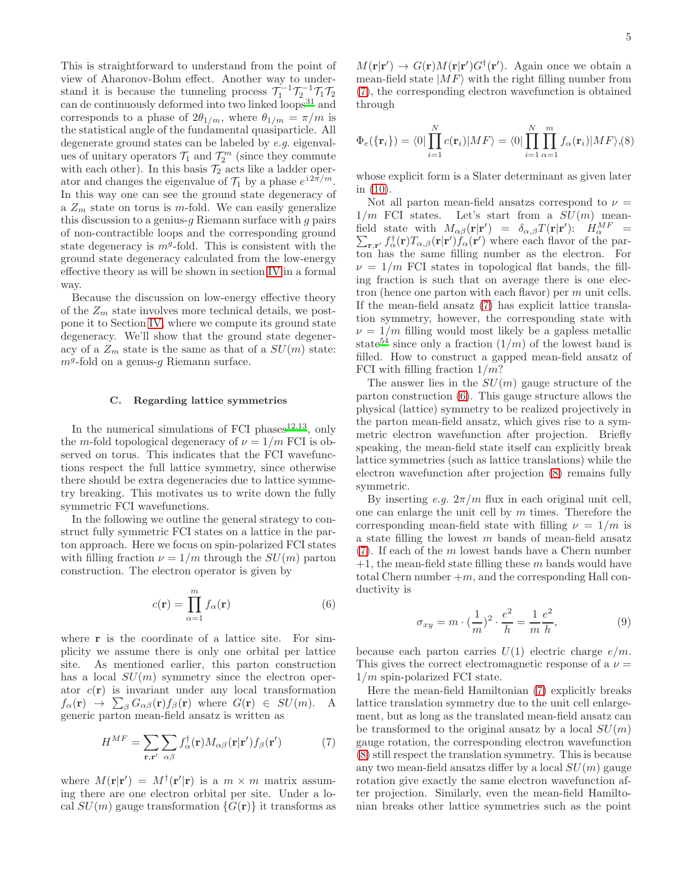This is straightforward to understand from the point of view of Aharonov-Bohm effect. Another way to understand it is because the tunneling process $\mathcal{T}_1^{-1}\mathcal{T}_2^{-1}\mathcal{T}_1\mathcal{T}_2$ can de continuously deformed into two linked loops[31] and corresponds to a phase of $2\theta_{1/m}$, where $\theta_{1/m} = \pi/m$ is the statistical angle of the fundamental quasiparticle. All degenerate ground states can be labeled by *e.g.* eigenvalues of unitary operators $\mathcal{T}_1$ and $\mathcal{T}_2^m$ (since they commute with each other). In this basis $\mathcal{T}_2$ acts like a ladder operator and changes the eigenvalue of $\mathcal{T}_1$ by a phase $e^{\mathrm{i}2\pi/m}$. In this way one can see the ground state degeneracy of a $Z_m$ state on torus is $m$-fold. We can easily generalize this discussion to a genius-$g$ Riemann surface with $g$ pairs of non-contractible loops and the corresponding ground state degeneracy is $m^g$-fold. This is consistent with the ground state degeneracy calculated from the low-energy effective theory as will be shown in section IV in a formal way.

Because the discussion on low-energy effective theory of the $Z_m$ state involves more technical details, we postpone it to Section IV, where we compute its ground state degeneracy. We'll show that the ground state degeneracy of a $Z_m$ state is the same as that of a $SU(m)$ state: $m^g$-fold on a genus-$g$ Riemann surface.

### C. Regarding lattice symmetries

In the numerical simulations of FCI phases[12,13], only the $m$-fold topological degeneracy of $\nu = 1/m$ FCI is observed on torus. This indicates that the FCI wavefunctions respect the full lattice symmetry, since otherwise there should be extra degeneracies due to lattice symmetry breaking. This motivates us to write down the fully symmetric FCI wavefunctions.

In the following we outline the general strategy to construct fully symmetric FCI states on a lattice in the parton approach. Here we focus on spin-polarized FCI states with filling fraction $\nu = 1/m$ through the $SU(m)$ parton construction. The electron operator is given by

$$c(\mathbf{r}) = \prod_{\alpha=1}^{m} f_\alpha(\mathbf{r}) \tag{6}$$

where $\mathbf{r}$ is the coordinate of a lattice site. For simplicity we assume there is only one orbital per lattice site. As mentioned earlier, this parton construction has a local $SU(m)$ symmetry since the electron operator $c(\mathbf{r})$ is invariant under any local transformation $f_\alpha(\mathbf{r}) \to \sum_\beta G_{\alpha\beta}(\mathbf{r}) f_\beta(\mathbf{r})$ where $G(\mathbf{r}) \in SU(m)$. A generic parton mean-field ansatz is written as

$$H^{MF} = \sum_{\mathbf{r},\mathbf{r}'}\sum_{\alpha\beta} f_\alpha^\dagger(\mathbf{r}) M_{\alpha\beta}(\mathbf{r}|\mathbf{r}') f_\beta(\mathbf{r}') \tag{7}$$

where $M(\mathbf{r}|\mathbf{r}') = M^\dagger(\mathbf{r}'|\mathbf{r})$ is a $m\times m$ matrix assuming there are one electron orbital per site. Under a local $SU(m)$ gauge transformation $\{G(\mathbf{r})\}$ it transforms as $M(\mathbf{r}|\mathbf{r}') \to G(\mathbf{r}) M(\mathbf{r}|\mathbf{r}') G^\dagger(\mathbf{r}')$. Again once we obtain a mean-field state $|MF\rangle$ with the right filling number from (7), the corresponding electron wavefunction is obtained through

$$\Phi_e(\{\mathbf{r}_i\}) = \langle 0|\prod_{i=1}^{N} c(\mathbf{r}_i)|MF\rangle = \langle 0|\prod_{i=1}^{N}\prod_{\alpha=1}^{m} f_\alpha(\mathbf{r}_i)|MF\rangle, \tag{8}$$

whose explicit form is a Slater determinant as given later in (10).

Not all parton mean-field ansatzs correspond to $\nu = 1/m$ FCI states. Let's start from a $SU(m)$ mean-field state with $M_{\alpha\beta}(\mathbf{r}|\mathbf{r}') = \delta_{\alpha,\beta} T(\mathbf{r}|\mathbf{r}')$: $H_\alpha^{MF} = \sum_{\mathbf{r},\mathbf{r}'} f_\alpha^\dagger(\mathbf{r}) T_{\alpha,\beta}(\mathbf{r}|\mathbf{r}') f_\alpha(\mathbf{r}')$ where each flavor of the parton has the same filling number as the electron. For $\nu = 1/m$ FCI states in topological flat bands, the filling fraction is such that on average there is one electron (hence one parton with each flavor) per $m$ unit cells. If the mean-field ansatz (7) has explicit lattice translation symmetry, however, the corresponding state with $\nu = 1/m$ filling would most likely be a gapless metallic state[54] since only a fraction $(1/m)$ of the lowest band is filled. How to construct a gapped mean-field ansatz of FCI with filling fraction $1/m$?

The answer lies in the $SU(m)$ gauge structure of the parton construction (6). This gauge structure allows the physical (lattice) symmetry to be realized projectively in the parton mean-field ansatz, which gives rise to a symmetric electron wavefunction after projection. Briefly speaking, the mean-field state itself can explicitly break lattice symmetries (such as lattice translations) while the electron wavefunction after projection (8) remains fully symmetric.

By inserting *e.g.* $2\pi/m$ flux in each original unit cell, one can enlarge the unit cell by $m$ times. Therefore the corresponding mean-field state with filling $\nu = 1/m$ is a state filling the lowest $m$ bands of mean-field ansatz (7). If each of the $m$ lowest bands have a Chern number $+1$, the mean-field state filling these $m$ bands would have total Chern number $+m$, and the corresponding Hall conductivity is

$$\sigma_{xy} = m\cdot(\frac{1}{m})^2\cdot\frac{e^2}{h} = \frac{1}{m}\frac{e^2}{h}, \tag{9}$$

because each parton carries $U(1)$ electric charge $e/m$. This gives the correct electromagnetic response of a $\nu = 1/m$ spin-polarized FCI state.

Here the mean-field Hamiltonian (7) explicitly breaks lattice translation symmetry due to the unit cell enlargement, but as long as the translated mean-field ansatz can be transformed to the original ansatz by a local $SU(m)$ gauge rotation, the corresponding electron wavefunction (8) still respect the translation symmetry. This is because any two mean-field ansatzs differ by a local $SU(m)$ gauge rotation give exactly the same electron wavefunction after projection. Similarly, even the mean-field Hamiltonian breaks other lattice symmetries such as the point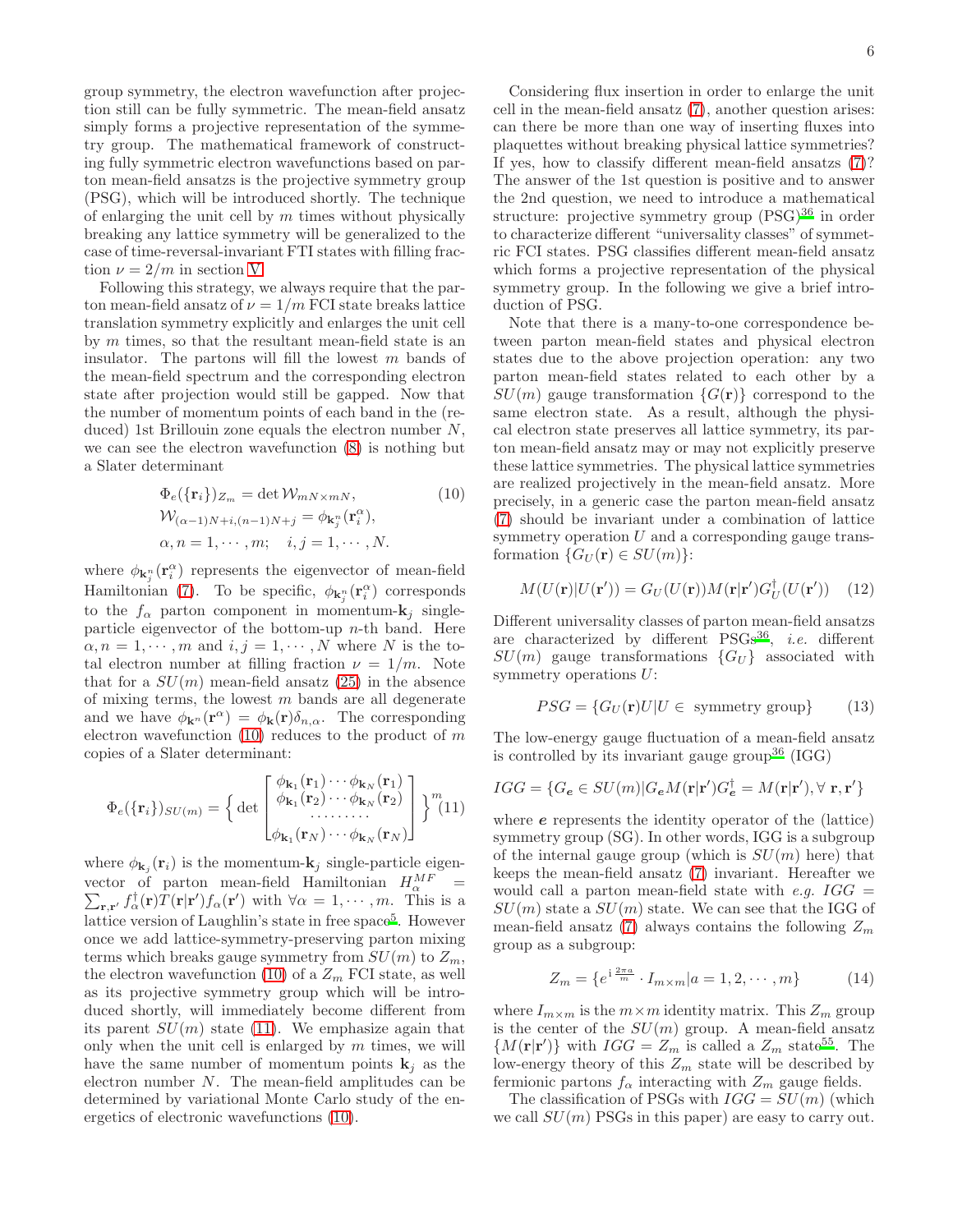group symmetry, the electron wavefunction after projection still can be fully symmetric. The mean-field ansatz simply forms a projective representation of the symmetry group. The mathematical framework of constructing fully symmetric electron wavefunctions based on parton mean-field ansatzs is the projective symmetry group (PSG), which will be introduced shortly. The technique of enlarging the unit cell by $m$ times without physically breaking any lattice symmetry will be generalized to the case of time-reversal-invariant FTI states with filling fraction $\nu = 2/m$ in section V.

Following this strategy, we always require that the parton mean-field ansatz of $\nu = 1/m$ FCI state breaks lattice translation symmetry explicitly and enlarges the unit cell by $m$ times, so that the resultant mean-field state is an insulator. The partons will fill the lowest $m$ bands of the mean-field spectrum and the corresponding electron state after projection would still be gapped. Now that the number of momentum points of each band in the (reduced) 1st Brillouin zone equals the electron number $N$, we can see the electron wavefunction (8) is nothing but a Slater determinant

$$
\begin{aligned}
&\Phi_e(\{\mathbf{r}_i\})_{Z_m} = \det \mathcal{W}_{mN\times mN}, \\
&\mathcal{W}_{(\alpha-1)N+i,(n-1)N+j} = \phi_{\mathbf{k}_j^n}(\mathbf{r}_i^\alpha), \\
&\alpha, n = 1,\cdots,m; \quad i,j = 1,\cdots,N.
\end{aligned} \tag{10}
$$

where $\phi_{\mathbf{k}_j^n}(\mathbf{r}_i^\alpha)$ represents the eigenvector of mean-field Hamiltonian (7). To be specific, $\phi_{\mathbf{k}_j^n}(\mathbf{r}_i^\alpha)$ corresponds to the $f_\alpha$ parton component in momentum-$\mathbf{k}_j$ single-particle eigenvector of the bottom-up $n$-th band. Here $\alpha, n = 1,\cdots,m$ and $i,j = 1,\cdots,N$ where $N$ is the total electron number at filling fraction $\nu = 1/m$. Note that for a $SU(m)$ mean-field ansatz (25) in the absence of mixing terms, the lowest $m$ bands are all degenerate and we have $\phi_{\mathbf{k}^n}(\mathbf{r}^\alpha) = \phi_{\mathbf{k}}(\mathbf{r})\delta_{n,\alpha}$. The corresponding electron wavefunction (10) reduces to the product of $m$ copies of a Slater determinant:

$$
\Phi_e(\{\mathbf{r}_i\})_{SU(m)} = \Big\{ \det \begin{bmatrix} \phi_{\mathbf{k}_1}(\mathbf{r}_1)\cdots\phi_{\mathbf{k}_N}(\mathbf{r}_1) \\ \phi_{\mathbf{k}_1}(\mathbf{r}_2)\cdots\phi_{\mathbf{k}_N}(\mathbf{r}_2) \\ \cdots\cdots\cdots \\ \phi_{\mathbf{k}_1}(\mathbf{r}_N)\cdots\phi_{\mathbf{k}_N}(\mathbf{r}_N) \end{bmatrix} \Big\}^m \tag{11}
$$

where $\phi_{\mathbf{k}_j}(\mathbf{r}_i)$ is the momentum-$\mathbf{k}_j$ single-particle eigenvector of parton mean-field Hamiltonian $H_\alpha^{MF} = \sum_{\mathbf{r},\mathbf{r}'} f_\alpha^\dagger(\mathbf{r}) T(\mathbf{r}|\mathbf{r}') f_\alpha(\mathbf{r}')$ with $\forall \alpha = 1,\cdots,m$. This is a lattice version of Laughlin's state in free space[5]. However once we add lattice-symmetry-preserving parton mixing terms which breaks gauge symmetry from $SU(m)$ to $Z_m$, the electron wavefunction (10) of a $Z_m$ FCI state, as well as its projective symmetry group which will be introduced shortly, will immediately become different from its parent $SU(m)$ state (11). We emphasize again that only when the unit cell is enlarged by $m$ times, we will have the same number of momentum points $\mathbf{k}_j$ as the electron number $N$. The mean-field amplitudes can be determined by variational Monte Carlo study of the energetics of electronic wavefunctions (10).

Considering flux insertion in order to enlarge the unit cell in the mean-field ansatz (7), another question arises: can there be more than one way of inserting fluxes into plaquettes without breaking physical lattice symmetries? If yes, how to classify different mean-field ansatzs (7)? The answer of the 1st question is positive and to answer the 2nd question, we need to introduce a mathematical structure: projective symmetry group (PSG)[36] in order to characterize different "universality classes" of symmetric FCI states. PSG classifies different mean-field ansatz which forms a projective representation of the physical symmetry group. In the following we give a brief introduction of PSG.

Note that there is a many-to-one correspondence between parton mean-field states and physical electron states due to the above projection operation: any two parton mean-field states related to each other by a $SU(m)$ gauge transformation $\{G(\mathbf{r})\}$ correspond to the same electron state. As a result, although the physical electron state preserves all lattice symmetry, its parton mean-field ansatz may or may not explicitly preserve these lattice symmetries. The physical lattice symmetries are realized projectively in the mean-field ansatz. More precisely, in a generic case the parton mean-field ansatz (7) should be invariant under a combination of lattice symmetry operation $U$ and a corresponding gauge transformation $\{G_U(\mathbf{r}) \in SU(m)\}$:

$$
M(U(\mathbf{r})|U(\mathbf{r}')) = G_U(U(\mathbf{r})) M(\mathbf{r}|\mathbf{r}') G_U^\dagger(U(\mathbf{r}')) \tag{12}
$$

Different universality classes of parton mean-field ansatzs are characterized by different PSGs[36], *i.e.* different $SU(m)$ gauge transformations $\{G_U\}$ associated with symmetry operations $U$:

$$
PSG = \{G_U(\mathbf{r})U | U \in \text{ symmetry group}\} \tag{13}
$$

The low-energy gauge fluctuation of a mean-field ansatz is controlled by its invariant gauge group[36] (IGG)

$$
IGG = \{G_{\boldsymbol{e}} \in SU(m) | G_{\boldsymbol{e}} M(\mathbf{r}|\mathbf{r}') G_{\boldsymbol{e}}^\dagger = M(\mathbf{r}|\mathbf{r}'), \forall\ \mathbf{r},\mathbf{r}'\}
$$

where $\boldsymbol{e}$ represents the identity operator of the (lattice) symmetry group (SG). In other words, IGG is a subgroup of the internal gauge group (which is $SU(m)$ here) that keeps the mean-field ansatz (7) invariant. Hereafter we would call a parton mean-field state with *e.g.* $IGG = SU(m)$ state a $SU(m)$ state. We can see that the IGG of mean-field ansatz (7) always contains the following $Z_m$ group as a subgroup:

$$
Z_m = \{e^{\mathrm{i}\frac{2\pi a}{m}} \cdot I_{m\times m} | a = 1,2,\cdots,m\} \tag{14}
$$

where $I_{m\times m}$ is the $m\times m$ identity matrix. This $Z_m$ group is the center of the $SU(m)$ group. A mean-field ansatz $\{M(\mathbf{r}|\mathbf{r}')\}$ with $IGG = Z_m$ is called a $Z_m$ state[55]. The low-energy theory of this $Z_m$ state will be described by fermionic partons $f_\alpha$ interacting with $Z_m$ gauge fields.

The classification of PSGs with $IGG = SU(m)$ (which we call $SU(m)$ PSGs in this paper) are easy to carry out.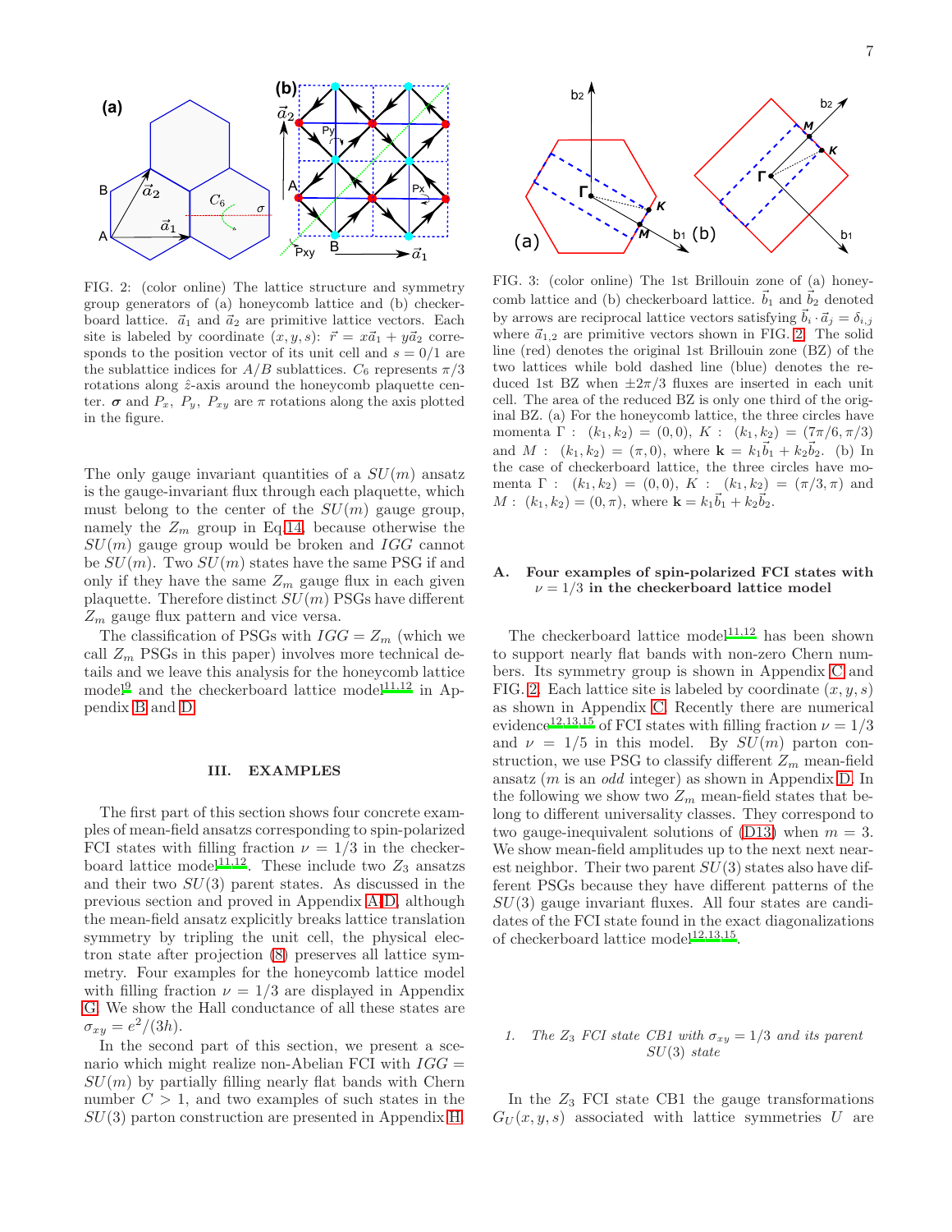FIG. 2: (color online) The lattice structure and symmetry group generators of (a) honeycomb lattice and (b) checkerboard lattice. $\vec{a}_1$ and $\vec{a}_2$ are primitive lattice vectors. Each site is labeled by coordinate $(x, y, s)$: $\vec{r} = x\vec{a}_1 + y\vec{a}_2$ corresponds to the position vector of its unit cell and $s = 0/1$ are the sublattice indices for $A/B$ sublattices. $C_6$ represents $\pi/3$ rotations along $\hat{z}$-axis around the honeycomb plaquette center. $\boldsymbol{\sigma}$ and $P_x$, $P_y$, $P_{xy}$ are $\pi$ rotations along the axis plotted in the figure.

The only gauge invariant quantities of a $SU(m)$ ansatz is the gauge-invariant flux through each plaquette, which must belong to the center of the $SU(m)$ gauge group, namely the $Z_m$ group in Eq.14, because otherwise the $SU(m)$ gauge group would be broken and $IGG$ cannot be $SU(m)$. Two $SU(m)$ states have the same PSG if and only if they have the same $Z_m$ gauge flux in each given plaquette. Therefore distinct $SU(m)$ PSGs have different $Z_m$ gauge flux pattern and vice versa.

The classification of PSGs with $IGG = Z_m$ (which we call $Z_m$ PSGs in this paper) involves more technical details and we leave this analysis for the honeycomb lattice model[9] and the checkerboard lattice model[11,12] in Appendix B and D.

## III. EXAMPLES

The first part of this section shows four concrete examples of mean-field ansatzs corresponding to spin-polarized FCI states with filling fraction $\nu = 1/3$ in the checkerboard lattice model[11,12]. These include two $Z_3$ ansatzs and their two $SU(3)$ parent states. As discussed in the previous section and proved in Appendix A,D, although the mean-field ansatz explicitly breaks lattice translation symmetry by tripling the unit cell, the physical electron state after projection (8) preserves all lattice symmetry. Four examples for the honeycomb lattice model with filling fraction $\nu = 1/3$ are displayed in Appendix G. We show the Hall conductance of all these states are $\sigma_{xy} = e^2/(3h)$.

In the second part of this section, we present a scenario which might realize non-Abelian FCI with $IGG = SU(m)$ by partially filling nearly flat bands with Chern number $C > 1$, and two examples of such states in the $SU(3)$ parton construction are presented in Appendix H.

FIG. 3: (color online) The 1st Brillouin zone of (a) honeycomb lattice and (b) checkerboard lattice. $\vec{b}_1$ and $\vec{b}_2$ denoted by arrows are reciprocal lattice vectors satisfying $\vec{b}_i \cdot \vec{a}_j = \delta_{i,j}$ where $\vec{a}_{1,2}$ are primitive vectors shown in FIG. 2. The solid line (red) denotes the original 1st Brillouin zone (BZ) of the two lattices while bold dashed line (blue) denotes the reduced 1st BZ when $\pm 2\pi/3$ fluxes are inserted in each unit cell. The area of the reduced BZ is only one third of the original BZ. (a) For the honeycomb lattice, the three circles have momenta $\Gamma$ : $(k_1, k_2) = (0, 0)$, $K$ : $(k_1, k_2) = (7\pi/6, \pi/3)$ and $M$ : $(k_1, k_2) = (\pi, 0)$, where $\mathbf{k} = k_1\vec{b}_1 + k_2\vec{b}_2$. (b) In the case of checkerboard lattice, the three circles have momenta $\Gamma$ : $(k_1, k_2) = (0, 0)$, $K$ : $(k_1, k_2) = (\pi/3, \pi)$ and $M$ : $(k_1, k_2) = (0, \pi)$, where $\mathbf{k} = k_1\vec{b}_1 + k_2\vec{b}_2$.

### A. Four examples of spin-polarized FCI states with $\nu = 1/3$ in the checkerboard lattice model

The checkerboard lattice model[11,12] has been shown to support nearly flat bands with non-zero Chern numbers. Its symmetry group is shown in Appendix C and FIG. 2. Each lattice site is labeled by coordinate $(x, y, s)$ as shown in Appendix C. Recently there are numerical evidence[12,13,15] of FCI states with filling fraction $\nu = 1/3$ and $\nu = 1/5$ in this model. By $SU(m)$ parton construction, we use PSG to classify different $Z_m$ mean-field ansatz ($m$ is an *odd* integer) as shown in Appendix D. In the following we show two $Z_m$ mean-field states that belong to different universality classes. They correspond to two gauge-inequivalent solutions of (D13) when $m = 3$. We show mean-field amplitudes up to the next nearest neighbor. Their two parent $SU(3)$ states also have different PSGs because they have different patterns of the $SU(3)$ gauge invariant fluxes. All four states are candidates of the FCI state found in the exact diagonalizations of checkerboard lattice model[12,13,15].

#### 1. The $Z_3$ FCI state CB1 with $\sigma_{xy} = 1/3$ and its parent $SU(3)$ state

In the $Z_3$ FCI state CB1 the gauge transformations $G_U(x, y, s)$ associated with lattice symmetries $U$ are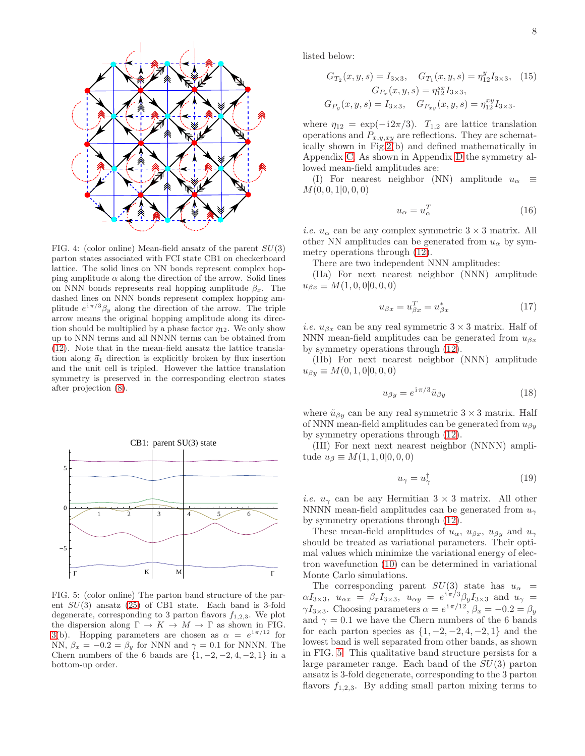FIG. 4: (color online) Mean-field ansatz of the parent $SU(3)$ parton states associated with FCI state CB1 on checkerboard lattice. The solid lines on NN bonds represent complex hopping amplitude $\alpha$ along the direction of the arrow. Solid lines on NNN bonds represents real hopping amplitude $\beta_x$. The dashed lines on NNN bonds represent complex hopping amplitude $e^{\mathrm{i}\pi/3}\beta_y$ along the direction of the arrow. The triple arrow means the original hopping amplitude along its direction should be multiplied by a phase factor $\eta_{12}$. We only show up to NNN terms and all NNNN terms can be obtained from (12). Note that in the mean-field ansatz the lattice translation along $\vec{a}_1$ direction is explicitly broken by flux insertion and the unit cell is tripled. However the lattice translation symmetry is preserved in the corresponding electron states after projection (8).

FIG. 5: (color online) The parton band structure of the parent $SU(3)$ ansatz (25) of CB1 state. Each band is 3-fold degenerate, corresponding to 3 parton flavors $f_{1,2,3}$. We plot the dispersion along $\Gamma \to K \to M \to \Gamma$ as shown in FIG. 3(b). Hopping parameters are chosen as $\alpha = e^{\mathrm{i}\pi/12}$ for NN, $\beta_x = -0.2 = \beta_y$ for NNN and $\gamma = 0.1$ for NNNN. The Chern numbers of the 6 bands are $\{1, -2, -2, 4, -2, 1\}$ in a bottom-up order.

listed below:

$$G_{T_2}(x, y, s) = I_{3\times3}, \quad G_{T_1}(x, y, s) = \eta_{12}^{y} I_{3\times3}, \quad (15)$$
$$G_{P_x}(x, y, s) = \eta_{12}^{sx} I_{3\times3},$$
$$G_{P_y}(x, y, s) = I_{3\times3}, \quad G_{P_{xy}}(x, y, s) = \eta_{12}^{xy} I_{3\times3}.$$

where $\eta_{12} = \exp(-\mathrm{i}2\pi/3)$. $T_{1,2}$ are lattice translation operations and $P_{x,y,xy}$ are reflections. They are schematically shown in Fig.2(b) and defined mathematically in Appendix C. As shown in Appendix D the symmetry allowed mean-field amplitudes are:

(I) For nearest neighbor (NN) amplitude $u_\alpha \equiv M(0, 0, 1|0, 0, 0)$

$$u_\alpha = u_\alpha^T \quad (16)$$

*i.e.* $u_\alpha$ can be any complex symmetric $3 \times 3$ matrix. All other NN amplitudes can be generated from $u_\alpha$ by symmetry operations through (12).

There are two independent NNN amplitudes:

(IIa) For next nearest neighbor (NNN) amplitude $u_{\beta x} \equiv M(1, 0, 0|0, 0, 0)$

$$u_{\beta x} = u_{\beta x}^T = u_{\beta x}^* \quad (17)$$

*i.e.* $u_{\beta x}$ can be any real symmetric $3 \times 3$ matrix. Half of NNN mean-field amplitudes can be generated from $u_{\beta x}$ by symmetry operations through (12).

(IIb) For next nearest neighbor (NNN) amplitude $u_{\beta y} \equiv M(0, 1, 0|0, 0, 0)$

$$u_{\beta y} = e^{\mathrm{i}\pi/3}\tilde{u}_{\beta y} \quad (18)$$

where $\tilde{u}_{\beta y}$ can be any real symmetric $3 \times 3$ matrix. Half of NNN mean-field amplitudes can be generated from $u_{\beta y}$ by symmetry operations through (12).

(III) For next next nearest neighbor (NNNN) amplitude $u_\beta \equiv M(1, 1, 0|0, 0, 0)$

$$u_\gamma = u_\gamma^\dagger \quad (19)$$

*i.e.* $u_\gamma$ can be any Hermitian $3 \times 3$ matrix. All other NNNN mean-field amplitudes can be generated from $u_\gamma$ by symmetry operations through (12).

These mean-field amplitudes of $u_\alpha$, $u_{\beta x}$, $u_{\beta y}$ and $u_\gamma$ should be treated as variational parameters. Their optimal values which minimize the variational energy of electron wavefunction (10) can be determined in variational Monte Carlo simulations.

The corresponding parent $SU(3)$ state has $u_\alpha = \alpha I_{3\times3}$, $u_{\alpha x} = \beta_x I_{3\times3}$, $u_{\alpha y} = e^{\mathrm{i}\pi/3}\beta_y I_{3\times3}$ and $u_\gamma = \gamma I_{3\times3}$. Choosing parameters $\alpha = e^{\mathrm{i}\pi/12}$, $\beta_x = -0.2 = \beta_y$ and $\gamma = 0.1$ we have the Chern numbers of the 6 bands for each parton species as $\{1, -2, -2, 4, -2, 1\}$ and the lowest band is well separated from other bands, as shown in FIG. 5. This qualitative band structure persists for a large parameter range. Each band of the $SU(3)$ parton ansatz is 3-fold degenerate, corresponding to the 3 parton flavors $f_{1,2,3}$. By adding small parton mixing terms to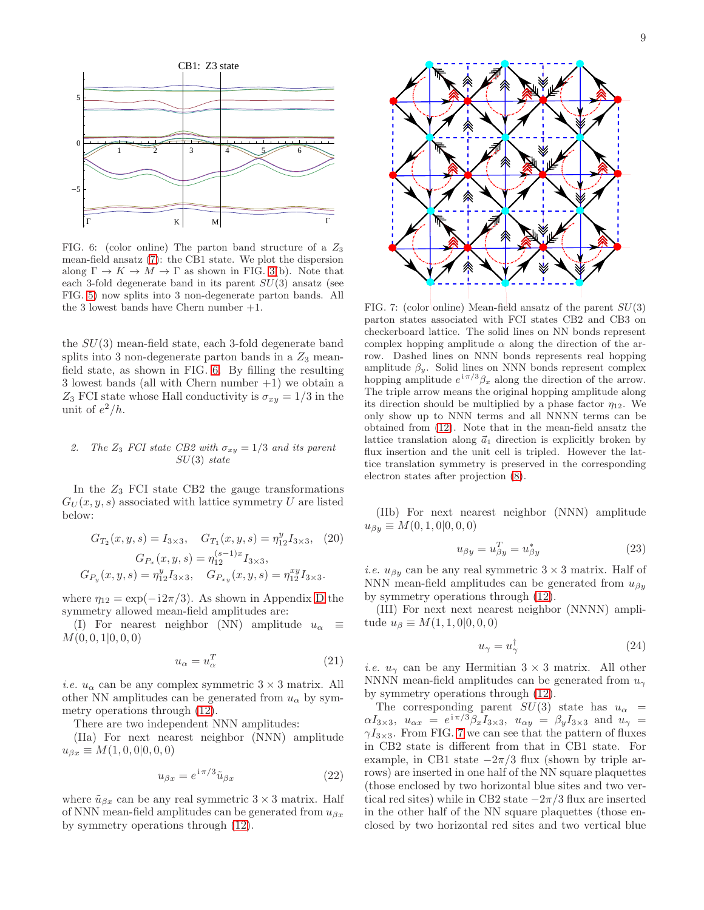FIG. 6: (color online) The parton band structure of a $Z_3$ mean-field ansatz (7): the CB1 state. We plot the dispersion along $\Gamma \to K \to M \to \Gamma$ as shown in FIG. 3(b). Note that each 3-fold degenerate band in its parent $SU(3)$ ansatz (see FIG. 5) now splits into 3 non-degenerate parton bands. All the 3 lowest bands have Chern number +1.

the $SU(3)$ mean-field state, each 3-fold degenerate band splits into 3 non-degenerate parton bands in a $Z_3$ mean-field state, as shown in FIG. 6. By filling the resulting 3 lowest bands (all with Chern number +1) we obtain a $Z_3$ FCI state whose Hall conductivity is $\sigma_{xy} = 1/3$ in the unit of $e^2/h$.

### 2. *The $Z_3$ FCI state CB2 with $\sigma_{xy} = 1/3$ and its parent $SU(3)$ state*

In the $Z_3$ FCI state CB2 the gauge transformations $G_U(x, y, s)$ associated with lattice symmetry $U$ are listed below:

$$G_{T_2}(x,y,s) = I_{3\times 3}, \quad G_{T_1}(x,y,s) = \eta_{12}^{y} I_{3\times 3}, \quad (20)$$
$$G_{P_x}(x,y,s) = \eta_{12}^{(s-1)x} I_{3\times 3},$$
$$G_{P_y}(x,y,s) = \eta_{12}^{y} I_{3\times 3}, \quad G_{P_{xy}}(x,y,s) = \eta_{12}^{xy} I_{3\times 3}.$$

where $\eta_{12} = \exp(-\mathrm{i}2\pi/3)$. As shown in Appendix D the symmetry allowed mean-field amplitudes are:

(I) For nearest neighbor (NN) amplitude $u_\alpha \equiv M(0, 0, 1|0, 0, 0)$

$$u_\alpha = u_\alpha^T \quad (21)$$

*i.e.* $u_\alpha$ can be any complex symmetric $3 \times 3$ matrix. All other NN amplitudes can be generated from $u_\alpha$ by symmetry operations through (12).

There are two independent NNN amplitudes:

(IIa) For next nearest neighbor (NNN) amplitude $u_{\beta x} \equiv M(1, 0, 0|0, 0, 0)$

$$u_{\beta x} = e^{\mathrm{i}\pi/3} \tilde{u}_{\beta x} \quad (22)$$

where $\tilde{u}_{\beta x}$ can be any real symmetric $3 \times 3$ matrix. Half of NNN mean-field amplitudes can be generated from $u_{\beta x}$ by symmetry operations through (12).

FIG. 7: (color online) Mean-field ansatz of the parent $SU(3)$ parton states associated with FCI states CB2 and CB3 on checkerboard lattice. The solid lines on NN bonds represent complex hopping amplitude $\alpha$ along the direction of the arrow. Dashed lines on NNN bonds represents real hopping amplitude $\beta_y$. Solid lines on NNN bonds represent complex hopping amplitude $e^{\mathrm{i}\pi/3}\beta_x$ along the direction of the arrow. The triple arrow means the original hopping amplitude along its direction should be multiplied by a phase factor $\eta_{12}$. We only show up to NNN terms and all NNNN terms can be obtained from (12). Note that in the mean-field ansatz the lattice translation along $\vec{a}_1$ direction is explicitly broken by flux insertion and the unit cell is tripled. However the lattice translation symmetry is preserved in the corresponding electron states after projection (8).

(IIb) For next nearest neighbor (NNN) amplitude $u_{\beta y} \equiv M(0, 1, 0|0, 0, 0)$

$$u_{\beta y} = u_{\beta y}^T = u_{\beta y}^* \quad (23)$$

*i.e.* $u_{\beta y}$ can be any real symmetric $3 \times 3$ matrix. Half of NNN mean-field amplitudes can be generated from $u_{\beta y}$ by symmetry operations through (12).

(III) For next next nearest neighbor (NNNN) amplitude $u_\beta \equiv M(1, 1, 0|0, 0, 0)$

$$u_\gamma = u_\gamma^\dagger \quad (24)$$

*i.e.* $u_\gamma$ can be any Hermitian $3 \times 3$ matrix. All other NNNN mean-field amplitudes can be generated from $u_\gamma$ by symmetry operations through (12).

The corresponding parent $SU(3)$ state has $u_\alpha = \alpha I_{3\times 3}$, $u_{\alpha x} = e^{\mathrm{i}\pi/3}\beta_x I_{3\times 3}$, $u_{\alpha y} = \beta_y I_{3\times 3}$ and $u_\gamma = \gamma I_{3\times 3}$. From FIG. 7 we can see that the pattern of fluxes in CB2 state is different from that in CB1 state. For example, in CB1 state $-2\pi/3$ flux (shown by triple arrows) are inserted in one half of the NN square plaquettes (those enclosed by two horizontal blue sites and two vertical red sites) while in CB2 state $-2\pi/3$ flux are inserted in the other half of the NN square plaquettes (those enclosed by two horizontal red sites and two vertical blue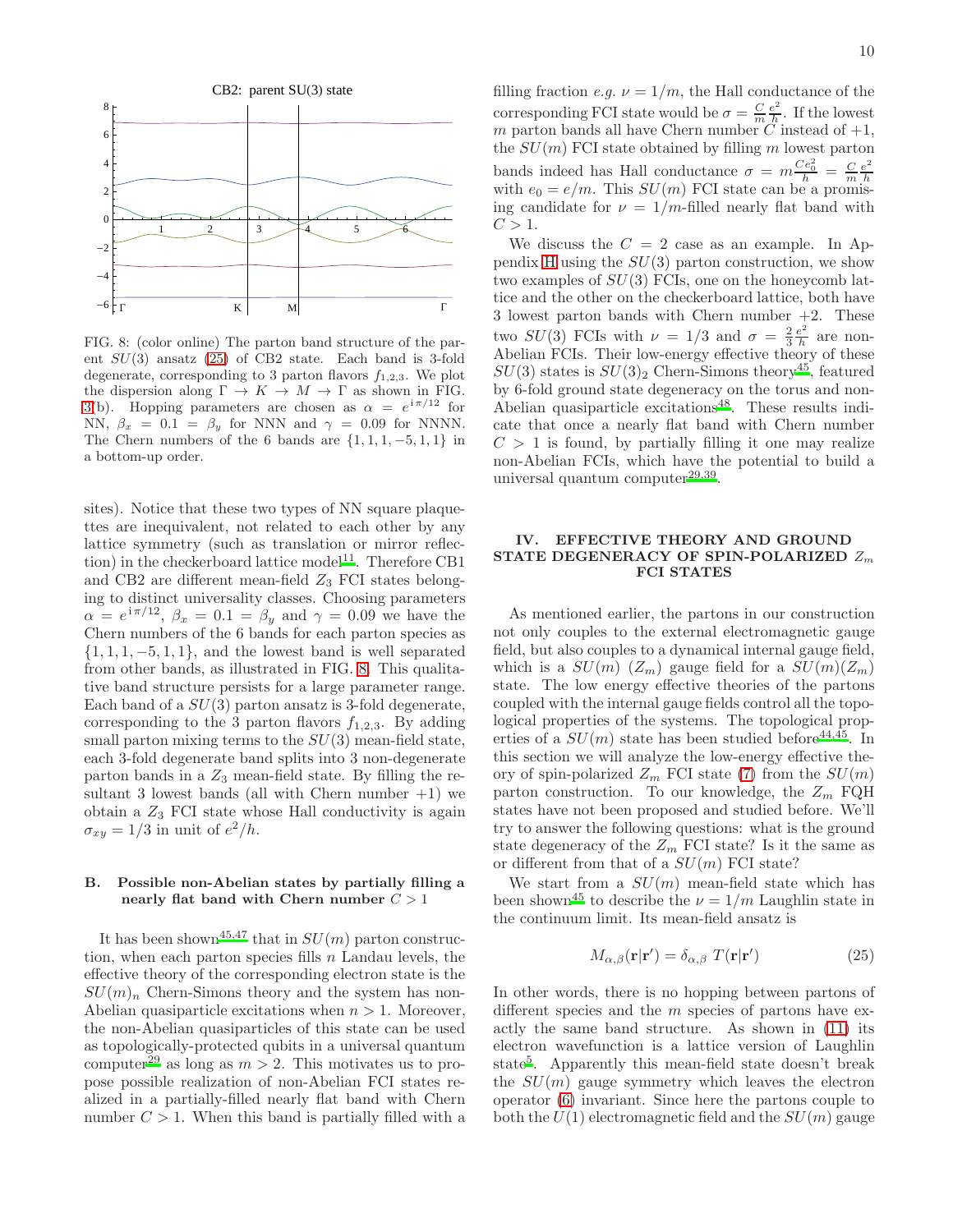FIG. 8: (color online) The parton band structure of the parent $SU(3)$ ansatz (25) of CB2 state. Each band is 3-fold degenerate, corresponding to 3 parton flavors $f_{1,2,3}$. We plot the dispersion along $\Gamma \to K \to M \to \Gamma$ as shown in FIG. 3(b). Hopping parameters are chosen as $\alpha = e^{i\pi/12}$ for NN, $\beta_x = 0.1 = \beta_y$ for NNN and $\gamma = 0.09$ for NNNN. The Chern numbers of the 6 bands are $\{1, 1, 1, -5, 1, 1\}$ in a bottom-up order.

sites). Notice that these two types of NN square plaquettes are inequivalent, not related to each other by any lattice symmetry (such as translation or mirror reflection) in the checkerboard lattice model[11]. Therefore CB1 and CB2 are different mean-field $Z_3$ FCI states belonging to distinct universality classes. Choosing parameters $\alpha = e^{i\pi/12}$, $\beta_x = 0.1 = \beta_y$ and $\gamma = 0.09$ we have the Chern numbers of the 6 bands for each parton species as $\{1, 1, 1, -5, 1, 1\}$, and the lowest band is well separated from other bands, as illustrated in FIG. 8. This qualitative band structure persists for a large parameter range. Each band of a $SU(3)$ parton ansatz is 3-fold degenerate, corresponding to the 3 parton flavors $f_{1,2,3}$. By adding small parton mixing terms to the $SU(3)$ mean-field state, each 3-fold degenerate band splits into 3 non-degenerate parton bands in a $Z_3$ mean-field state. By filling the resultant 3 lowest bands (all with Chern number $+1$) we obtain a $Z_3$ FCI state whose Hall conductivity is again $\sigma_{xy} = 1/3$ in unit of $e^2/h$.

### B. Possible non-Abelian states by partially filling a nearly flat band with Chern number $C > 1$

It has been shown[45,47] that in $SU(m)$ parton construction, when each parton species fills $n$ Landau levels, the effective theory of the corresponding electron state is the $SU(m)_n$ Chern-Simons theory and the system has non-Abelian quasiparticle excitations when $n > 1$. Moreover, the non-Abelian quasiparticles of this state can be used as topologically-protected qubits in a universal quantum computer[29] as long as $m > 2$. This motivates us to propose possible realization of non-Abelian FCI states realized in a partially-filled nearly flat band with Chern number $C > 1$. When this band is partially filled with a filling fraction *e.g.* $\nu = 1/m$, the Hall conductance of the corresponding FCI state would be $\sigma = \frac{C}{m}\frac{e^2}{h}$. If the lowest $m$ parton bands all have Chern number $C$ instead of $+1$, the $SU(m)$ FCI state obtained by filling $m$ lowest parton bands indeed has Hall conductance $\sigma = m\frac{Ce_0^2}{h} = \frac{C}{m}\frac{e^2}{h}$ with $e_0 = e/m$. This $SU(m)$ FCI state can be a promising candidate for $\nu = 1/m$-filled nearly flat band with $C > 1$.

We discuss the $C = 2$ case as an example. In Appendix H using the $SU(3)$ parton construction, we show two examples of $SU(3)$ FCIs, one on the honeycomb lattice and the other on the checkerboard lattice, both have 3 lowest parton bands with Chern number $+2$. These two $SU(3)$ FCIs with $\nu = 1/3$ and $\sigma = \frac{2}{3}\frac{e^2}{h}$ are non-Abelian FCIs. Their low-energy effective theory of these $SU(3)$ states is $SU(3)_2$ Chern-Simons theory[45], featured by 6-fold ground state degeneracy on the torus and non-Abelian quasiparticle excitations[48]. These results indicate that once a nearly flat band with Chern number $C > 1$ is found, by partially filling it one may realize non-Abelian FCIs, which have the potential to build a universal quantum computer[29,39].

## IV. EFFECTIVE THEORY AND GROUND STATE DEGENERACY OF SPIN-POLARIZED $Z_m$ FCI STATES

As mentioned earlier, the partons in our construction not only couples to the external electromagnetic gauge field, but also couples to a dynamical internal gauge field, which is a $SU(m)$ ($Z_m$) gauge field for a $SU(m)$($Z_m$) state. The low energy effective theories of the partons coupled with the internal gauge fields control all the topological properties of the systems. The topological properties of a $SU(m)$ state has been studied before[44,45]. In this section we will analyze the low-energy effective theory of spin-polarized $Z_m$ FCI state (7) from the $SU(m)$ parton construction. To our knowledge, the $Z_m$ FQH states have not been proposed and studied before. We'll try to answer the following questions: what is the ground state degeneracy of the $Z_m$ FCI state? Is it the same as or different from that of a $SU(m)$ FCI state?

We start from a $SU(m)$ mean-field state which has been shown[45] to describe the $\nu = 1/m$ Laughlin state in the continuum limit. Its mean-field ansatz is

$$M_{\alpha,\beta}(\mathbf{r}|\mathbf{r}') = \delta_{\alpha,\beta}\ T(\mathbf{r}|\mathbf{r}') \tag{25}$$

In other words, there is no hopping between partons of different species and the $m$ species of partons have exactly the same band structure. As shown in (11) its electron wavefunction is a lattice version of Laughlin state[5]. Apparently this mean-field state doesn't break the $SU(m)$ gauge symmetry which leaves the electron operator (6) invariant. Since here the partons couple to both the $U(1)$ electromagnetic field and the $SU(m)$ gauge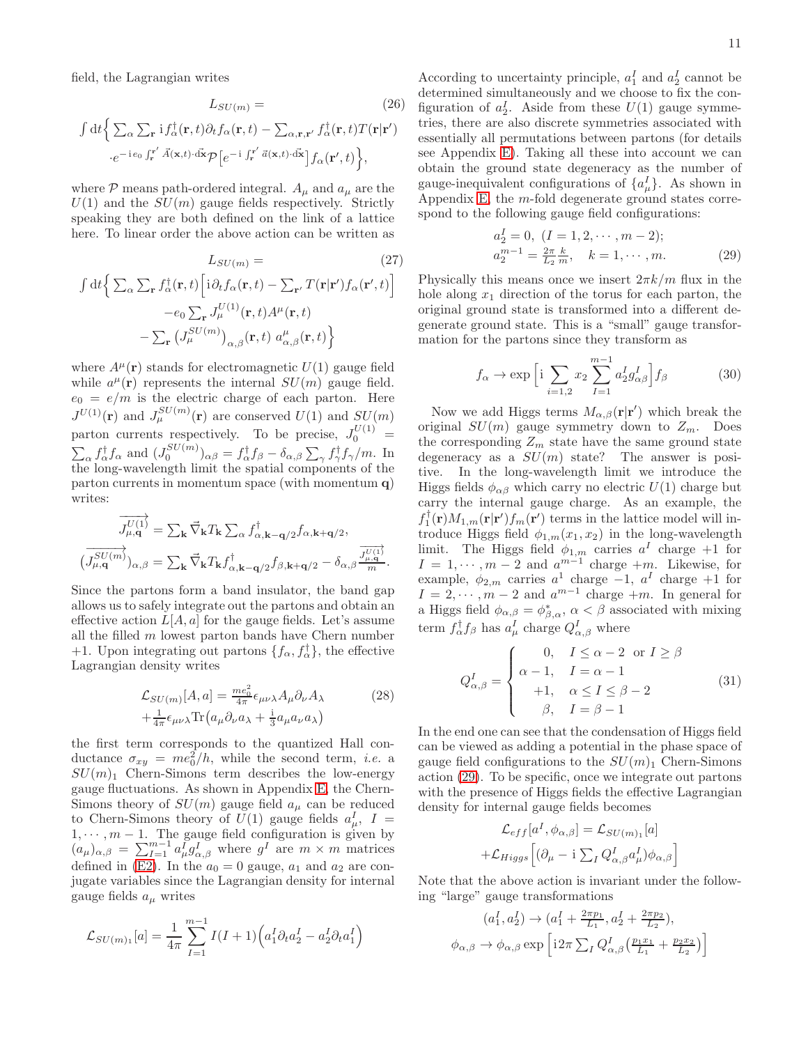field, the Lagrangian writes

$$L_{SU(m)} = \tag{26}$$
$$\int \mathrm{d}t \Big\{ \sum_\alpha \sum_{\mathbf{r}} \mathrm{i} f^\dagger_\alpha(\mathbf{r},t)\partial_t f_\alpha(\mathbf{r},t) - \sum_{\alpha,\mathbf{r},\mathbf{r}'} f^\dagger_\alpha(\mathbf{r},t) T(\mathbf{r}|\mathbf{r}')$$
$$\cdot e^{-\mathrm{i}e_0 \int_{\mathbf{r}}^{\mathbf{r}'} \vec{A}(\mathbf{x},t)\cdot \mathrm{d}\vec{\mathbf{x}}} \mathcal{P}\big[e^{-\mathrm{i}\int_{\mathbf{r}}^{\mathbf{r}'} \vec{a}(\mathbf{x},t)\cdot \mathrm{d}\vec{\mathbf{x}}}\big] f_\alpha(\mathbf{r}',t) \Big\},$$

where $\mathcal{P}$ means path-ordered integral. $A_\mu$ and $a_\mu$ are the $U(1)$ and the $SU(m)$ gauge fields respectively. Strictly speaking they are both defined on the link of a lattice here. To linear order the above action can be written as

$$L_{SU(m)} = \tag{27}$$
$$\int \mathrm{d}t \Big\{ \sum_\alpha \sum_{\mathbf{r}} f^\dagger_\alpha(\mathbf{r},t)\Big[\mathrm{i}\partial_t f_\alpha(\mathbf{r},t) - \sum_{\mathbf{r}'} T(\mathbf{r}|\mathbf{r}') f_\alpha(\mathbf{r}',t)\Big]$$
$$-e_0 \sum_{\mathbf{r}} J^{U(1)}_\mu(\mathbf{r},t) A^\mu(\mathbf{r},t)$$
$$- \sum_{\mathbf{r}} \big(J^{SU(m)}_\mu\big)_{\alpha,\beta}(\mathbf{r},t)\ a^\mu_{\alpha,\beta}(\mathbf{r},t) \Big\}$$

where $A^\mu(\mathbf{r})$ stands for electromagnetic $U(1)$ gauge field while $a^\mu(\mathbf{r})$ represents the internal $SU(m)$ gauge field. $e_0 = e/m$ is the electric charge of each parton. Here $J^{U(1)}(\mathbf{r})$ and $J^{SU(m)}_\mu(\mathbf{r})$ are conserved $U(1)$ and $SU(m)$ parton currents respectively. To be precise, $J^{U(1)}_0 = \sum_\alpha f^\dagger_\alpha f_\alpha$ and $(J^{SU(m)}_0)_{\alpha\beta} = f^\dagger_\alpha f_\beta - \delta_{\alpha,\beta}\sum_\gamma f^\dagger_\gamma f_\gamma/m$. In the long-wavelength limit the spatial components of the parton currents in momentum space (with momentum $\mathbf{q}$) writes:

$$\overrightarrow{J^{U(1)}_{\mu,\mathbf{q}}} = \sum_{\mathbf{k}} \vec{\nabla}_{\mathbf{k}} T_{\mathbf{k}} \sum_\alpha f^\dagger_{\alpha,\mathbf{k}-\mathbf{q}/2} f_{\alpha,\mathbf{k}+\mathbf{q}/2},$$
$$(\overrightarrow{J^{SU(m)}_{\mu,\mathbf{q}}})_{\alpha,\beta} = \sum_{\mathbf{k}} \vec{\nabla}_{\mathbf{k}} T_{\mathbf{k}} f^\dagger_{\alpha,\mathbf{k}-\mathbf{q}/2} f_{\beta,\mathbf{k}+\mathbf{q}/2} - \delta_{\alpha,\beta}\frac{\overrightarrow{J^{U(1)}_{\mu,\mathbf{q}}}}{m}.$$

Since the partons form a band insulator, the band gap allows us to safely integrate out the partons and obtain an effective action $L[A,a]$ for the gauge fields. Let's assume all the filled $m$ lowest parton bands have Chern number $+1$. Upon integrating out partons $\{f_\alpha, f^\dagger_\alpha\}$, the effective Lagrangian density writes

$$\mathcal{L}_{SU(m)}[A,a] = \tfrac{me_0^2}{4\pi}\epsilon_{\mu\nu\lambda}A_\mu\partial_\nu A_\lambda \tag{28}$$
$$+\tfrac{1}{4\pi}\epsilon_{\mu\nu\lambda}\mathrm{Tr}\big(a_\mu\partial_\nu a_\lambda + \tfrac{\mathrm{i}}{3}a_\mu a_\nu a_\lambda\big)$$

the first term corresponds to the quantized Hall conductance $\sigma_{xy} = me_0^2/h$, while the second term, *i.e.* a $SU(m)_1$ Chern-Simons term describes the low-energy gauge fluctuations. As shown in Appendix E, the Chern-Simons theory of $SU(m)$ gauge field $a_\mu$ can be reduced to Chern-Simons theory of $U(1)$ gauge fields $a^I_\mu$, $I = 1,\cdots,m-1$. The gauge field configuration is given by $(a_\mu)_{\alpha,\beta} = \sum_{I=1}^{m-1} a^I_\mu g^I_{\alpha,\beta}$ where $g^I$ are $m\times m$ matrices defined in (E2). In the $a_0 = 0$ gauge, $a_1$ and $a_2$ are conjugate variables since the Lagrangian density for internal gauge fields $a_\mu$ writes

$$\mathcal{L}_{SU(m)_1}[a] = \frac{1}{4\pi}\sum_{I=1}^{m-1} I(I+1)\Big(a^I_1\partial_t a^I_2 - a^I_2\partial_t a^I_1\Big)$$

According to uncertainty principle, $a^I_1$ and $a^I_2$ cannot be determined simultaneously and we choose to fix the configuration of $a^I_2$. Aside from these $U(1)$ gauge symmetries, there are also discrete symmetries associated with essentially all permutations between partons (for details see Appendix E). Taking all these into account we can obtain the ground state degeneracy as the number of gauge-inequivalent configurations of $\{a^I_\mu\}$. As shown in Appendix E, the $m$-fold degenerate ground states correspond to the following gauge field configurations:

$$a^I_2 = 0,\ (I = 1,2,\cdots,m-2);$$
$$a^{m-1}_2 = \tfrac{2\pi}{L_2}\tfrac{k}{m},\quad k = 1,\cdots,m. \tag{29}$$

Physically this means once we insert $2\pi k/m$ flux in the hole along $x_1$ direction of the torus for each parton, the original ground state is transformed into a different degenerate ground state. This is a "small" gauge transformation for the partons since they transform as

$$f_\alpha \to \exp\Big[\mathrm{i}\sum_{i=1,2} x_2 \sum_{I=1}^{m-1} a^I_2 g^I_{\alpha\beta}\Big] f_\beta \tag{30}$$

Now we add Higgs terms $M_{\alpha,\beta}(\mathbf{r}|\mathbf{r}')$ which break the original $SU(m)$ gauge symmetry down to $Z_m$. Does the corresponding $Z_m$ state have the same ground state degeneracy as a $SU(m)$ state? The answer is positive. In the long-wavelength limit we introduce the Higgs fields $\phi_{\alpha\beta}$ which carry no electric $U(1)$ charge but carry the internal gauge charge. As an example, the $f^\dagger_1(\mathbf{r})M_{1,m}(\mathbf{r}|\mathbf{r}')f_m(\mathbf{r}')$ terms in the lattice model will introduce Higgs field $\phi_{1,m}(x_1,x_2)$ in the long-wavelength limit. The Higgs field $\phi_{1,m}$ carries $a^I$ charge $+1$ for $I = 1,\cdots,m-2$ and $a^{m-1}$ charge $+m$. Likewise, for example, $\phi_{2,m}$ carries $a^1$ charge $-1$, $a^I$ charge $+1$ for $I = 2,\cdots,m-2$ and $a^{m-1}$ charge $+m$. In general for a Higgs field $\phi_{\alpha,\beta} = \phi^*_{\beta,\alpha}$, $\alpha < \beta$ associated with mixing term $f^\dagger_\alpha f_\beta$ has $a^I_\mu$ charge $Q^I_{\alpha,\beta}$ where

$$Q^I_{\alpha,\beta} = \begin{cases} 0, & I \le \alpha-2 \ \text{ or } I \ge \beta \\ \alpha-1, & I = \alpha-1 \\ +1, & \alpha \le I \le \beta-2 \\ \beta, & I = \beta-1 \end{cases} \tag{31}$$

In the end one can see that the condensation of Higgs field can be viewed as adding a potential in the phase space of gauge field configurations to the $SU(m)_1$ Chern-Simons action (29). To be specific, once we integrate out partons with the presence of Higgs fields the effective Lagrangian density for internal gauge fields becomes

$$\mathcal{L}_{eff}[a^I,\phi_{\alpha,\beta}] = \mathcal{L}_{SU(m)_1}[a]$$
$$+\mathcal{L}_{Higgs}\Big[(\partial_\mu - \mathrm{i}\sum_I Q^I_{\alpha,\beta}a^I_\mu)\phi_{\alpha,\beta}\Big]$$

Note that the above action is invariant under the following "large" gauge transformations

$$(a^I_1, a^I_2) \to (a^I_1 + \tfrac{2\pi p_1}{L_1}, a^I_2 + \tfrac{2\pi p_2}{L_2}),$$
$$\phi_{\alpha,\beta} \to \phi_{\alpha,\beta}\exp\Big[\mathrm{i}2\pi\sum_I Q^I_{\alpha,\beta}\big(\tfrac{p_1 x_1}{L_1} + \tfrac{p_2 x_2}{L_2}\big)\Big]$$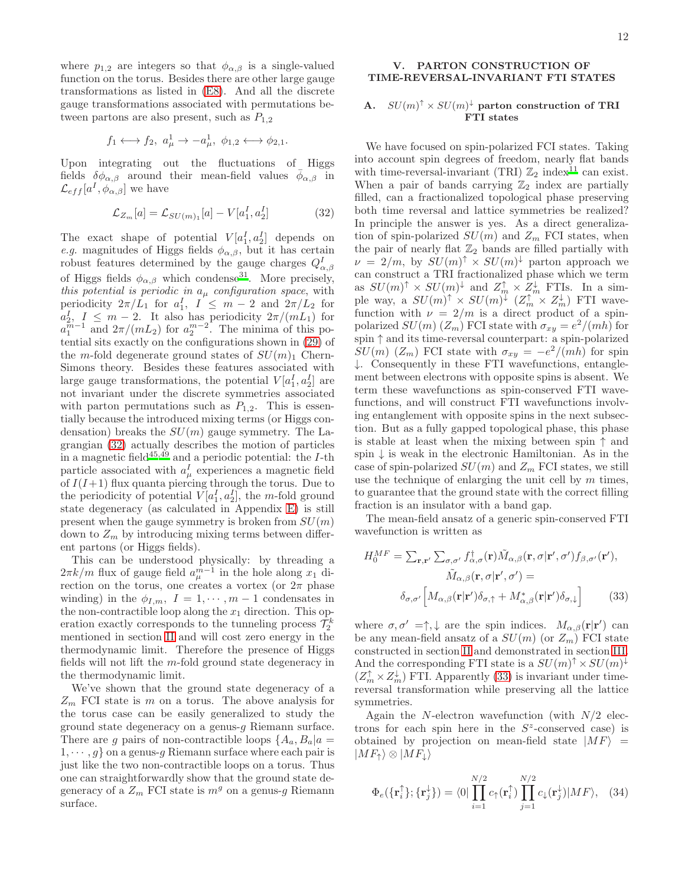where $p_{1,2}$ are integers so that $\phi_{\alpha,\beta}$ is a single-valued function on the torus. Besides there are other large gauge transformations as listed in (E8). And all the discrete gauge transformations associated with permutations between partons are also present, such as $P_{1,2}$

$$f_1 \longleftrightarrow f_2,\ a^1_\mu \to -a^1_\mu,\ \phi_{1,2} \longleftrightarrow \phi_{2,1}.$$

Upon integrating out the fluctuations of Higgs fields $\delta\phi_{\alpha,\beta}$ around their mean-field values $\bar{\phi}_{\alpha,\beta}$ in $\mathcal{L}_{eff}[a^I, \phi_{\alpha,\beta}]$ we have

$$\mathcal{L}_{Z_m}[a] = \mathcal{L}_{SU(m)_1}[a] - V[a^I_1, a^I_2] \tag{32}$$

The exact shape of potential $V[a^I_1, a^I_2]$ depends on *e.g.* magnitudes of Higgs fields $\phi_{\alpha,\beta}$, but it has certain robust features determined by the gauge charges $Q^I_{\alpha,\beta}$ of Higgs fields $\phi_{\alpha,\beta}$ which condense[31]. More precisely, *this potential is periodic in $a_\mu$ configuration space*, with periodicity $2\pi/L_1$ for $a^I_1$, $I \le m-2$ and $2\pi/L_2$ for $a^I_2$, $I \le m-2$. It also has periodicity $2\pi/(mL_1)$ for $a^{m-1}_1$ and $2\pi/(mL_2)$ for $a^{m-2}_2$. The minima of this potential sits exactly on the configurations shown in (29) of the $m$-fold degenerate ground states of $SU(m)_1$ Chern-Simons theory. Besides these features associated with large gauge transformations, the potential $V[a^I_1, a^I_2]$ are not invariant under the discrete symmetries associated with parton permutations such as $P_{1,2}$. This is essentially because the introduced mixing terms (or Higgs condensation) breaks the $SU(m)$ gauge symmetry. The Lagrangian (32) actually describes the motion of particles in a magnetic field[45,49] and a periodic potential: the $I$-th particle associated with $a^I_\mu$ experiences a magnetic field of $I(I+1)$ flux quanta piercing through the torus. Due to the periodicity of potential $V[a^I_1, a^I_2]$, the $m$-fold ground state degeneracy (as calculated in Appendix E) is still present when the gauge symmetry is broken from $SU(m)$ down to $Z_m$ by introducing mixing terms between different partons (or Higgs fields).

This can be understood physically: by threading a $2\pi k/m$ flux of gauge field $a^{m-1}_\mu$ in the hole along $x_1$ direction on the torus, one creates a vortex (or $2\pi$ phase winding) in the $\phi_{I,m},\ I = 1, \cdots, m-1$ condensates in the non-contractible loop along the $x_1$ direction. This operation exactly corresponds to the tunneling process $\mathcal{T}^k_2$ mentioned in section II and will cost zero energy in the thermodynamic limit. Therefore the presence of Higgs fields will not lift the $m$-fold ground state degeneracy in the thermodynamic limit.

We've shown that the ground state degeneracy of a $Z_m$ FCI state is $m$ on a torus. The above analysis for the torus case can be easily generalized to study the ground state degeneracy on a genus-$g$ Riemann surface. There are $g$ pairs of non-contractible loops $\{A_a, B_a | a = 1, \cdots, g\}$ on a genus-$g$ Riemann surface where each pair is just like the two non-contractible loops on a torus. Thus one can straightforwardly show that the ground state degeneracy of a $Z_m$ FCI state is $m^g$ on a genus-$g$ Riemann surface.

## V. PARTON CONSTRUCTION OF TIME-REVERSAL-INVARIANT FTI STATES

### A. $SU(m)^\uparrow \times SU(m)^\downarrow$ parton construction of TRI FTI states

We have focused on spin-polarized FCI states. Taking into account spin degrees of freedom, nearly flat bands with time-reversal-invariant (TRI) $\mathbb{Z}_2$ index[11] can exist. When a pair of bands carrying $\mathbb{Z}_2$ index are partially filled, can a fractionalized topological phase preserving both time reversal and lattice symmetries be realized? In principle the answer is yes. As a direct generalization of spin-polarized $SU(m)$ and $Z_m$ FCI states, when the pair of nearly flat $\mathbb{Z}_2$ bands are filled partially with $\nu = 2/m$, by $SU(m)^\uparrow \times SU(m)^\downarrow$ parton approach we can construct a TRI fractionalized phase which we term as $SU(m)^\uparrow \times SU(m)^\downarrow$ and $Z^\uparrow_m \times Z^\downarrow_m$ FTIs. In a simple way, a $SU(m)^\uparrow \times SU(m)^\downarrow$ ($Z^\uparrow_m \times Z^\downarrow_m$) FTI wavefunction with $\nu = 2/m$ is a direct product of a spin-polarized $SU(m)$ ($Z_m$) FCI state with $\sigma_{xy} = e^2/(mh)$ for spin $\uparrow$ and its time-reversal counterpart: a spin-polarized $SU(m)$ ($Z_m$) FCI state with $\sigma_{xy} = -e^2/(mh)$ for spin $\downarrow$. Consequently in these FTI wavefunctions, entanglement between electrons with opposite spins is absent. We term these wavefunctions as spin-conserved FTI wavefunctions, and will construct FTI wavefunctions involving entanglement with opposite spins in the next subsection. But as a fully gapped topological phase, this phase is stable at least when the mixing between spin $\uparrow$ and spin $\downarrow$ is weak in the electronic Hamiltonian. As in the case of spin-polarized $SU(m)$ and $Z_m$ FCI states, we still use the technique of enlarging the unit cell by $m$ times, to guarantee that the ground state with the correct filling fraction is an insulator with a band gap.

The mean-field ansatz of a generic spin-conserved FTI wavefunction is written as

$$\begin{aligned} H^{MF}_0 = \textstyle\sum_{\mathbf{r},\mathbf{r}'} \sum_{\sigma,\sigma'} f^\dagger_{\alpha,\sigma}(\mathbf{r}) \tilde{M}_{\alpha,\beta}(\mathbf{r},\sigma|\mathbf{r}',\sigma') f_{\beta,\sigma'}(\mathbf{r}'), \\ \tilde{M}_{\alpha,\beta}(\mathbf{r},\sigma|\mathbf{r}',\sigma') = \\ \delta_{\sigma,\sigma'}\Big[M_{\alpha,\beta}(\mathbf{r}|\mathbf{r}')\delta_{\sigma,\uparrow} + M^*_{\alpha,\beta}(\mathbf{r}|\mathbf{r}')\delta_{\sigma,\downarrow}\Big] \end{aligned} \tag{33}$$

where $\sigma, \sigma' = \uparrow, \downarrow$ are the spin indices. $M_{\alpha,\beta}(\mathbf{r}|\mathbf{r}')$ can be any mean-field ansatz of a $SU(m)$ (or $Z_m$) FCI state constructed in section II and demonstrated in section III. And the corresponding FTI state is a $SU(m)^\uparrow \times SU(m)^\downarrow$ ($Z^\uparrow_m \times Z^\downarrow_m$) FTI. Apparently (33) is invariant under time-reversal transformation while preserving all the lattice symmetries.

Again the $N$-electron wavefunction (with $N/2$ electrons for each spin here in the $S^z$-conserved case) is obtained by projection on mean-field state $|MF\rangle = |MF_\uparrow\rangle \otimes |MF_\downarrow\rangle$

$$\Phi_e(\{\mathbf{r}^\uparrow_i\};\{\mathbf{r}^\downarrow_j\}) = \langle 0| \prod_{i=1}^{N/2} c_\uparrow(\mathbf{r}^\uparrow_i) \prod_{j=1}^{N/2} c_\downarrow(\mathbf{r}^\downarrow_j)|MF\rangle, \tag{34}$$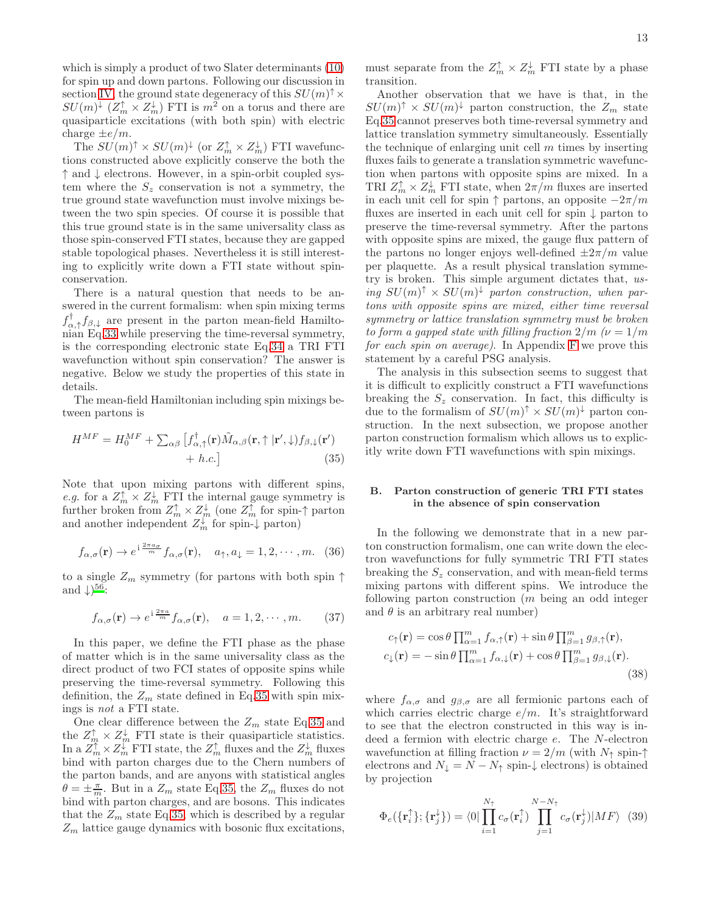which is simply a product of two Slater determinants (10) for spin up and down partons. Following our discussion in section IV, the ground state degeneracy of this $SU(m)^\uparrow \times SU(m)^\downarrow$ ($Z_m^\uparrow \times Z_m^\downarrow$) FTI is $m^2$ on a torus and there are quasiparticle excitations (with both spin) with electric charge $\pm e/m$.

The $SU(m)^\uparrow \times SU(m)^\downarrow$ (or $Z_m^\uparrow \times Z_m^\downarrow$) FTI wavefunctions constructed above explicitly conserve the both the $\uparrow$ and $\downarrow$ electrons. However, in a spin-orbit coupled system where the $S_z$ conservation is not a symmetry, the true ground state wavefunction must involve mixings between the two spin species. Of course it is possible that this true ground state is in the same universality class as those spin-conserved FTI states, because they are gapped stable topological phases. Nevertheless it is still interesting to explicitly write down a FTI state without spin-conservation.

There is a natural question that needs to be answered in the current formalism: when spin mixing terms $f^\dagger_{\alpha,\uparrow} f_{\beta,\downarrow}$ are present in the parton mean-field Hamiltonian Eq.33 while preserving the time-reversal symmetry, is the corresponding electronic state Eq.34 a TRI FTI wavefunction without spin conservation? The answer is negative. Below we study the properties of this state in details.

The mean-field Hamiltonian including spin mixings between partons is

$$
H^{MF} = H_0^{MF} + \sum_{\alpha\beta} \big[ f^\dagger_{\alpha,\uparrow}(\mathbf{r}) \tilde{M}_{\alpha,\beta}(\mathbf{r},\uparrow|\mathbf{r}',\downarrow) f_{\beta,\downarrow}(\mathbf{r}') + h.c. \big] \tag{35}
$$

Note that upon mixing partons with different spins, *e.g.* for a $Z_m^\uparrow \times Z_m^\downarrow$ FTI the internal gauge symmetry is further broken from $Z_m^\uparrow \times Z_m^\downarrow$ (one $Z_m^\uparrow$ for spin-$\uparrow$ parton and another independent $Z_m^\downarrow$ for spin-$\downarrow$ parton)

$$
f_{\alpha,\sigma}(\mathbf{r}) \to e^{\mathrm{i}\,\frac{2\pi a_\sigma}{m}} f_{\alpha,\sigma}(\mathbf{r}), \quad a_\uparrow, a_\downarrow = 1,2,\cdots,m. \tag{36}
$$

to a single $Z_m$ symmetry (for partons with both spin $\uparrow$ and $\downarrow$)[56]:

$$
f_{\alpha,\sigma}(\mathbf{r}) \to e^{\mathrm{i}\,\frac{2\pi a}{m}} f_{\alpha,\sigma}(\mathbf{r}), \quad a = 1,2,\cdots,m. \tag{37}
$$

In this paper, we define the FTI phase as the phase of matter which is in the same universality class as the direct product of two FCI states of opposite spins while preserving the time-reversal symmetry. Following this definition, the $Z_m$ state defined in Eq.35 with spin mixings is *not* a FTI state.

One clear difference between the $Z_m$ state Eq.35 and the $Z_m^\uparrow \times Z_m^\downarrow$ FTI state is their quasiparticle statistics. In a $Z_m^\uparrow \times Z_m^\downarrow$ FTI state, the $Z_m^\uparrow$ fluxes and the $Z_m^\downarrow$ fluxes bind with parton charges due to the Chern numbers of the parton bands, and are anyons with statistical angles $\theta = \pm\frac{\pi}{m}$. But in a $Z_m$ state Eq.35, the $Z_m$ fluxes do not bind with parton charges, and are bosons. This indicates that the $Z_m$ state Eq.35, which is described by a regular $Z_m$ lattice gauge dynamics with bosonic flux excitations, must separate from the $Z_m^\uparrow \times Z_m^\downarrow$ FTI state by a phase transition.

Another observation that we have is that, in the $SU(m)^\uparrow \times SU(m)^\downarrow$ parton construction, the $Z_m$ state Eq.35 cannot preserves both time-reversal symmetry and lattice translation symmetry simultaneously. Essentially the technique of enlarging unit cell $m$ times by inserting fluxes fails to generate a translation symmetric wavefunction when partons with opposite spins are mixed. In a TRI $Z_m^\uparrow \times Z_m^\downarrow$ FTI state, when $2\pi/m$ fluxes are inserted in each unit cell for spin $\uparrow$ partons, an opposite $-2\pi/m$ fluxes are inserted in each unit cell for spin $\downarrow$ parton to preserve the time-reversal symmetry. After the partons with opposite spins are mixed, the gauge flux pattern of the partons no longer enjoys well-defined $\pm 2\pi/m$ value per plaquette. As a result physical translation symmetry is broken. This simple argument dictates that, *using $SU(m)^\uparrow \times SU(m)^\downarrow$ parton construction, when partons with opposite spins are mixed, either time reversal symmetry or lattice translation symmetry must be broken to form a gapped state with filling fraction $2/m$ ($\nu = 1/m$ for each spin on average).* In Appendix F we prove this statement by a careful PSG analysis.

The analysis in this subsection seems to suggest that it is difficult to explicitly construct a FTI wavefunctions breaking the $S_z$ conservation. In fact, this difficulty is due to the formalism of $SU(m)^\uparrow \times SU(m)^\downarrow$ parton construction. In the next subsection, we propose another parton construction formalism which allows us to explicitly write down FTI wavefunctions with spin mixings.

### B. Parton construction of generic TRI FTI states in the absence of spin conservation

In the following we demonstrate that in a new parton construction formalism, one can write down the electron wavefunctions for fully symmetric TRI FTI states breaking the $S_z$ conservation, and with mean-field terms mixing partons with different spins. We introduce the following parton construction ($m$ being an odd integer and $\theta$ is an arbitrary real number)

$$
\begin{aligned}
c_\uparrow(\mathbf{r}) &= \cos\theta \prod_{\alpha=1}^m f_{\alpha,\uparrow}(\mathbf{r}) + \sin\theta \prod_{\beta=1}^m g_{\beta,\uparrow}(\mathbf{r}), \\
c_\downarrow(\mathbf{r}) &= -\sin\theta \prod_{\alpha=1}^m f_{\alpha,\downarrow}(\mathbf{r}) + \cos\theta \prod_{\beta=1}^m g_{\beta,\downarrow}(\mathbf{r}).
\end{aligned} \tag{38}
$$

where $f_{\alpha,\sigma}$ and $g_{\beta,\sigma}$ are all fermionic partons each of which carries electric charge $e/m$. It's straightforward to see that the electron constructed in this way is indeed a fermion with electric charge $e$. The $N$-electron wavefunction at filling fraction $\nu = 2/m$ (with $N_\uparrow$ spin-$\uparrow$ electrons and $N_\downarrow = N - N_\uparrow$ spin-$\downarrow$ electrons) is obtained by projection

$$
\Phi_e(\{\mathbf{r}_i^\uparrow\};\{\mathbf{r}_j^\downarrow\}) = \langle 0| \prod_{i=1}^{N_\uparrow} c_\sigma(\mathbf{r}_i^\uparrow) \prod_{j=1}^{N-N_\uparrow} c_\sigma(\mathbf{r}_j^\downarrow) |MF\rangle \tag{39}
$$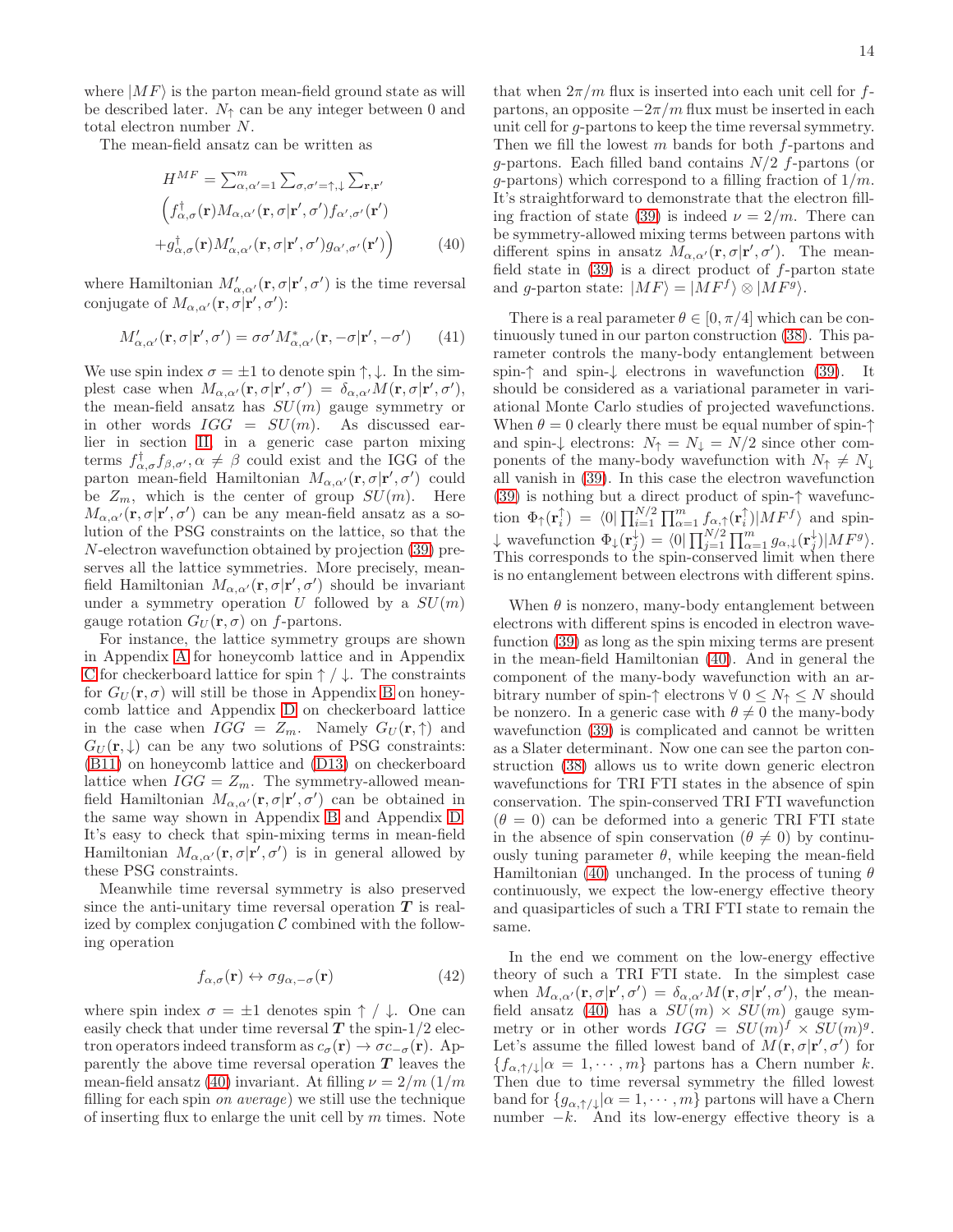where $|MF\rangle$ is the parton mean-field ground state as will be described later. $N_\uparrow$ can be any integer between 0 and total electron number $N$.

The mean-field ansatz can be written as

$$
\begin{aligned}
H^{MF} = &\sum_{\alpha,\alpha'=1}^{m} \sum_{\sigma,\sigma'=\uparrow,\downarrow} \sum_{\mathbf{r},\mathbf{r}'} \\
&\Big( f^\dagger_{\alpha,\sigma}(\mathbf{r}) M_{\alpha,\alpha'}(\mathbf{r},\sigma|\mathbf{r}',\sigma') f_{\alpha',\sigma'}(\mathbf{r}') \\
&+ g^\dagger_{\alpha,\sigma}(\mathbf{r}) M'_{\alpha,\alpha'}(\mathbf{r},\sigma|\mathbf{r}',\sigma') g_{\alpha',\sigma'}(\mathbf{r}') \Big)
\end{aligned}
\tag{40}
$$

where Hamiltonian $M'_{\alpha,\alpha'}(\mathbf{r},\sigma|\mathbf{r}',\sigma')$ is the time reversal conjugate of $M_{\alpha,\alpha'}(\mathbf{r},\sigma|\mathbf{r}',\sigma')$:

$$
M'_{\alpha,\alpha'}(\mathbf{r},\sigma|\mathbf{r}',\sigma') = \sigma\sigma' M^*_{\alpha,\alpha'}(\mathbf{r},-\sigma|\mathbf{r}',-\sigma') \tag{41}
$$

We use spin index $\sigma = \pm 1$ to denote spin $\uparrow,\downarrow$. In the simplest case when $M_{\alpha,\alpha'}(\mathbf{r},\sigma|\mathbf{r}',\sigma') = \delta_{\alpha,\alpha'} M(\mathbf{r},\sigma|\mathbf{r}',\sigma')$, the mean-field ansatz has $SU(m)$ gauge symmetry or in other words $IGG = SU(m)$. As discussed earlier in section II, in a generic case parton mixing terms $f^\dagger_{\alpha,\sigma} f_{\beta,\sigma'}, \alpha \neq \beta$ could exist and the IGG of the parton mean-field Hamiltonian $M_{\alpha,\alpha'}(\mathbf{r},\sigma|\mathbf{r}',\sigma')$ could be $Z_m$, which is the center of group $SU(m)$. Here $M_{\alpha,\alpha'}(\mathbf{r},\sigma|\mathbf{r}',\sigma')$ can be any mean-field ansatz as a solution of the PSG constraints on the lattice, so that the $N$-electron wavefunction obtained by projection (39) preserves all the lattice symmetries. More precisely, mean-field Hamiltonian $M_{\alpha,\alpha'}(\mathbf{r},\sigma|\mathbf{r}',\sigma')$ should be invariant under a symmetry operation $U$ followed by a $SU(m)$ gauge rotation $G_U(\mathbf{r},\sigma)$ on $f$-partons.

For instance, the lattice symmetry groups are shown in Appendix A for honeycomb lattice and in Appendix C for checkerboard lattice for spin $\uparrow/\downarrow$. The constraints for $G_U(\mathbf{r},\sigma)$ will still be those in Appendix B on honeycomb lattice and Appendix D on checkerboard lattice in the case when $IGG = Z_m$. Namely $G_U(\mathbf{r},\uparrow)$ and $G_U(\mathbf{r},\downarrow)$ can be any two solutions of PSG constraints: (B11) on honeycomb lattice and (D13) on checkerboard lattice when $IGG = Z_m$. The symmetry-allowed mean-field Hamiltonian $M_{\alpha,\alpha'}(\mathbf{r},\sigma|\mathbf{r}',\sigma')$ can be obtained in the same way shown in Appendix B and Appendix D. It's easy to check that spin-mixing terms in mean-field Hamiltonian $M_{\alpha,\alpha'}(\mathbf{r},\sigma|\mathbf{r}',\sigma')$ is in general allowed by these PSG constraints.

Meanwhile time reversal symmetry is also preserved since the anti-unitary time reversal operation $\boldsymbol{T}$ is realized by complex conjugation $\mathcal{C}$ combined with the following operation

$$
f_{\alpha,\sigma}(\mathbf{r}) \leftrightarrow \sigma g_{\alpha,-\sigma}(\mathbf{r}) \tag{42}
$$

where spin index $\sigma = \pm 1$ denotes spin $\uparrow/\downarrow$. One can easily check that under time reversal $\boldsymbol{T}$ the spin-1/2 electron operators indeed transform as $c_\sigma(\mathbf{r}) \to \sigma c_{-\sigma}(\mathbf{r})$. Apparently the above time reversal operation $\boldsymbol{T}$ leaves the mean-field ansatz (40) invariant. At filling $\nu = 2/m$ ($1/m$ filling for each spin *on average*) we still use the technique of inserting flux to enlarge the unit cell by $m$ times. Note that when $2\pi/m$ flux is inserted into each unit cell for $f$-partons, an opposite $-2\pi/m$ flux must be inserted in each unit cell for $g$-partons to keep the time reversal symmetry. Then we fill the lowest $m$ bands for both $f$-partons and $g$-partons. Each filled band contains $N/2$ $f$-partons (or $g$-partons) which correspond to a filling fraction of $1/m$. It's straightforward to demonstrate that the electron filling fraction of state (39) is indeed $\nu = 2/m$. There can be symmetry-allowed mixing terms between partons with different spins in ansatz $M_{\alpha,\alpha'}(\mathbf{r},\sigma|\mathbf{r}',\sigma')$. The mean-field state in (39) is a direct product of $f$-parton state and $g$-parton state: $|MF\rangle = |MF^f\rangle \otimes |MF^g\rangle$.

There is a real parameter $\theta \in [0,\pi/4]$ which can be continuously tuned in our parton construction (38). This parameter controls the many-body entanglement between spin-$\uparrow$ and spin-$\downarrow$ electrons in wavefunction (39). It should be considered as a variational parameter in variational Monte Carlo studies of projected wavefunctions. When $\theta = 0$ clearly there must be equal number of spin-$\uparrow$ and spin-$\downarrow$ electrons: $N_\uparrow = N_\downarrow = N/2$ since other components of the many-body wavefunction with $N_\uparrow \neq N_\downarrow$ all vanish in (39). In this case the electron wavefunction (39) is nothing but a direct product of spin-$\uparrow$ wavefunction $\Phi_\uparrow(\mathbf{r}^\uparrow_i) = \langle 0| \prod_{i=1}^{N/2} \prod_{\alpha=1}^{m} f_{\alpha,\uparrow}(\mathbf{r}^\uparrow_i) |MF^f\rangle$ and spin-$\downarrow$ wavefunction $\Phi_\downarrow(\mathbf{r}^\downarrow_j) = \langle 0| \prod_{j=1}^{N/2} \prod_{\alpha=1}^{m} g_{\alpha,\downarrow}(\mathbf{r}^\downarrow_j) |MF^g\rangle$. This corresponds to the spin-conserved limit when there is no entanglement between electrons with different spins.

When $\theta$ is nonzero, many-body entanglement between electrons with different spins is encoded in electron wavefunction (39) as long as the spin mixing terms are present in the mean-field Hamiltonian (40). And in general the component of the many-body wavefunction with an arbitrary number of spin-$\uparrow$ electrons $\forall\ 0 \leq N_\uparrow \leq N$ should be nonzero. In a generic case with $\theta \neq 0$ the many-body wavefunction (39) is complicated and cannot be written as a Slater determinant. Now one can see the parton construction (38) allows us to write down generic electron wavefunctions for TRI FTI states in the absence of spin conservation. The spin-conserved TRI FTI wavefunction ($\theta = 0$) can be deformed into a generic TRI FTI state in the absence of spin conservation ($\theta \neq 0$) by continuously tuning parameter $\theta$, while keeping the mean-field Hamiltonian (40) unchanged. In the process of tuning $\theta$ continuously, we expect the low-energy effective theory and quasiparticles of such a TRI FTI state to remain the same.

In the end we comment on the low-energy effective theory of such a TRI FTI state. In the simplest case when $M_{\alpha,\alpha'}(\mathbf{r},\sigma|\mathbf{r}',\sigma') = \delta_{\alpha,\alpha'} M(\mathbf{r},\sigma|\mathbf{r}',\sigma')$, the mean-field ansatz (40) has a $SU(m) \times SU(m)$ gauge symmetry or in other words $IGG = SU(m)^f \times SU(m)^g$. Let's assume the filled lowest band of $M(\mathbf{r},\sigma|\mathbf{r}',\sigma')$ for $\{f_{\alpha,\uparrow/\downarrow}|\alpha = 1,\cdots,m\}$ partons has a Chern number $k$. Then due to time reversal symmetry the filled lowest band for $\{g_{\alpha,\uparrow/\downarrow}|\alpha = 1,\cdots,m\}$ partons will have a Chern number $-k$. And its low-energy effective theory is a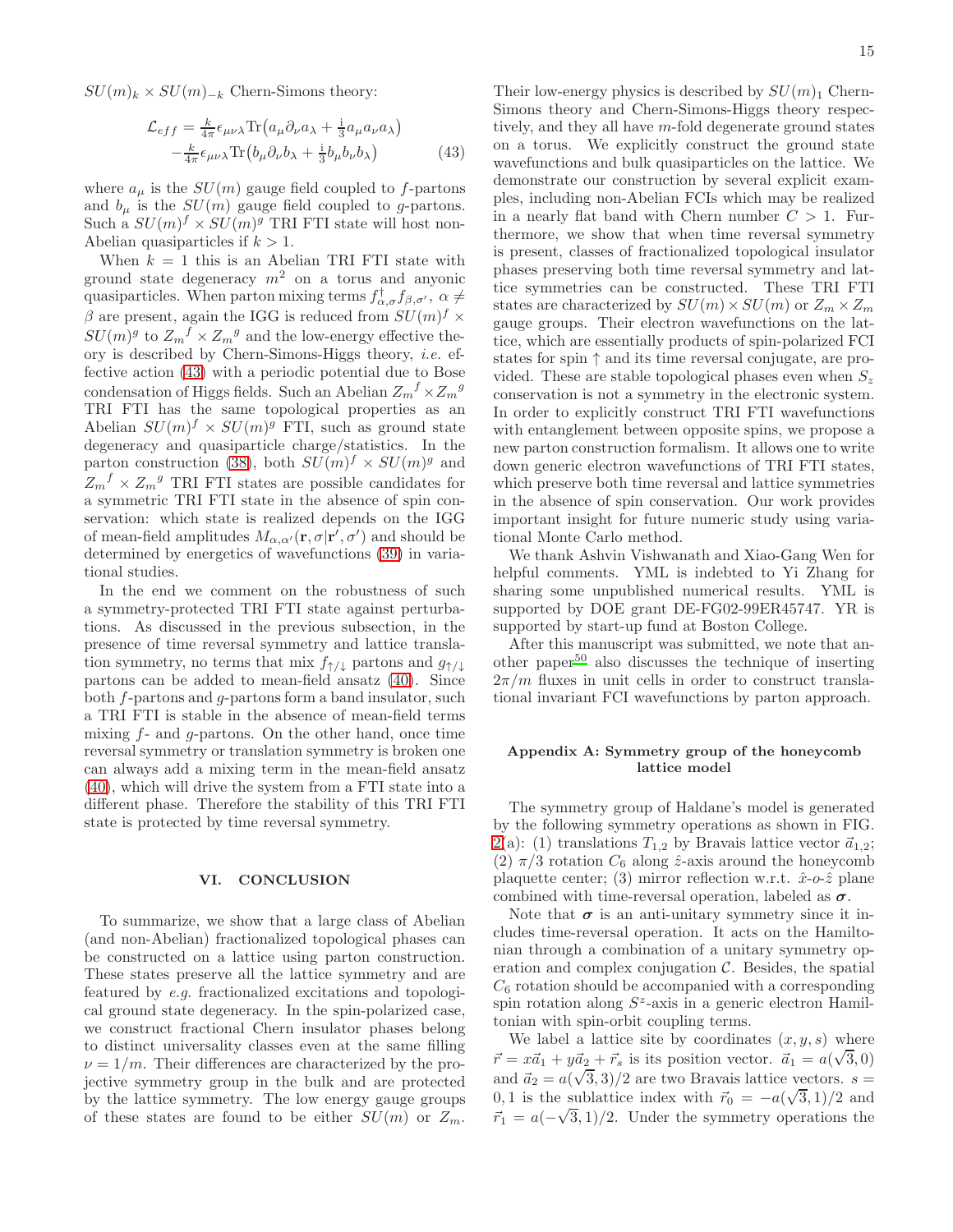$SU(m)_k \times SU(m)_{-k}$ Chern-Simons theory:

$$\begin{aligned}\mathcal{L}_{eff} = &\tfrac{k}{4\pi}\epsilon_{\mu\nu\lambda}\text{Tr}\big(a_\mu\partial_\nu a_\lambda + \tfrac{\mathrm{i}}{3}a_\mu a_\nu a_\lambda\big)\\ &-\tfrac{k}{4\pi}\epsilon_{\mu\nu\lambda}\text{Tr}\big(b_\mu\partial_\nu b_\lambda + \tfrac{\mathrm{i}}{3}b_\mu b_\nu b_\lambda\big)\end{aligned} \tag{43}$$

where $a_\mu$ is the $SU(m)$ gauge field coupled to $f$-partons and $b_\mu$ is the $SU(m)$ gauge field coupled to $g$-partons. Such a $SU(m)^f \times SU(m)^g$ TRI FTI state will host non-Abelian quasiparticles if $k > 1$.

When $k = 1$ this is an Abelian TRI FTI state with ground state degeneracy $m^2$ on a torus and anyonic quasiparticles. When parton mixing terms $f^\dagger_{\alpha,\sigma}f_{\beta,\sigma'}$, $\alpha \neq \beta$ are present, again the IGG is reduced from $SU(m)^f \times SU(m)^g$ to $Z_m{}^f \times Z_m{}^g$ and the low-energy effective theory is described by Chern-Simons-Higgs theory, *i.e.* effective action (43) with a periodic potential due to Bose condensation of Higgs fields. Such an Abelian $Z_m{}^f \times Z_m{}^g$ TRI FTI has the same topological properties as an Abelian $SU(m)^f \times SU(m)^g$ FTI, such as ground state degeneracy and quasiparticle charge/statistics. In the parton construction (38), both $SU(m)^f \times SU(m)^g$ and $Z_m{}^f \times Z_m{}^g$ TRI FTI states are possible candidates for a symmetric TRI FTI state in the absence of spin conservation: which state is realized depends on the IGG of mean-field amplitudes $M_{\alpha,\alpha'}(\mathbf{r}, \sigma|\mathbf{r}', \sigma')$ and should be determined by energetics of wavefunctions (39) in variational studies.

In the end we comment on the robustness of such a symmetry-protected TRI FTI state against perturbations. As discussed in the previous subsection, in the presence of time reversal symmetry and lattice translation symmetry, no terms that mix $f_{\uparrow/\downarrow}$ partons and $g_{\uparrow/\downarrow}$ partons can be added to mean-field ansatz (40). Since both $f$-partons and $g$-partons form a band insulator, such a TRI FTI is stable in the absence of mean-field terms mixing $f$- and $g$-partons. On the other hand, once time reversal symmetry or translation symmetry is broken one can always add a mixing term in the mean-field ansatz (40), which will drive the system from a FTI state into a different phase. Therefore the stability of this TRI FTI state is protected by time reversal symmetry.

## VI. CONCLUSION

To summarize, we show that a large class of Abelian (and non-Abelian) fractionalized topological phases can be constructed on a lattice using parton construction. These states preserve all the lattice symmetry and are featured by *e.g.* fractionalized excitations and topological ground state degeneracy. In the spin-polarized case, we construct fractional Chern insulator phases belong to distinct universality classes even at the same filling $\nu = 1/m$. Their differences are characterized by the projective symmetry group in the bulk and are protected by the lattice symmetry. The low energy gauge groups of these states are found to be either $SU(m)$ or $Z_m$. Their low-energy physics is described by $SU(m)_1$ Chern-Simons theory and Chern-Simons-Higgs theory respectively, and they all have $m$-fold degenerate ground states on a torus. We explicitly construct the ground state wavefunctions and bulk quasiparticles on the lattice. We demonstrate our construction by several explicit examples, including non-Abelian FCIs which may be realized in a nearly flat band with Chern number $C > 1$. Furthermore, we show that when time reversal symmetry is present, classes of fractionalized topological insulator phases preserving both time reversal symmetry and lattice symmetries can be constructed. These TRI FTI states are characterized by $SU(m) \times SU(m)$ or $Z_m \times Z_m$ gauge groups. Their electron wavefunctions on the lattice, which are essentially products of spin-polarized FCI states for spin $\uparrow$ and its time reversal conjugate, are provided. These are stable topological phases even when $S_z$ conservation is not a symmetry in the electronic system. In order to explicitly construct TRI FTI wavefunctions with entanglement between opposite spins, we propose a new parton construction formalism. It allows one to write down generic electron wavefunctions of TRI FTI states, which preserve both time reversal and lattice symmetries in the absence of spin conservation. Our work provides important insight for future numeric study using variational Monte Carlo method.

We thank Ashvin Vishwanath and Xiao-Gang Wen for helpful comments. YML is indebted to Yi Zhang for sharing some unpublished numerical results. YML is supported by DOE grant DE-FG02-99ER45747. YR is supported by start-up fund at Boston College.

After this manuscript was submitted, we note that another paper[50] also discusses the technique of inserting $2\pi/m$ fluxes in unit cells in order to construct translational invariant FCI wavefunctions by parton approach.

## Appendix A: Symmetry group of the honeycomb lattice model

The symmetry group of Haldane's model is generated by the following symmetry operations as shown in FIG. 2(a): (1) translations $T_{1,2}$ by Bravais lattice vector $\vec{a}_{1,2}$; (2) $\pi/3$ rotation $C_6$ along $\hat{z}$-axis around the honeycomb plaquette center; (3) mirror reflection w.r.t. $\hat{x}$-$o$-$\hat{z}$ plane combined with time-reversal operation, labeled as $\boldsymbol{\sigma}$.

Note that $\boldsymbol{\sigma}$ is an anti-unitary symmetry since it includes time-reversal operation. It acts on the Hamiltonian through a combination of a unitary symmetry operation and complex conjugation $\mathcal{C}$. Besides, the spatial $C_6$ rotation should be accompanied with a corresponding spin rotation along $S^z$-axis in a generic electron Hamiltonian with spin-orbit coupling terms.

We label a lattice site by coordinates $(x, y, s)$ where $\vec{r} = x\vec{a}_1 + y\vec{a}_2 + \vec{r}_s$ is its position vector. $\vec{a}_1 = a(\sqrt{3}, 0)$ and $\vec{a}_2 = a(\sqrt{3}, 3)/2$ are two Bravais lattice vectors. $s = 0, 1$ is the sublattice index with $\vec{r}_0 = -a(\sqrt{3}, 1)/2$ and $\vec{r}_1 = a(-\sqrt{3}, 1)/2$. Under the symmetry operations the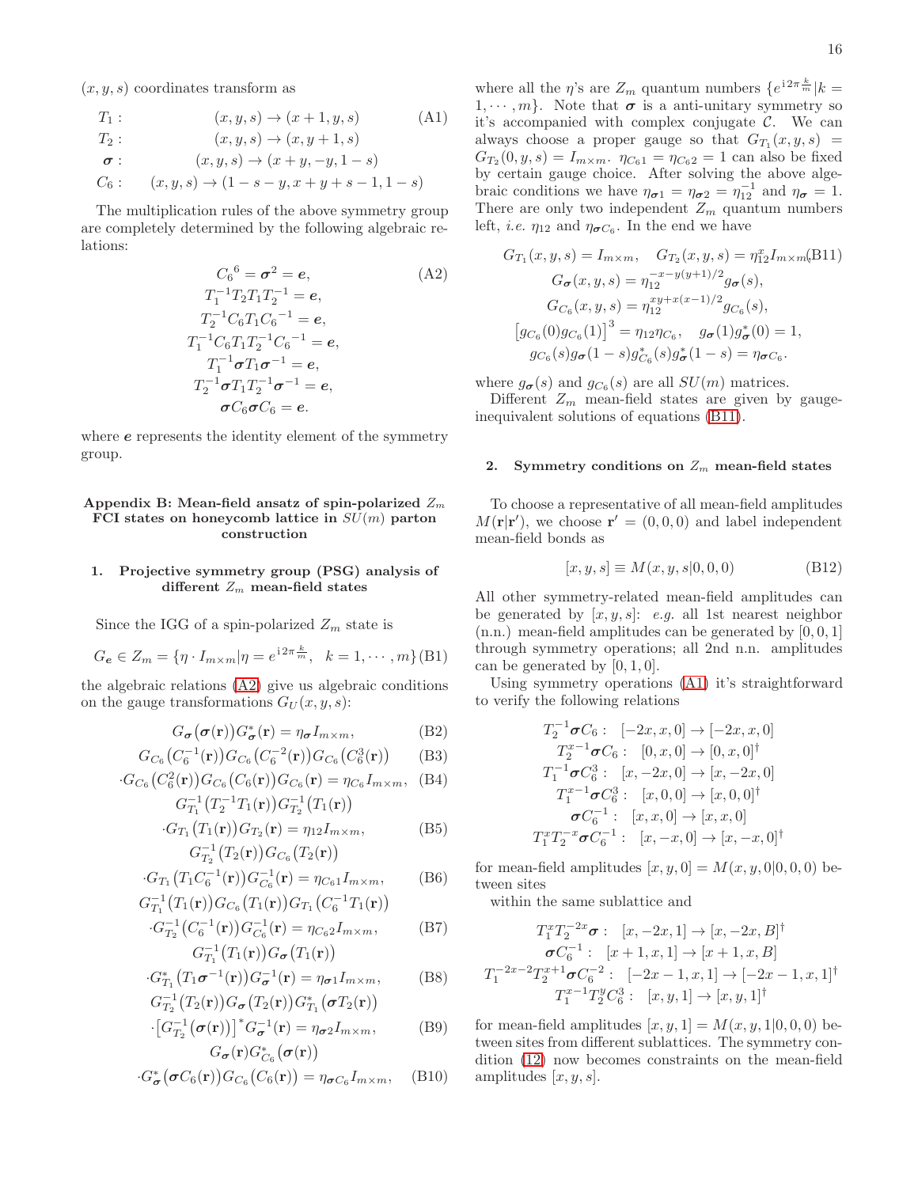$(x, y, s)$ coordinates transform as

$$
\begin{aligned}
T_1: &\quad (x,y,s) \to (x+1,y,s) \quad &\text{(A1)}\\
T_2: &\quad (x,y,s) \to (x,y+1,s) &\\
\boldsymbol{\sigma}: &\quad (x,y,s) \to (x+y,-y,1-s) &\\
C_6: &\quad (x,y,s) \to (1-s-y,x+y+s-1,1-s) &
\end{aligned}
$$

The multiplication rules of the above symmetry group are completely determined by the following algebraic relations:

$$
\begin{aligned}
&{C_6}^6 = \boldsymbol{\sigma}^2 = \boldsymbol{e}, \quad &\text{(A2)}\\
&T_1^{-1}T_2T_1T_2^{-1} = \boldsymbol{e},&\\
&T_2^{-1}C_6T_1{C_6}^{-1} = \boldsymbol{e},&\\
&T_1^{-1}C_6T_1T_2^{-1}{C_6}^{-1} = \boldsymbol{e},&\\
&T_1^{-1}\boldsymbol{\sigma}T_1\boldsymbol{\sigma}^{-1} = \boldsymbol{e},&\\
&T_2^{-1}\boldsymbol{\sigma}T_1T_2^{-1}\boldsymbol{\sigma}^{-1} = \boldsymbol{e},&\\
&\boldsymbol{\sigma}C_6\boldsymbol{\sigma}C_6 = \boldsymbol{e}.&
\end{aligned}
$$

where $\boldsymbol{e}$ represents the identity element of the symmetry group.

## Appendix B: Mean-field ansatz of spin-polarized $Z_m$ FCI states on honeycomb lattice in $SU(m)$ parton construction

### 1. Projective symmetry group (PSG) analysis of different $Z_m$ mean-field states

Since the IGG of a spin-polarized $Z_m$ state is

$$
G_{\boldsymbol{e}} \in Z_m = \{\eta\cdot I_{m\times m} | \eta = e^{\mathrm{i}2\pi\frac{k}{m}},\ \ k=1,\cdots,m\} \quad \text{(B1)}
$$

the algebraic relations (A2) give us algebraic conditions on the gauge transformations $G_U(x,y,s)$:

$$
\begin{aligned}
&G_{\boldsymbol{\sigma}}\big(\boldsymbol{\sigma}(\mathbf{r})\big)G^*_{\boldsymbol{\sigma}}(\mathbf{r}) = \eta_{\boldsymbol{\sigma}}I_{m\times m}, \quad &\text{(B2)}\\
&G_{C_6}\big(C_6^{-1}(\mathbf{r})\big)G_{C_6}\big(C_6^{-2}(\mathbf{r})\big)G_{C_6}\big(C_6^{3}(\mathbf{r})\big) &\text{(B3)}\\
&\cdot G_{C_6}\big(C_6^{2}(\mathbf{r})\big)G_{C_6}\big(C_6(\mathbf{r})\big)G_{C_6}(\mathbf{r}) = \eta_{C_6}I_{m\times m}, &\text{(B4)}\\
&G_{T_1}^{-1}\big(T_2^{-1}T_1(\mathbf{r})\big)G_{T_2}^{-1}\big(T_1(\mathbf{r})\big)&\\
&\cdot G_{T_1}\big(T_1(\mathbf{r})\big)G_{T_2}(\mathbf{r}) = \eta_{12}I_{m\times m}, &\text{(B5)}\\
&G_{T_2}^{-1}\big(T_2(\mathbf{r})\big)G_{C_6}\big(T_2(\mathbf{r})\big)&\\
&\cdot G_{T_1}\big(T_1C_6^{-1}(\mathbf{r})\big)G_{C_6}^{-1}(\mathbf{r}) = \eta_{C_61}I_{m\times m}, &\text{(B6)}\\
&G_{T_1}^{-1}\big(T_1(\mathbf{r})\big)G_{C_6}\big(T_1(\mathbf{r})\big)G_{T_1}\big(C_6^{-1}T_1(\mathbf{r})\big)&\\
&\cdot G_{T_2}^{-1}\big(C_6^{-1}(\mathbf{r})\big)G_{C_6}^{-1}(\mathbf{r}) = \eta_{C_62}I_{m\times m}, &\text{(B7)}\\
&G_{T_1}^{-1}\big(T_1(\mathbf{r})\big)G_{\boldsymbol{\sigma}}\big(T_1(\mathbf{r})\big)&\\
&\cdot G^*_{T_1}\big(T_1\boldsymbol{\sigma}^{-1}(\mathbf{r})\big)G_{\boldsymbol{\sigma}}^{-1}(\mathbf{r}) = \eta_{\boldsymbol{\sigma}1}I_{m\times m}, &\text{(B8)}\\
&G_{T_2}^{-1}\big(T_2(\mathbf{r})\big)G_{\boldsymbol{\sigma}}\big(T_2(\mathbf{r})\big)G^*_{T_1}\big(\boldsymbol{\sigma}T_2(\mathbf{r})\big)&\\
&\cdot \big[G_{T_2}^{-1}\big(\boldsymbol{\sigma}(\mathbf{r})\big)\big]^*G_{\boldsymbol{\sigma}}^{-1}(\mathbf{r}) = \eta_{\boldsymbol{\sigma}2}I_{m\times m}, &\text{(B9)}\\
&G_{\boldsymbol{\sigma}}(\mathbf{r})G^*_{C_6}\big(\boldsymbol{\sigma}(\mathbf{r})\big)&\\
&\cdot G^*_{\boldsymbol{\sigma}}\big(\boldsymbol{\sigma}C_6(\mathbf{r})\big)G_{C_6}\big(C_6(\mathbf{r})\big) = \eta_{\boldsymbol{\sigma}C_6}I_{m\times m}, &\text{(B10)}
\end{aligned}
$$

where all the $\eta$'s are $Z_m$ quantum numbers $\{e^{\mathrm{i}2\pi\frac{k}{m}}|k=1,\cdots,m\}$. Note that $\boldsymbol{\sigma}$ is a anti-unitary symmetry so it's accompanied with complex conjugate $\mathcal{C}$. We can always choose a proper gauge so that $G_{T_1}(x,y,s) = G_{T_2}(0,y,s) = I_{m\times m}$. $\eta_{C_61} = \eta_{C_62} = 1$ can also be fixed by certain gauge choice. After solving the above algebraic conditions we have $\eta_{\boldsymbol{\sigma}1} = \eta_{\boldsymbol{\sigma}2} = \eta_{12}^{-1}$ and $\eta_{\boldsymbol{\sigma}} = 1$. There are only two independent $Z_m$ quantum numbers left, *i.e.* $\eta_{12}$ and $\eta_{\boldsymbol{\sigma}C_6}$. In the end we have

$$
\begin{aligned}
&G_{T_1}(x,y,s) = I_{m\times m}, \quad G_{T_2}(x,y,s) = \eta_{12}^{x}I_{m\times m} \quad \text{(B11)}\\
&G_{\boldsymbol{\sigma}}(x,y,s) = \eta_{12}^{-x-y(y+1)/2}g_{\boldsymbol{\sigma}}(s),\\
&G_{C_6}(x,y,s) = \eta_{12}^{xy+x(x-1)/2}g_{C_6}(s),\\
&\big[g_{C_6}(0)g_{C_6}(1)\big]^3 = \eta_{12}\eta_{C_6}, \quad g_{\boldsymbol{\sigma}}(1)g^*_{\boldsymbol{\sigma}}(0) = 1,\\
&g_{C_6}(s)g_{\boldsymbol{\sigma}}(1-s)g^*_{C_6}(s)g^*_{\boldsymbol{\sigma}}(1-s) = \eta_{\boldsymbol{\sigma}C_6}.
\end{aligned}
$$

where $g_{\boldsymbol{\sigma}}(s)$ and $g_{C_6}(s)$ are all $SU(m)$ matrices.

Different $Z_m$ mean-field states are given by gauge-inequivalent solutions of equations (B11).

### 2. Symmetry conditions on $Z_m$ mean-field states

To choose a representative of all mean-field amplitudes $M(\mathbf{r}|\mathbf{r}')$, we choose $\mathbf{r}' = (0,0,0)$ and label independent mean-field bonds as

$$
[x,y,s] \equiv M(x,y,s|0,0,0) \quad \text{(B12)}
$$

All other symmetry-related mean-field amplitudes can be generated by $[x,y,s]$: *e.g.* all 1st nearest neighbor (n.n.) mean-field amplitudes can be generated by $[0,0,1]$ through symmetry operations; all 2nd n.n. amplitudes can be generated by $[0,1,0]$.

Using symmetry operations (A1) it's straightforward to verify the following relations

$$
\begin{aligned}
T_2^{-1}\boldsymbol{\sigma}C_6: &\quad [-2x,x,0] \to [-2x,x,0]\\
T_2^{x-1}\boldsymbol{\sigma}C_6: &\quad [0,x,0] \to [0,x,0]^\dagger\\
T_1^{-1}\boldsymbol{\sigma}C_6^3: &\quad [x,-2x,0] \to [x,-2x,0]\\
T_1^{x-1}\boldsymbol{\sigma}C_6^3: &\quad [x,0,0] \to [x,0,0]^\dagger\\
\boldsymbol{\sigma}C_6^{-1}: &\quad [x,x,0] \to [x,x,0]\\
T_1^xT_2^{-x}\boldsymbol{\sigma}C_6^{-1}: &\quad [x,-x,0] \to [x,-x,0]^\dagger
\end{aligned}
$$

for mean-field amplitudes $[x,y,0] = M(x,y,0|0,0,0)$ between sites within the same sublattice and

$$
\begin{aligned}
T_1^xT_2^{-2x}\boldsymbol{\sigma}: &\quad [x,-2x,1] \to [x,-2x,B]^\dagger\\
\boldsymbol{\sigma}C_6^{-1}: &\quad [x+1,x,1] \to [x+1,x,B]\\
T_1^{-2x-2}T_2^{x+1}\boldsymbol{\sigma}C_6^{-2}: &\quad [-2x-1,x,1] \to [-2x-1,x,1]^\dagger\\
T_1^{x-1}T_2^yC_6^3: &\quad [x,y,1] \to [x,y,1]^\dagger
\end{aligned}
$$

for mean-field amplitudes $[x,y,1] = M(x,y,1|0,0,0)$ between sites from different sublattices. The symmetry condition (12) now becomes constraints on the mean-field amplitudes $[x,y,s]$.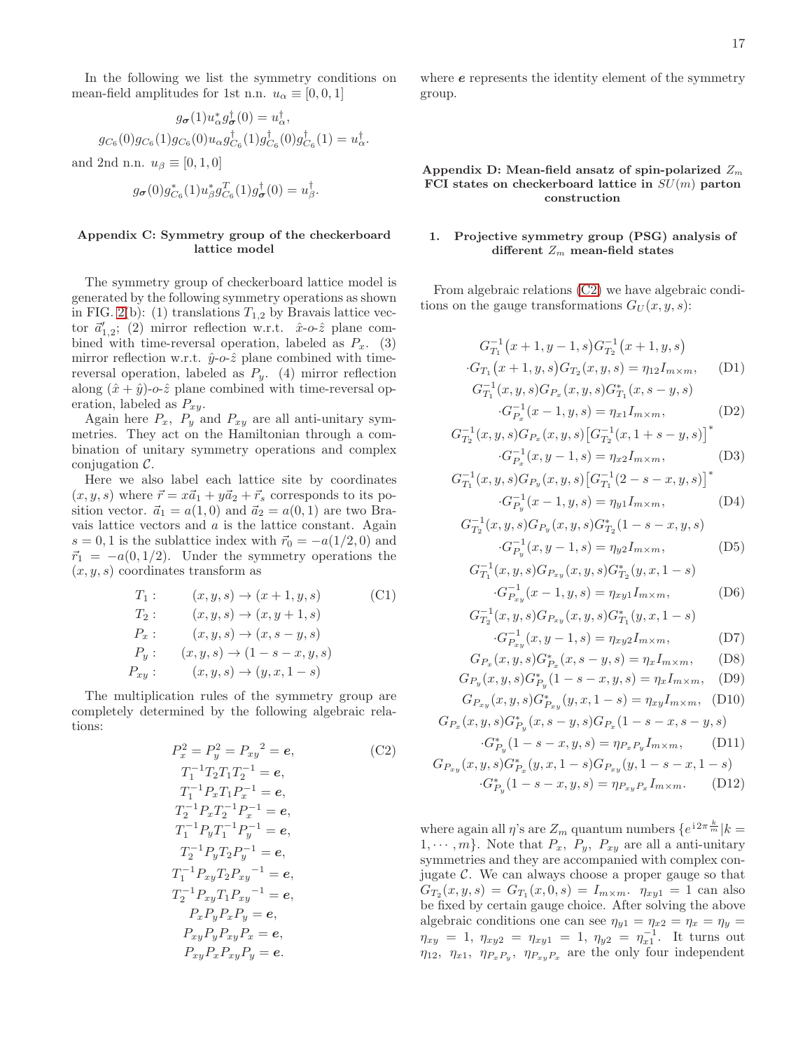In the following we list the symmetry conditions on mean-field amplitudes for 1st n.n. $u_\alpha \equiv [0,0,1]$

$$g_{\boldsymbol{\sigma}}(1)u_\alpha^* g_{\boldsymbol{\sigma}}^\dagger(0) = u_\alpha^\dagger,$$
$$g_{C_6}(0)g_{C_6}(1)g_{C_6}(0)u_\alpha g_{C_6}^\dagger(1)g_{C_6}^\dagger(0)g_{C_6}^\dagger(1) = u_\alpha^\dagger.$$

and 2nd n.n. $u_\beta \equiv [0,1,0]$

$$g_{\boldsymbol{\sigma}}(0)g_{C_6}^*(1)u_\beta^* g_{C_6}^T(1)g_{\boldsymbol{\sigma}}^\dagger(0) = u_\beta^\dagger.$$

## Appendix C: Symmetry group of the checkerboard lattice model

The symmetry group of checkerboard lattice model is generated by the following symmetry operations as shown in FIG. 2(b): (1) translations $T_{1,2}$ by Bravais lattice vector $\vec{a}'_{1,2}$; (2) mirror reflection w.r.t. $\hat{x}$-$o$-$\hat{z}$ plane combined with time-reversal operation, labeled as $P_x$. (3) mirror reflection w.r.t. $\hat{y}$-$o$-$\hat{z}$ plane combined with time-reversal operation, labeled as $P_y$. (4) mirror reflection along $(\hat{x}+\hat{y})$-$o$-$\hat{z}$ plane combined with time-reversal operation, labeled as $P_{xy}$.

Again here $P_x$, $P_y$ and $P_{xy}$ are all anti-unitary symmetries. They act on the Hamiltonian through a combination of unitary symmetry operations and complex conjugation $\mathcal{C}$.

Here we also label each lattice site by coordinates $(x,y,s)$ where $\vec{r} = x\vec{a}_1 + y\vec{a}_2 + \vec{r}_s$ corresponds to its position vector. $\vec{a}_1 = a(1,0)$ and $\vec{a}_2 = a(0,1)$ are two Bravais lattice vectors and $a$ is the lattice constant. Again $s = 0,1$ is the sublattice index with $\vec{r}_0 = -a(1/2,0)$ and $\vec{r}_1 = -a(0,1/2)$. Under the symmetry operations the $(x,y,s)$ coordinates transform as

$$\begin{aligned}
T_1: &\quad (x,y,s) \to (x+1,y,s) \qquad \text{(C1)}\\
T_2: &\quad (x,y,s) \to (x,y+1,s)\\
P_x: &\quad (x,y,s) \to (x,s-y,s)\\
P_y: &\quad (x,y,s) \to (1-s-x,y,s)\\
P_{xy}: &\quad (x,y,s) \to (y,x,1-s)
\end{aligned}$$

The multiplication rules of the symmetry group are completely determined by the following algebraic relations:

$$\begin{aligned}
&P_x^2 = P_y^2 = {P_{xy}}^2 = \boldsymbol{e}, \qquad \text{(C2)}\\
&T_1^{-1}T_2T_1T_2^{-1} = \boldsymbol{e},\\
&T_1^{-1}P_xT_1P_x^{-1} = \boldsymbol{e},\\
&T_2^{-1}P_xT_2^{-1}P_x^{-1} = \boldsymbol{e},\\
&T_1^{-1}P_yT_1^{-1}P_y^{-1} = \boldsymbol{e},\\
&T_2^{-1}P_yT_2P_y^{-1} = \boldsymbol{e},\\
&T_1^{-1}P_{xy}T_2{P_{xy}}^{-1} = \boldsymbol{e},\\
&T_2^{-1}P_{xy}T_1{P_{xy}}^{-1} = \boldsymbol{e},\\
&P_xP_yP_xP_y = \boldsymbol{e},\\
&P_{xy}P_yP_{xy}P_x = \boldsymbol{e},\\
&P_{xy}P_xP_{xy}P_y = \boldsymbol{e}.
\end{aligned}$$

where $\boldsymbol{e}$ represents the identity element of the symmetry group.

## Appendix D: Mean-field ansatz of spin-polarized $Z_m$ FCI states on checkerboard lattice in $SU(m)$ parton construction

### 1. Projective symmetry group (PSG) analysis of different $Z_m$ mean-field states

From algebraic relations (C2) we have algebraic conditions on the gauge transformations $G_U(x,y,s)$:

$$G_{T_1}^{-1}(x+1,y-1,s)G_{T_2}^{-1}(x+1,y,s) \cdot G_{T_1}(x+1,y,s)G_{T_2}(x,y,s) = \eta_{12}I_{m\times m}, \qquad \text{(D1)}$$

$$G_{T_1}^{-1}(x,y,s)G_{P_x}(x,y,s)G_{T_1}^*(x,s-y,s) \cdot G_{P_x}^{-1}(x-1,y,s) = \eta_{x1}I_{m\times m}, \qquad \text{(D2)}$$

$$G_{T_2}^{-1}(x,y,s)G_{P_x}(x,y,s)\big[G_{T_2}^{-1}(x,1+s-y,s)\big]^* \cdot G_{P_x}^{-1}(x,y-1,s) = \eta_{x2}I_{m\times m}, \qquad \text{(D3)}$$

$$G_{T_1}^{-1}(x,y,s)G_{P_y}(x,y,s)\big[G_{T_1}^{-1}(2-s-x,y,s)\big]^* \cdot G_{P_y}^{-1}(x-1,y,s) = \eta_{y1}I_{m\times m}, \qquad \text{(D4)}$$

$$G_{T_2}^{-1}(x,y,s)G_{P_y}(x,y,s)G_{T_2}^*(1-s-x,y,s) \cdot G_{P_y}^{-1}(x,y-1,s) = \eta_{y2}I_{m\times m}, \qquad \text{(D5)}$$

$$G_{T_1}^{-1}(x,y,s)G_{P_{xy}}(x,y,s)G_{T_2}^*(y,x,1-s) \cdot G_{P_{xy}}^{-1}(x-1,y,s) = \eta_{xy1}I_{m\times m}, \qquad \text{(D6)}$$

$$G_{T_2}^{-1}(x,y,s)G_{P_{xy}}(x,y,s)G_{T_1}^*(y,x,1-s) \cdot G_{P_{xy}}^{-1}(x,y-1,s) = \eta_{xy2}I_{m\times m}, \qquad \text{(D7)}$$

$$G_{P_x}(x,y,s)G_{P_x}^*(x,s-y,s) = \eta_xI_{m\times m}, \qquad \text{(D8)}$$

$$G_{P_y}(x,y,s)G_{P_y}^*(1-s-x,y,s) = \eta_xI_{m\times m}, \qquad \text{(D9)}$$

$$G_{P_{xy}}(x,y,s)G_{P_{xy}}^*(y,x,1-s) = \eta_{xy}I_{m\times m}, \qquad \text{(D10)}$$

$$G_{P_x}(x,y,s)G_{P_y}^*(x,s-y,s)G_{P_x}(1-s-x,s-y,s) \cdot G_{P_y}^*(1-s-x,y,s) = \eta_{P_xP_y}I_{m\times m}, \qquad \text{(D11)}$$

$$G_{P_{xy}}(x,y,s)G_{P_x}^*(y,x,1-s)G_{P_{xy}}(y,1-s-x,1-s) \cdot G_{P_y}^*(1-s-x,y,s) = \eta_{P_{xy}P_x}I_{m\times m}. \qquad \text{(D12)}$$

where again all $\eta$'s are $Z_m$ quantum numbers $\{e^{\mathrm{i}2\pi\frac{k}{m}}|k = 1,\cdots,m\}$. Note that $P_x$, $P_y$, $P_{xy}$ are all a anti-unitary symmetries and they are accompanied with complex conjugate $\mathcal{C}$. We can always choose a proper gauge so that $G_{T_2}(x,y,s) = G_{T_1}(x,0,s) = I_{m\times m}$. $\eta_{xy1} = 1$ can also be fixed by certain gauge choice. After solving the above algebraic conditions one can see $\eta_{y1} = \eta_{x2} = \eta_x = \eta_y = \eta_{xy} = 1$, $\eta_{xy2} = \eta_{xy1} = 1$, $\eta_{y2} = \eta_{x1}^{-1}$. It turns out $\eta_{12}$, $\eta_{x1}$, $\eta_{P_xP_y}$, $\eta_{P_{xy}P_x}$ are the only four independent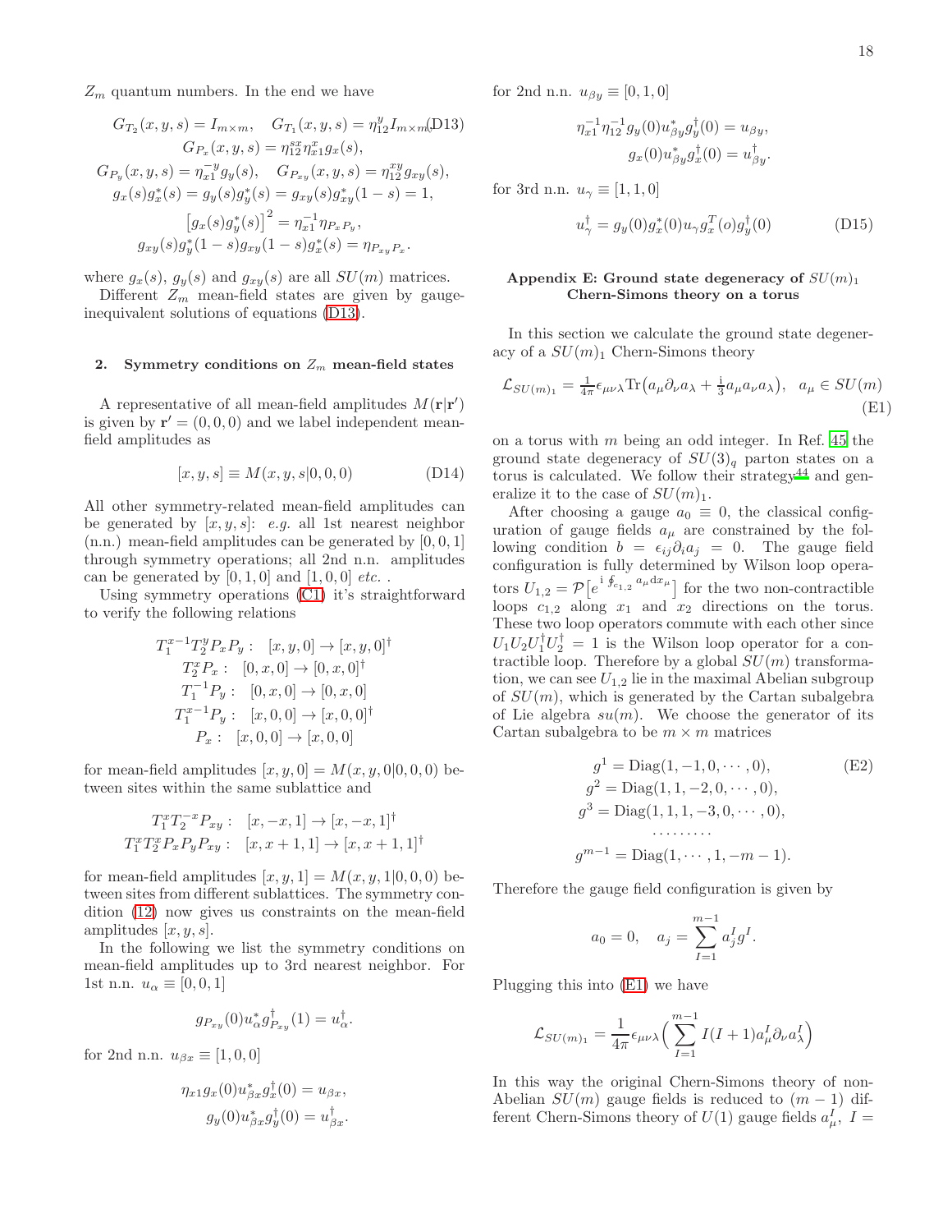$Z_m$ quantum numbers. In the end we have

$$
\begin{gathered}
G_{T_2}(x,y,s) = I_{m\times m}, \quad G_{T_1}(x,y,s) = \eta_{12}^{y} I_{m\times m}, \\
G_{P_x}(x,y,s) = \eta_{12}^{sx}\eta_{x1}^{x} g_x(s), \\
G_{P_y}(x,y,s) = \eta_{x1}^{-y} g_y(s), \quad G_{P_{xy}}(x,y,s) = \eta_{12}^{xy} g_{xy}(s), \\
g_x(s)g_x^*(s) = g_y(s)g_y^*(s) = g_{xy}(s)g_{xy}^*(1-s) = 1, \\
\big[g_x(s)g_y^*(s)\big]^2 = \eta_{x1}^{-1}\eta_{P_xP_y}, \\
g_{xy}(s)g_y^*(1-s)g_{xy}(1-s)g_x^*(s) = \eta_{P_{xy}P_x}.
\end{gathered}
\tag{D13}
$$

where $g_x(s)$, $g_y(s)$ and $g_{xy}(s)$ are all $SU(m)$ matrices.

Different $Z_m$ mean-field states are given by gauge-inequivalent solutions of equations (D13).

### 2. Symmetry conditions on $Z_m$ mean-field states

A representative of all mean-field amplitudes $M(\mathbf{r}|\mathbf{r}')$ is given by $\mathbf{r}' = (0,0,0)$ and we label independent mean-field amplitudes as

$$
[x,y,s] \equiv M(x,y,s|0,0,0) \tag{D14}
$$

All other symmetry-related mean-field amplitudes can be generated by $[x,y,s]$: *e.g.* all 1st nearest neighbor (n.n.) mean-field amplitudes can be generated by $[0,0,1]$ through symmetry operations; all 2nd n.n. amplitudes can be generated by $[0,1,0]$ and $[1,0,0]$ *etc.* .

Using symmetry operations (C1) it's straightforward to verify the following relations

$$
\begin{aligned}
T_1^{x-1}T_2^yP_xP_y: &\quad [x,y,0] \to [x,y,0]^\dagger \\
T_2^xP_x: &\quad [0,x,0] \to [0,x,0]^\dagger \\
T_1^{-1}P_y: &\quad [0,x,0] \to [0,x,0] \\
T_1^{x-1}P_y: &\quad [x,0,0] \to [x,0,0]^\dagger \\
P_x: &\quad [x,0,0] \to [x,0,0]
\end{aligned}
$$

for mean-field amplitudes $[x,y,0] = M(x,y,0|0,0,0)$ between sites within the same sublattice and

$$
\begin{aligned}
T_1^xT_2^{-x}P_{xy}: &\quad [x,-x,1] \to [x,-x,1]^\dagger \\
T_1^xT_2^xP_xP_yP_{xy}: &\quad [x,x+1,1] \to [x,x+1,1]^\dagger
\end{aligned}
$$

for mean-field amplitudes $[x,y,1] = M(x,y,1|0,0,0)$ between sites from different sublattices. The symmetry condition (12) now gives us constraints on the mean-field amplitudes $[x,y,s]$.

In the following we list the symmetry conditions on mean-field amplitudes up to 3rd nearest neighbor. For 1st n.n. $u_\alpha \equiv [0,0,1]$

$$
g_{P_{xy}}(0)u_\alpha^* g_{P_{xy}}^\dagger(1) = u_\alpha^\dagger.
$$

for 2nd n.n. $u_{\beta x} \equiv [1,0,0]$

$$
\begin{aligned}
\eta_{x1}g_x(0)u_{\beta x}^* g_x^\dagger(0) &= u_{\beta x}, \\
g_y(0)u_{\beta x}^* g_y^\dagger(0) &= u_{\beta x}^\dagger.
\end{aligned}
$$

for 2nd n.n. $u_{\beta y} \equiv [0,1,0]$

$$
\begin{aligned}
\eta_{x1}^{-1}\eta_{12}^{-1}g_y(0)u_{\beta y}^* g_y^\dagger(0) &= u_{\beta y}, \\
g_x(0)u_{\beta y}^* g_x^\dagger(0) &= u_{\beta y}^\dagger.
\end{aligned}
$$

for 3rd n.n. $u_\gamma \equiv [1,1,0]$

$$
u_\gamma^\dagger = g_y(0)g_x^*(0)u_\gamma g_x^T(o)g_y^\dagger(0) \tag{D15}
$$

## Appendix E: Ground state degeneracy of $SU(m)_1$ Chern-Simons theory on a torus

In this section we calculate the ground state degeneracy of a $SU(m)_1$ Chern-Simons theory

$$
\mathcal{L}_{SU(m)_1} = \tfrac{1}{4\pi}\epsilon_{\mu\nu\lambda}\mathrm{Tr}\big(a_\mu\partial_\nu a_\lambda + \tfrac{\mathrm{i}}{3}a_\mu a_\nu a_\lambda\big), \quad a_\mu \in SU(m) \tag{E1}
$$

on a torus with $m$ being an odd integer. In Ref. 45 the ground state degeneracy of $SU(3)_q$ parton states on a torus is calculated. We follow their strategy[44] and generalize it to the case of $SU(m)_1$.

After choosing a gauge $a_0 \equiv 0$, the classical configuration of gauge fields $a_\mu$ are constrained by the following condition $b = \epsilon_{ij}\partial_i a_j = 0$. The gauge field configuration is fully determined by Wilson loop operators $U_{1,2} = \mathcal{P}\big[e^{\mathrm{i}\oint_{c_{1,2}} a_\mu \mathrm{d}x_\mu}\big]$ for the two non-contractible loops $c_{1,2}$ along $x_1$ and $x_2$ directions on the torus. These two loop operators commute with each other since $U_1U_2U_1^\dagger U_2^\dagger = 1$ is the Wilson loop operator for a contractible loop. Therefore by a global $SU(m)$ transformation, we can see $U_{1,2}$ lie in the maximal Abelian subgroup of $SU(m)$, which is generated by the Cartan subalgebra of Lie algebra $su(m)$. We choose the generator of its Cartan subalgebra to be $m\times m$ matrices

$$
\begin{aligned}
g^1 &= \mathrm{Diag}(1,-1,0,\cdots,0), \\
g^2 &= \mathrm{Diag}(1,1,-2,0,\cdots,0), \\
g^3 &= \mathrm{Diag}(1,1,1,-3,0,\cdots,0), \\
&\cdots\cdots\cdots \\
g^{m-1} &= \mathrm{Diag}(1,\cdots,1,-m-1).
\end{aligned}
\tag{E2}
$$

Therefore the gauge field configuration is given by

$$
a_0 = 0, \quad a_j = \sum_{I=1}^{m-1} a_j^I g^I.
$$

Plugging this into (E1) we have

$$
\mathcal{L}_{SU(m)_1} = \frac{1}{4\pi}\epsilon_{\mu\nu\lambda}\Big(\sum_{I=1}^{m-1} I(I+1)a_\mu^I\partial_\nu a_\lambda^I\Big)
$$

In this way the original Chern-Simons theory of non-Abelian $SU(m)$ gauge fields is reduced to $(m-1)$ different Chern-Simons theory of $U(1)$ gauge fields $a_\mu^I$, $I =$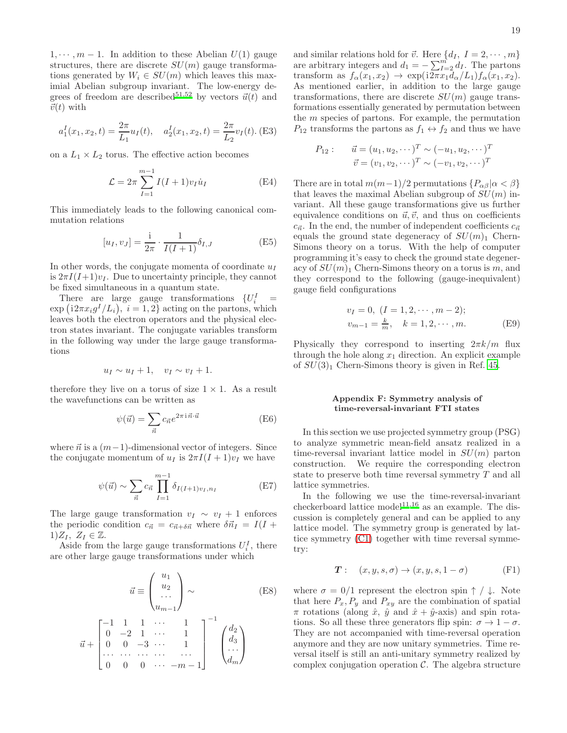$1, \cdots, m-1$. In addition to these Abelian $U(1)$ gauge structures, there are discrete $SU(m)$ gauge transformations generated by $W_i \in SU(m)$ which leaves this maximial Abelian subgroup invariant. The low-energy degrees of freedom are described[51,52] by vectors $\vec{u}(t)$ and $\vec{v}(t)$ with

$$a_1^I(x_1, x_2, t) = \frac{2\pi}{L_1} u_I(t), \quad a_2^I(x_1, x_2, t) = \frac{2\pi}{L_2} v_I(t). \tag{E3}$$

on a $L_1 \times L_2$ torus. The effective action becomes

$$\mathcal{L} = 2\pi \sum_{I=1}^{m-1} I(I+1) v_I \dot{u}_I \tag{E4}$$

This immediately leads to the following canonical commutation relations

$$[u_I, v_J] = \frac{\mathrm{i}}{2\pi} \cdot \frac{1}{I(I+1)} \delta_{I,J} \tag{E5}$$

In other words, the conjugate momenta of coordinate $u_I$ is $2\pi I(I+1) v_I$. Due to uncertainty principle, they cannot be fixed simultaneously in a quantum state.

There are large gauge transformations $\{U_i^I = \exp\left(\mathrm{i}2\pi x_i g^I / L_i\right),\ i = 1, 2\}$ acting on the partons, which leaves both the electron operators and the physical electron states invariant. The conjugate variables transform in the following way under the large gauge transformations

$$u_I \sim u_I + 1, \quad v_I \sim v_I + 1.$$

therefore they live on a torus of size $1 \times 1$. As a result the wavefunctions can be written as

$$\psi(\vec{u}) = \sum_{\vec{n}} c_{\vec{n}} e^{2\pi \mathrm{i}\, \vec{n} \cdot \vec{u}} \tag{E6}$$

where $\vec{n}$ is a $(m-1)$-dimensional vector of integers. Since the conjugate momentum of $u_I$ is $2\pi I(I+1) v_I$ we have

$$\psi(\vec{u}) \sim \sum_{\vec{n}} c_{\vec{n}} \prod_{I=1}^{m-1} \delta_{I(I+1) v_I, n_I} \tag{E7}$$

The large gauge transformation $v_I \sim v_I + 1$ enforces the periodic condition $c_{\vec{n}} = c_{\vec{n} + \delta\vec{n}}$ where $\delta\vec{n}_I = I(I+1) Z_I,\ Z_I \in \mathbb{Z}$.

Aside from the large gauge transformations $U_i^I$, there are other large gauge transformations under which

$$\vec{u} \equiv \begin{pmatrix} u_1 \\ u_2 \\ \cdots \\ u_{m-1} \end{pmatrix} \sim \tag{E8}$$

$$\vec{u} + \begin{bmatrix} -1 & 1 & 1 & \cdots & 1 \\ 0 & -2 & 1 & \cdots & 1 \\ 0 & 0 & -3 & \cdots & 1 \\ \cdots & \cdots & \cdots & \cdots & \cdots \\ 0 & 0 & 0 & \cdots & -m-1 \end{bmatrix}^{-1} \begin{pmatrix} d_2 \\ d_3 \\ \cdots \\ d_m \end{pmatrix}$$

and similar relations hold for $\vec{v}$. Here $\{d_I,\ I = 2, \cdots, m\}$ are arbitrary integers and $d_1 = -\sum_{I=2}^m d_I$. The partons transform as $f_\alpha(x_1, x_2) \to \exp(\mathrm{i}2\pi x_1 d_\alpha / L_1) f_\alpha(x_1, x_2)$. As mentioned earlier, in addition to the large gauge transformations, there are discrete $SU(m)$ gauge transformations essentially generated by permutation between the $m$ species of partons. For example, the permutation $P_{12}$ transforms the partons as $f_1 \leftrightarrow f_2$ and thus we have

$$P_{12}: \quad \begin{aligned} \vec{u} &= (u_1, u_2, \cdots)^T \sim (-u_1, u_2, \cdots)^T \\ \vec{v} &= (v_1, v_2, \cdots)^T \sim (-v_1, v_2, \cdots)^T \end{aligned}$$

There are in total $m(m-1)/2$ permutations $\{P_{\alpha\beta} | \alpha < \beta\}$ that leaves the maximal Abelian subgroup of $SU(m)$ invariant. All these gauge transformations give us further equivalence conditions on $\vec{u}, \vec{v}$, and thus on coefficients $c_{\vec{n}}$. In the end, the number of independent coefficients $c_{\vec{n}}$ equals the ground state degeneracy of $SU(m)_1$ Chern-Simons theory on a torus. With the help of computer programming it's easy to check the ground state degeneracy of $SU(m)_1$ Chern-Simons theory on a torus is $m$, and they correspond to the following (gauge-inequivalent) gauge field configurations

$$\begin{aligned} &v_I = 0,\ (I = 1, 2, \cdots, m-2); \\ &v_{m-1} = \tfrac{k}{m}, \quad k = 1, 2, \cdots, m. \end{aligned} \tag{E9}$$

Physically they correspond to inserting $2\pi k/m$ flux through the hole along $x_1$ direction. An explicit example of $SU(3)_1$ Chern-Simons theory is given in Ref. 45.

## Appendix F: Symmetry analysis of time-reversal-invariant FTI states

In this section we use projected symmetry group (PSG) to analyze symmetric mean-field ansatz realized in a time-reversal invariant lattice model in $SU(m)$ parton construction. We require the corresponding electron state to preserve both time reversal symmetry $T$ and all lattice symmetries.

In the following we use the time-reversal-invariant checkerboard lattice model[11,16] as an example. The discussion is completely general and can be applied to any lattice model. The symmetry group is generated by lattice symmetry (C1) together with time reversal symmetry:

$$\boldsymbol{T}: \quad (x, y, s, \sigma) \to (x, y, s, 1-\sigma) \tag{F1}$$

where $\sigma = 0/1$ represent the electron spin $\uparrow / \downarrow$. Note that here $P_x, P_y$ and $P_{xy}$ are the combination of spatial $\pi$ rotations (along $\hat{x}$, $\hat{y}$ and $\hat{x} + \hat{y}$-axis) and spin rotations. So all these three generators flip spin: $\sigma \to 1 - \sigma$. They are not accompanied with time-reversal operation anymore and they are now unitary symmetries. Time reversal itself is still an anti-unitary symmetry realized by complex conjugation operation $\mathcal{C}$. The algebra structure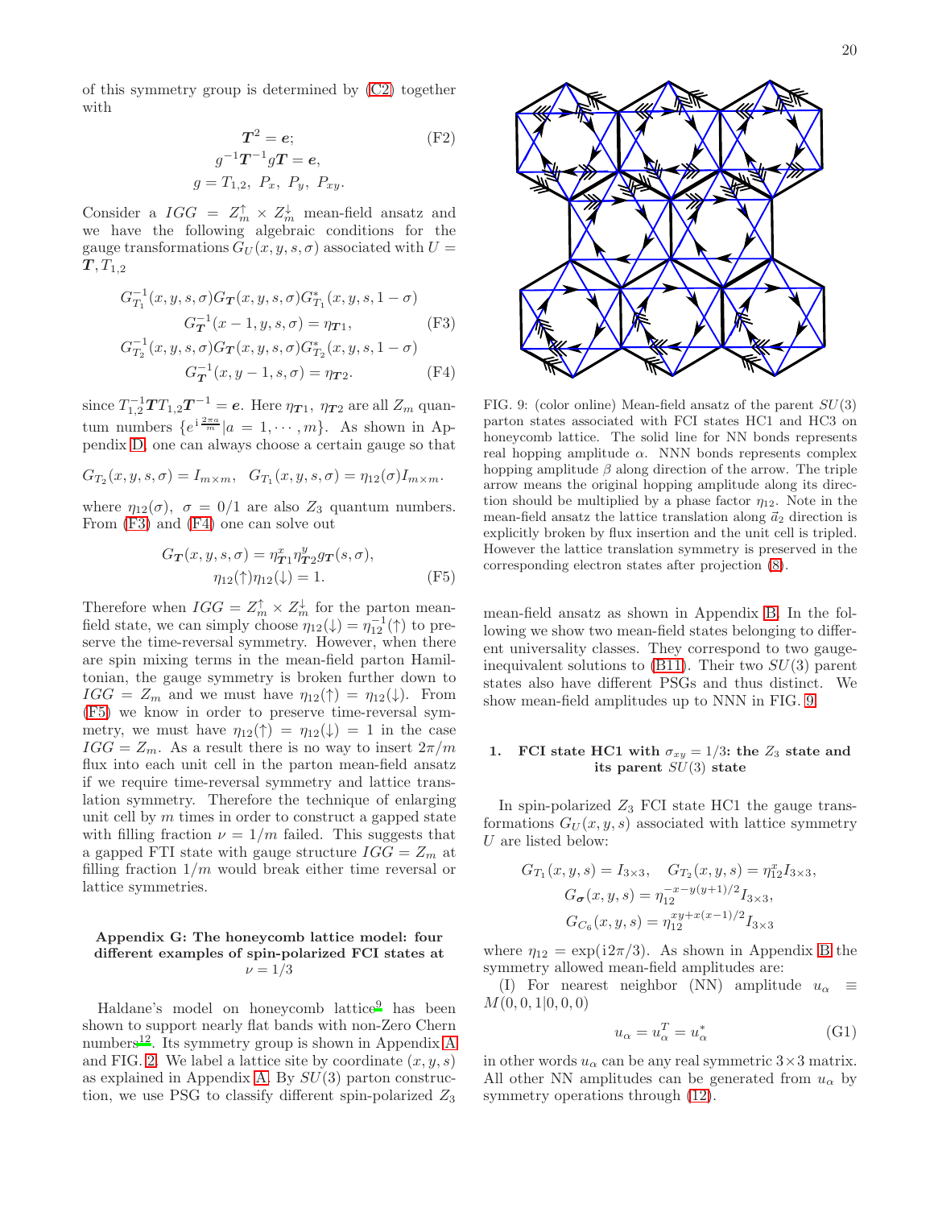of this symmetry group is determined by (C2) together with

$$
\begin{aligned}
&\boldsymbol{T}^2 = \boldsymbol{e}; \\
&g^{-1}\boldsymbol{T}^{-1}g\boldsymbol{T} = \boldsymbol{e}, \\
&g = T_{1,2},\ P_x,\ P_y,\ P_{xy}.
\end{aligned} \tag{F2}
$$

Consider a $IGG = Z_m^{\uparrow} \times Z_m^{\downarrow}$ mean-field ansatz and we have the following algebraic conditions for the gauge transformations $G_U(x, y, s, \sigma)$ associated with $U = \boldsymbol{T}, T_{1,2}$

$$
G_{T_1}^{-1}(x, y, s, \sigma)G_{\boldsymbol{T}}(x, y, s, \sigma)G_{T_1}^*(x, y, s, 1-\sigma) \\
G_{\boldsymbol{T}}^{-1}(x-1, y, s, \sigma) = \eta_{\boldsymbol{T}1}, \tag{F3}
$$

$$
G_{T_2}^{-1}(x, y, s, \sigma)G_{\boldsymbol{T}}(x, y, s, \sigma)G_{T_2}^*(x, y, s, 1-\sigma) \\
G_{\boldsymbol{T}}^{-1}(x, y-1, s, \sigma) = \eta_{\boldsymbol{T}2}. \tag{F4}
$$

since $T_{1,2}^{-1}\boldsymbol{T}T_{1,2}\boldsymbol{T}^{-1} = \boldsymbol{e}$. Here $\eta_{\boldsymbol{T}1}$, $\eta_{\boldsymbol{T}2}$ are all $Z_m$ quantum numbers $\{e^{\mathrm{i}\frac{2\pi a}{m}}|a = 1, \cdots, m\}$. As shown in Appendix D, one can always choose a certain gauge so that

$$
G_{T_2}(x, y, s, \sigma) = I_{m\times m}, \quad G_{T_1}(x, y, s, \sigma) = \eta_{12}(\sigma)I_{m\times m}.
$$

where $\eta_{12}(\sigma)$, $\sigma = 0/1$ are also $Z_3$ quantum numbers. From (F3) and (F4) one can solve out

$$
G_{\boldsymbol{T}}(x, y, s, \sigma) = \eta_{\boldsymbol{T}1}^x \eta_{\boldsymbol{T}2}^y g_{\boldsymbol{T}}(s, \sigma), \\
\eta_{12}(\uparrow)\eta_{12}(\downarrow) = 1. \tag{F5}
$$

Therefore when $IGG = Z_m^{\uparrow} \times Z_m^{\downarrow}$ for the parton mean-field state, we can simply choose $\eta_{12}(\downarrow) = \eta_{12}^{-1}(\uparrow)$ to preserve the time-reversal symmetry. However, when there are spin mixing terms in the mean-field parton Hamiltonian, the gauge symmetry is broken further down to $IGG = Z_m$ and we must have $\eta_{12}(\uparrow) = \eta_{12}(\downarrow)$. From (F5) we know in order to preserve time-reversal symmetry, we must have $\eta_{12}(\uparrow) = \eta_{12}(\downarrow) = 1$ in the case $IGG = Z_m$. As a result there is no way to insert $2\pi/m$ flux into each unit cell in the parton mean-field ansatz if we require time-reversal symmetry and lattice translation symmetry. Therefore the technique of enlarging unit cell by $m$ times in order to construct a gapped state with filling fraction $\nu = 1/m$ failed. This suggests that a gapped FTI state with gauge structure $IGG = Z_m$ at filling fraction $1/m$ would break either time reversal or lattice symmetries.

## Appendix G: The honeycomb lattice model: four different examples of spin-polarized FCI states at $\nu = 1/3$

Haldane's model on honeycomb lattice[9] has been shown to support nearly flat bands with non-Zero Chern numbers[12]. Its symmetry group is shown in Appendix A and FIG. 2. We label a lattice site by coordinate $(x, y, s)$ as explained in Appendix A. By $SU(3)$ parton construction, we use PSG to classify different spin-polarized $Z_3$ mean-field ansatz as shown in Appendix B. In the following we show two mean-field states belonging to different universality classes. They correspond to two gauge-inequivalent solutions to (B11). Their two $SU(3)$ parent states also have different PSGs and thus distinct. We show mean-field amplitudes up to NNN in FIG. 9.

FIG. 9: (color online) Mean-field ansatz of the parent $SU(3)$ parton states associated with FCI states HC1 and HC3 on honeycomb lattice. The solid line for NN bonds represents real hopping amplitude $\alpha$. NNN bonds represents complex hopping amplitude $\beta$ along direction of the arrow. The triple arrow means the original hopping amplitude along its direction should be multiplied by a phase factor $\eta_{12}$. Note in the mean-field ansatz the lattice translation along $\vec{a}_2$ direction is explicitly broken by flux insertion and the unit cell is tripled. However the lattice translation symmetry is preserved in the corresponding electron states after projection (8).

### 1. FCI state HC1 with $\sigma_{xy} = 1/3$: the $Z_3$ state and its parent $SU(3)$ state

In spin-polarized $Z_3$ FCI state HC1 the gauge transformations $G_U(x, y, s)$ associated with lattice symmetry $U$ are listed below:

$$
\begin{aligned}
G_{T_1}(x, y, s) = I_{3\times 3}, \quad G_{T_2}(x, y, s) = \eta_{12}^x I_{3\times 3}, \\
G_{\boldsymbol{\sigma}}(x, y, s) = \eta_{12}^{-x-y(y+1)/2} I_{3\times 3}, \\
G_{C_6}(x, y, s) = \eta_{12}^{xy+x(x-1)/2} I_{3\times 3}
\end{aligned}
$$

where $\eta_{12} = \exp(\mathrm{i}2\pi/3)$. As shown in Appendix B the symmetry allowed mean-field amplitudes are:

(I) For nearest neighbor (NN) amplitude $u_\alpha \equiv M(0, 0, 1|0, 0, 0)$

$$
u_\alpha = u_\alpha^T = u_\alpha^* \tag{G1}
$$

in other words $u_\alpha$ can be any real symmetric $3\times 3$ matrix. All other NN amplitudes can be generated from $u_\alpha$ by symmetry operations through (12).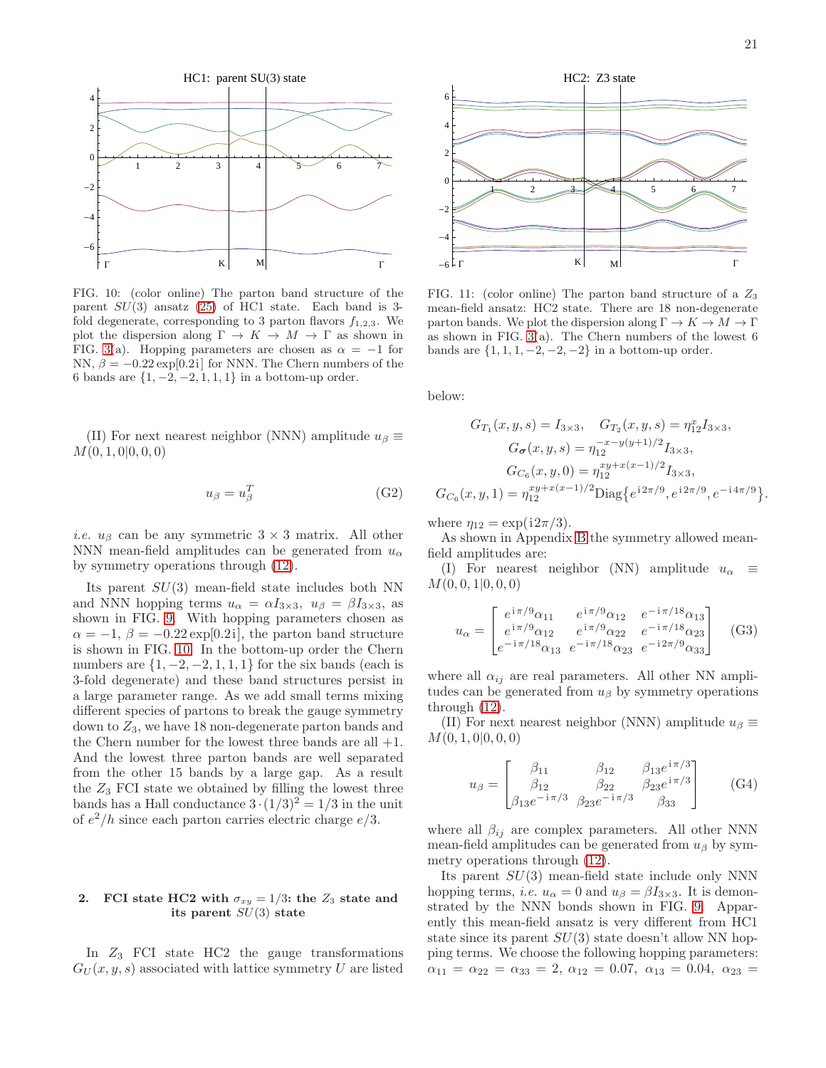FIG. 10: (color online) The parton band structure of the parent $SU(3)$ ansatz (25) of HC1 state. Each band is 3-fold degenerate, corresponding to 3 parton flavors $f_{1,2,3}$. We plot the dispersion along $\Gamma \to K \to M \to \Gamma$ as shown in FIG. 3(a). Hopping parameters are chosen as $\alpha = -1$ for NN, $\beta = -0.22\exp[0.2\mathrm{i}]$ for NNN. The Chern numbers of the 6 bands are $\{1, -2, -2, 1, 1, 1\}$ in a bottom-up order.

FIG. 11: (color online) The parton band structure of a $Z_3$ mean-field ansatz: HC2 state. There are 18 non-degenerate parton bands. We plot the dispersion along $\Gamma \to K \to M \to \Gamma$ as shown in FIG. 3(a). The Chern numbers of the lowest 6 bands are $\{1, 1, 1, -2, -2, -2\}$ in a bottom-up order.

(II) For next nearest neighbor (NNN) amplitude $u_\beta \equiv M(0,1,0|0,0,0)$

$$u_\beta = u_\beta^T \tag{G2}$$

*i.e.* $u_\beta$ can be any symmetric $3\times 3$ matrix. All other NNN mean-field amplitudes can be generated from $u_\alpha$ by symmetry operations through (12).

Its parent $SU(3)$ mean-field state includes both NN and NNN hopping terms $u_\alpha = \alpha I_{3\times3}$, $u_\beta = \beta I_{3\times3}$, as shown in FIG. 9. With hopping parameters chosen as $\alpha = -1$, $\beta = -0.22\exp[0.2\mathrm{i}]$, the parton band structure is shown in FIG. 10. In the bottom-up order the Chern numbers are $\{1, -2, -2, 1, 1, 1\}$ for the six bands (each is 3-fold degenerate) and these band structures persist in a large parameter range. As we add small terms mixing different species of partons to break the gauge symmetry down to $Z_3$, we have 18 non-degenerate parton bands and the Chern number for the lowest three bands are all $+1$. And the lowest three parton bands are well separated from the other 15 bands by a large gap. As a result the $Z_3$ FCI state we obtained by filling the lowest three bands has a Hall conductance $3\cdot(1/3)^2 = 1/3$ in the unit of $e^2/h$ since each parton carries electric charge $e/3$.

### 2. FCI state HC2 with $\sigma_{xy} = 1/3$: the $Z_3$ state and its parent $SU(3)$ state

In $Z_3$ FCI state HC2 the gauge transformations $G_U(x,y,s)$ associated with lattice symmetry $U$ are listed below:

$$G_{T_1}(x,y,s) = I_{3\times3}, \quad G_{T_2}(x,y,s) = \eta_{12}^x I_{3\times3},$$
$$G_{\boldsymbol{\sigma}}(x,y,s) = \eta_{12}^{-x-y(y+1)/2} I_{3\times3},$$
$$G_{C_6}(x,y,0) = \eta_{12}^{xy+x(x-1)/2} I_{3\times3},$$
$$G_{C_6}(x,y,1) = \eta_{12}^{xy+x(x-1)/2}\mathrm{Diag}\{e^{\mathrm{i}2\pi/9}, e^{\mathrm{i}2\pi/9}, e^{-\mathrm{i}4\pi/9}\}.$$

where $\eta_{12} = \exp(\mathrm{i}2\pi/3)$.

As shown in Appendix B the symmetry allowed mean-field amplitudes are:

(I) For nearest neighbor (NN) amplitude $u_\alpha \equiv M(0,0,1|0,0,0)$

$$u_\alpha = \begin{bmatrix} e^{\mathrm{i}\pi/9}\alpha_{11} & e^{\mathrm{i}\pi/9}\alpha_{12} & e^{-\mathrm{i}\pi/18}\alpha_{13} \\ e^{\mathrm{i}\pi/9}\alpha_{12} & e^{\mathrm{i}\pi/9}\alpha_{22} & e^{-\mathrm{i}\pi/18}\alpha_{23} \\ e^{-\mathrm{i}\pi/18}\alpha_{13} & e^{-\mathrm{i}\pi/18}\alpha_{23} & e^{-\mathrm{i}2\pi/9}\alpha_{33} \end{bmatrix} \tag{G3}$$

where all $\alpha_{ij}$ are real parameters. All other NN amplitudes can be generated from $u_\beta$ by symmetry operations through (12).

(II) For next nearest neighbor (NNN) amplitude $u_\beta \equiv M(0,1,0|0,0,0)$

$$u_\beta = \begin{bmatrix} \beta_{11} & \beta_{12} & \beta_{13}e^{\mathrm{i}\pi/3} \\ \beta_{12} & \beta_{22} & \beta_{23}e^{\mathrm{i}\pi/3} \\ \beta_{13}e^{-\mathrm{i}\pi/3} & \beta_{23}e^{-\mathrm{i}\pi/3} & \beta_{33} \end{bmatrix} \tag{G4}$$

where all $\beta_{ij}$ are complex parameters. All other NNN mean-field amplitudes can be generated from $u_\beta$ by symmetry operations through (12).

Its parent $SU(3)$ mean-field state include only NNN hopping terms, *i.e.* $u_\alpha = 0$ and $u_\beta = \beta I_{3\times3}$. It is demonstrated by the NNN bonds shown in FIG. 9. Apparently this mean-field ansatz is very different from HC1 state since its parent $SU(3)$ state doesn't allow NN hopping terms. We choose the following hopping parameters: $\alpha_{11} = \alpha_{22} = \alpha_{33} = 2$, $\alpha_{12} = 0.07$, $\alpha_{13} = 0.04$, $\alpha_{23} =$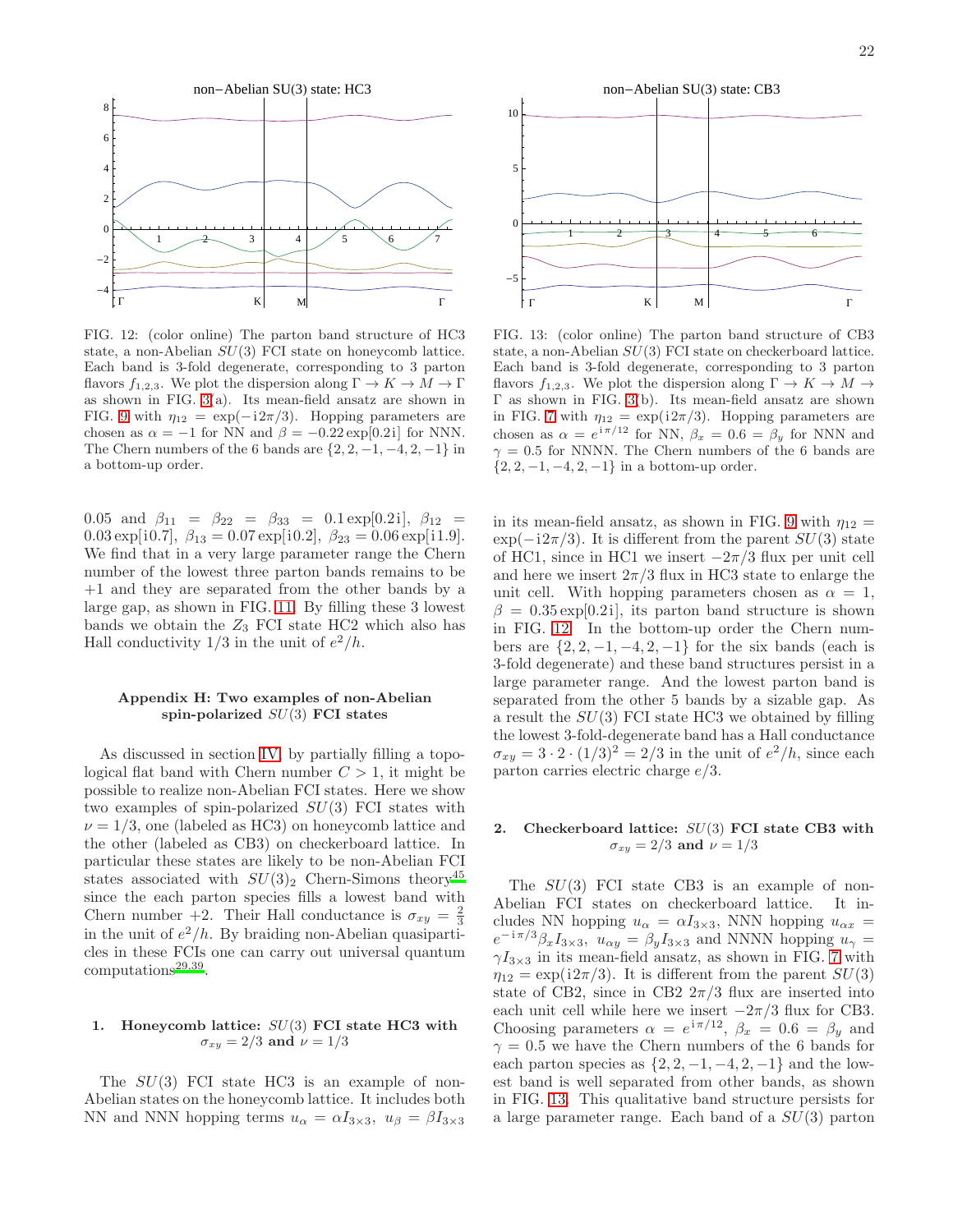FIG. 12: (color online) The parton band structure of HC3 state, a non-Abelian $SU(3)$ FCI state on honeycomb lattice. Each band is 3-fold degenerate, corresponding to 3 parton flavors $f_{1,2,3}$. We plot the dispersion along $\Gamma \to K \to M \to \Gamma$ as shown in FIG. 3(a). Its mean-field ansatz are shown in FIG. 9 with $\eta_{12} = \exp(-\mathrm{i}2\pi/3)$. Hopping parameters are chosen as $\alpha = -1$ for NN and $\beta = -0.22\exp[0.2\mathrm{i}]$ for NNN. The Chern numbers of the 6 bands are $\{2, 2, -1, -4, 2, -1\}$ in a bottom-up order.

FIG. 13: (color online) The parton band structure of CB3 state, a non-Abelian $SU(3)$ FCI state on checkerboard lattice. Each band is 3-fold degenerate, corresponding to 3 parton flavors $f_{1,2,3}$. We plot the dispersion along $\Gamma \to K \to M \to \Gamma$ as shown in FIG. 3(b). Its mean-field ansatz are shown in FIG. 7 with $\eta_{12} = \exp(\mathrm{i}2\pi/3)$. Hopping parameters are chosen as $\alpha = e^{\mathrm{i}\pi/12}$ for NN, $\beta_x = 0.6 = \beta_y$ for NNN and $\gamma = 0.5$ for NNNN. The Chern numbers of the 6 bands are $\{2, 2, -1, -4, 2, -1\}$ in a bottom-up order.

0.05 and $\beta_{11} = \beta_{22} = \beta_{33} = 0.1\exp[0.2\mathrm{i}]$, $\beta_{12} = 0.03\exp[\mathrm{i}0.7]$, $\beta_{13} = 0.07\exp[\mathrm{i}0.2]$, $\beta_{23} = 0.06\exp[\mathrm{i}1.9]$. We find that in a very large parameter range the Chern number of the lowest three parton bands remains to be $+1$ and they are separated from the other bands by a large gap, as shown in FIG. 11. By filling these 3 lowest bands we obtain the $Z_3$ FCI state HC2 which also has Hall conductivity 1/3 in the unit of $e^2/h$.

## Appendix H: Two examples of non-Abelian spin-polarized $SU(3)$ FCI states

As discussed in section IV, by partially filling a topological flat band with Chern number $C > 1$, it might be possible to realize non-Abelian FCI states. Here we show two examples of spin-polarized $SU(3)$ FCI states with $\nu = 1/3$, one (labeled as HC3) on honeycomb lattice and the other (labeled as CB3) on checkerboard lattice. In particular these states are likely to be non-Abelian FCI states associated with $SU(3)_2$ Chern-Simons theory[45] since the each parton species fills a lowest band with Chern number $+2$. Their Hall conductance is $\sigma_{xy} = \frac{2}{3}$ in the unit of $e^2/h$. By braiding non-Abelian quasiparticles in these FCIs one can carry out universal quantum computations[29,39].

### 1. Honeycomb lattice: $SU(3)$ FCI state HC3 with $\sigma_{xy} = 2/3$ and $\nu = 1/3$

The $SU(3)$ FCI state HC3 is an example of non-Abelian states on the honeycomb lattice. It includes both NN and NNN hopping terms $u_\alpha = \alpha I_{3\times3}$, $u_\beta = \beta I_{3\times3}$ in its mean-field ansatz, as shown in FIG. 9 with $\eta_{12} = \exp(-\mathrm{i}2\pi/3)$. It is different from the parent $SU(3)$ state of HC1, since in HC1 we insert $-2\pi/3$ flux per unit cell and here we insert $2\pi/3$ flux in HC3 state to enlarge the unit cell. With hopping parameters chosen as $\alpha = 1$, $\beta = 0.35\exp[0.2\mathrm{i}]$, its parton band structure is shown in FIG. 12. In the bottom-up order the Chern numbers are $\{2, 2, -1, -4, 2, -1\}$ for the six bands (each is 3-fold degenerate) and these band structures persist in a large parameter range. And the lowest parton band is separated from the other 5 bands by a sizable gap. As a result the $SU(3)$ FCI state HC3 we obtained by filling the lowest 3-fold-degenerate band has a Hall conductance $\sigma_{xy} = 3 \cdot 2 \cdot (1/3)^2 = 2/3$ in the unit of $e^2/h$, since each parton carries electric charge $e/3$.

### 2. Checkerboard lattice: $SU(3)$ FCI state CB3 with $\sigma_{xy} = 2/3$ and $\nu = 1/3$

The $SU(3)$ FCI state CB3 is an example of non-Abelian FCI states on checkerboard lattice. It includes NN hopping $u_\alpha = \alpha I_{3\times3}$, NNN hopping $u_{\alpha x} = e^{-\mathrm{i}\pi/3}\beta_x I_{3\times3}$, $u_{\alpha y} = \beta_y I_{3\times3}$ and NNNN hopping $u_\gamma = \gamma I_{3\times3}$ in its mean-field ansatz, as shown in FIG. 7 with $\eta_{12} = \exp(\mathrm{i}2\pi/3)$. It is different from the parent $SU(3)$ state of CB2, since in CB2 $2\pi/3$ flux are inserted into each unit cell while here we insert $-2\pi/3$ flux for CB3. Choosing parameters $\alpha = e^{\mathrm{i}\pi/12}$, $\beta_x = 0.6 = \beta_y$ and $\gamma = 0.5$ we have the Chern numbers of the 6 bands for each parton species as $\{2, 2, -1, -4, 2, -1\}$ and the lowest band is well separated from other bands, as shown in FIG. 13. This qualitative band structure persists for a large parameter range. Each band of a $SU(3)$ parton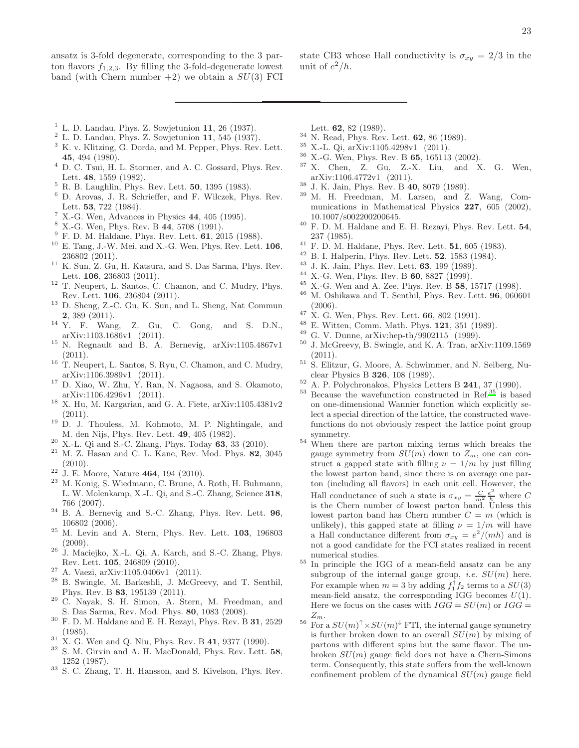ansatz is 3-fold degenerate, corresponding to the 3 parton flavors $f_{1,2,3}$. By filling the 3-fold-degenerate lowest band (with Chern number +2) we obtain a $SU(3)$ FCI state CB3 whose Hall conductivity is $\sigma_{xy} = 2/3$ in the unit of $e^2/h$.

---

[1] L. D. Landau, Phys. Z. Sowjetunion **11**, 26 (1937).
[2] L. D. Landau, Phys. Z. Sowjetunion **11**, 545 (1937).
[3] K. v. Klitzing, G. Dorda, and M. Pepper, Phys. Rev. Lett. **45**, 494 (1980).
[4] D. C. Tsui, H. L. Stormer, and A. C. Gossard, Phys. Rev. Lett. **48**, 1559 (1982).
[5] R. B. Laughlin, Phys. Rev. Lett. **50**, 1395 (1983).
[6] D. Arovas, J. R. Schrieffer, and F. Wilczek, Phys. Rev. Lett. **53**, 722 (1984).
[7] X.-G. Wen, Advances in Physics **44**, 405 (1995).
[8] X.-G. Wen, Phys. Rev. B **44**, 5708 (1991).
[9] F. D. M. Haldane, Phys. Rev. Lett. **61**, 2015 (1988).
[10] E. Tang, J.-W. Mei, and X.-G. Wen, Phys. Rev. Lett. **106**, 236802 (2011).
[11] K. Sun, Z. Gu, H. Katsura, and S. Das Sarma, Phys. Rev. Lett. **106**, 236803 (2011).
[12] T. Neupert, L. Santos, C. Chamon, and C. Mudry, Phys. Rev. Lett. **106**, 236804 (2011).
[13] D. Sheng, Z.-C. Gu, K. Sun, and L. Sheng, Nat Commun **2**, 389 (2011).
[14] Y. F. Wang, Z. Gu, C. Gong, and S. D.N., arXiv:1103.1686v1 (2011).
[15] N. Regnault and B. A. Bernevig, arXiv:1105.4867v1 (2011).
[16] T. Neupert, L. Santos, S. Ryu, C. Chamon, and C. Mudry, arXiv:1106.3989v1 (2011).
[17] D. Xiao, W. Zhu, Y. Ran, N. Nagaosa, and S. Okamoto, arXiv:1106.4296v1 (2011).
[18] X. Hu, M. Kargarian, and G. A. Fiete, arXiv:1105.4381v2 (2011).
[19] D. J. Thouless, M. Kohmoto, M. P. Nightingale, and M. den Nijs, Phys. Rev. Lett. **49**, 405 (1982).
[20] X.-L. Qi and S.-C. Zhang, Phys. Today **63**, 33 (2010).
[21] M. Z. Hasan and C. L. Kane, Rev. Mod. Phys. **82**, 3045 (2010).
[22] J. E. Moore, Nature **464**, 194 (2010).
[23] M. Konig, S. Wiedmann, C. Brune, A. Roth, H. Buhmann, L. W. Molenkamp, X.-L. Qi, and S.-C. Zhang, Science **318**, 766 (2007).
[24] B. A. Bernevig and S.-C. Zhang, Phys. Rev. Lett. **96**, 106802 (2006).
[25] M. Levin and A. Stern, Phys. Rev. Lett. **103**, 196803 (2009).
[26] J. Maciejko, X.-L. Qi, A. Karch, and S.-C. Zhang, Phys. Rev. Lett. **105**, 246809 (2010).
[27] A. Vaezi, arXiv:1105.0406v1 (2011).
[28] B. Swingle, M. Barkeshli, J. McGreevy, and T. Senthil, Phys. Rev. B **83**, 195139 (2011).
[29] C. Nayak, S. H. Simon, A. Stern, M. Freedman, and S. Das Sarma, Rev. Mod. Phys. **80**, 1083 (2008).
[30] F. D. M. Haldane and E. H. Rezayi, Phys. Rev. B **31**, 2529 (1985).
[31] X. G. Wen and Q. Niu, Phys. Rev. B **41**, 9377 (1990).
[32] S. M. Girvin and A. H. MacDonald, Phys. Rev. Lett. **58**, 1252 (1987).
[33] S. C. Zhang, T. H. Hansson, and S. Kivelson, Phys. Rev. Lett. **62**, 82 (1989).
[34] N. Read, Phys. Rev. Lett. **62**, 86 (1989).
[35] X.-L. Qi, arXiv:1105.4298v1 (2011).
[36] X.-G. Wen, Phys. Rev. B **65**, 165113 (2002).
[37] X. Chen, Z. Gu, Z.-X. Liu, and X. G. Wen, arXiv:1106.4772v1 (2011).
[38] J. K. Jain, Phys. Rev. B **40**, 8079 (1989).
[39] M. H. Freedman, M. Larsen, and Z. Wang, Communications in Mathematical Physics **227**, 605 (2002), 10.1007/s002200200645.
[40] F. D. M. Haldane and E. H. Rezayi, Phys. Rev. Lett. **54**, 237 (1985).
[41] F. D. M. Haldane, Phys. Rev. Lett. **51**, 605 (1983).
[42] B. I. Halperin, Phys. Rev. Lett. **52**, 1583 (1984).
[43] J. K. Jain, Phys. Rev. Lett. **63**, 199 (1989).
[44] X.-G. Wen, Phys. Rev. B **60**, 8827 (1999).
[45] X.-G. Wen and A. Zee, Phys. Rev. B **58**, 15717 (1998).
[46] M. Oshikawa and T. Senthil, Phys. Rev. Lett. **96**, 060601 (2006).
[47] X. G. Wen, Phys. Rev. Lett. **66**, 802 (1991).
[48] E. Witten, Comm. Math. Phys. **121**, 351 (1989).
[49] G. V. Dunne, arXiv:hep-th/9902115 (1999).
[50] J. McGreevy, B. Swingle, and K. A. Tran, arXiv:1109.1569 (2011).
[51] S. Elitzur, G. Moore, A. Schwimmer, and N. Seiberg, Nuclear Physics B **326**, 108 (1989).
[52] A. P. Polychronakos, Physics Letters B **241**, 37 (1990).
[53] Because the wavefunction constructed in Ref.[35] is based on one-dimensional Wannier function which explicitly select a special direction of the lattice, the constructed wavefunctions do not obviously respect the lattice point group symmetry.
[54] When there are parton mixing terms which breaks the gauge symmetry from $SU(m)$ down to $Z_m$, one can construct a gapped state with filling $\nu = 1/m$ by just filling the lowest parton band, since there is on average one parton (including all flavors) in each unit cell. However, the Hall conductance of such a state is $\sigma_{xy} = \frac{C}{m^2}\frac{e^2}{h}$ where $C$ is the Chern number of lowest parton band. Unless this lowest parton band has Chern number $C = m$ (which is unlikely), this gapped state at filling $\nu = 1/m$ will have a Hall conductance different from $\sigma_{xy} = e^2/(mh)$ and is not a good candidate for the FCI states realized in recent numerical studies.
[55] In principle the IGG of a mean-field ansatz can be any subgroup of the internal gauge group, *i.e.* $SU(m)$ here. For example when $m = 3$ by adding $f_1^\dagger f_2$ terms to a $SU(3)$ mean-field ansatz, the corresponding IGG becomes $U(1)$. Here we focus on the cases with $IGG = SU(m)$ or $IGG = Z_m$.
[56] For a $SU(m)^\uparrow \times SU(m)^\downarrow$ FTI, the internal gauge symmetry is further broken down to an overall $SU(m)$ by mixing of partons with different spins but the same flavor. The unbroken $SU(m)$ gauge field does not have a Chern-Simons term. Consequently, this state suffers from the well-known confinement problem of the dynamical $SU(m)$ gauge field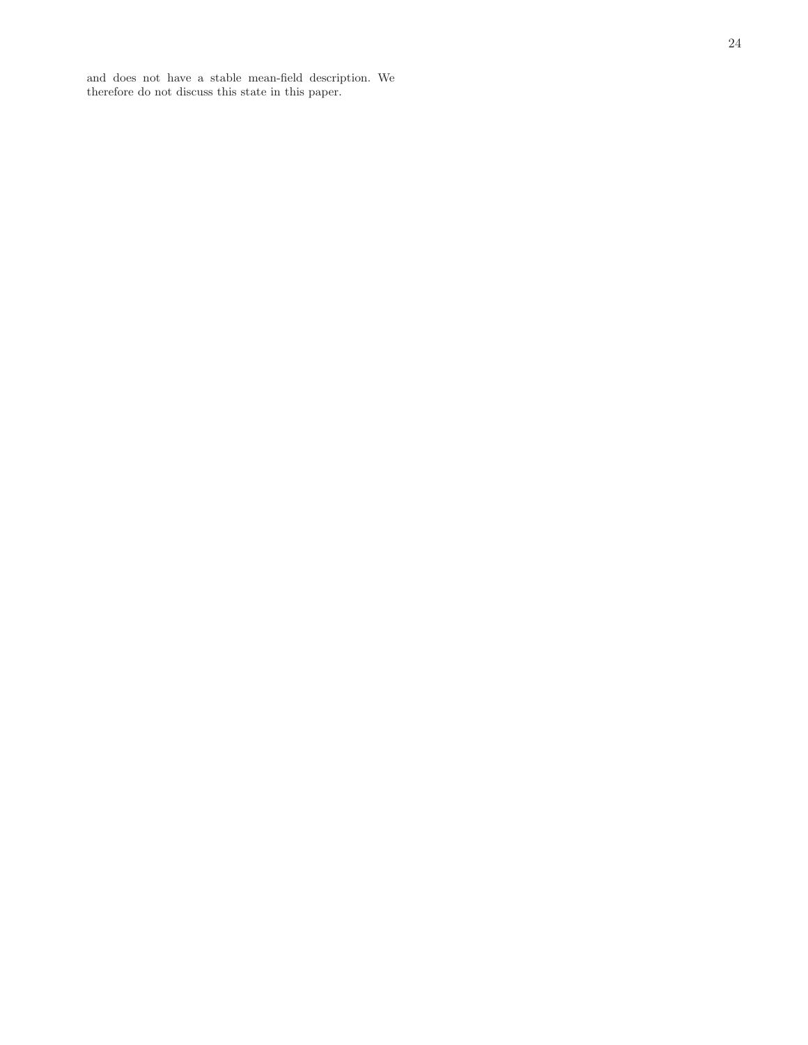and does not have a stable mean-field description. We therefore do not discuss this state in this paper.